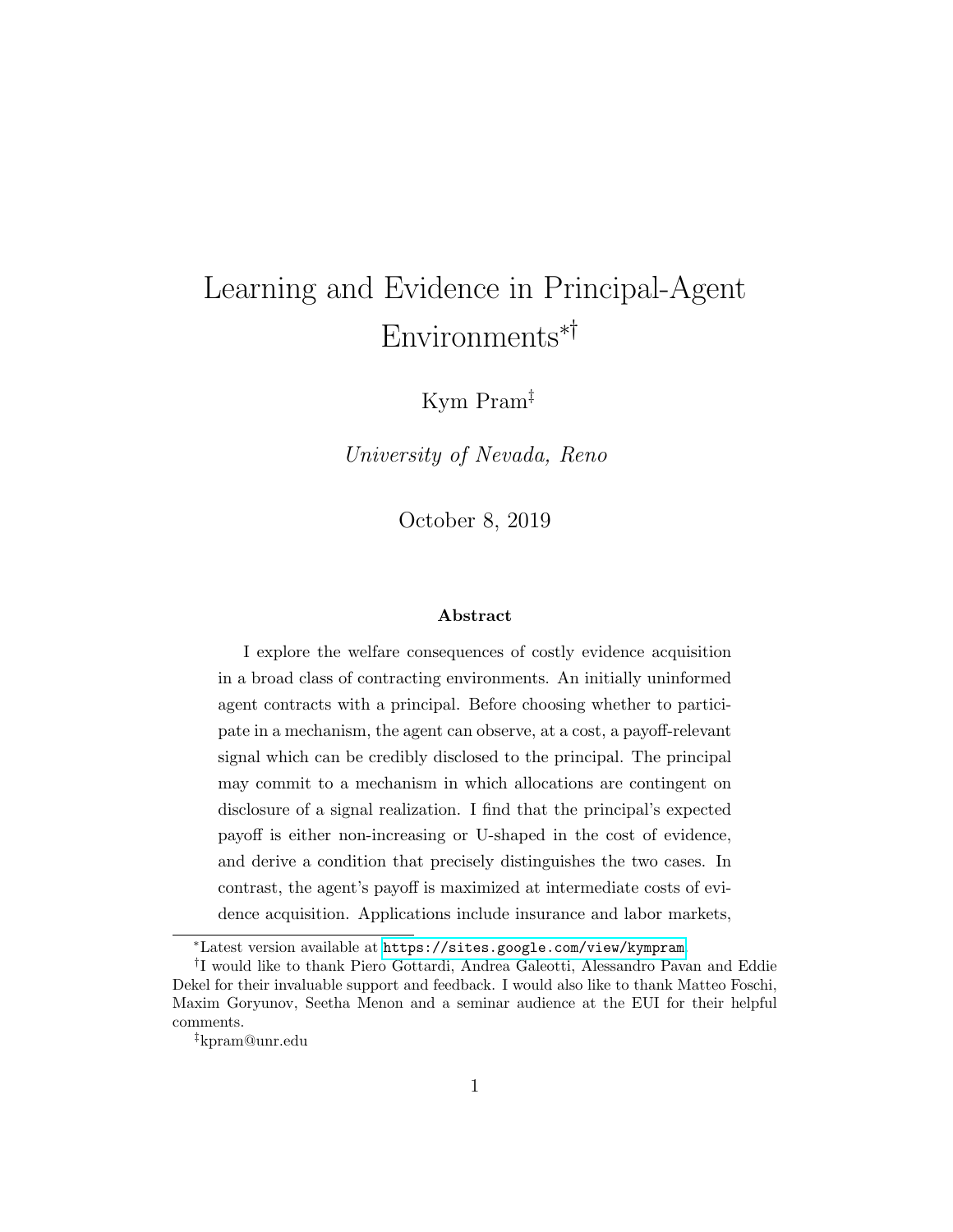# Learning and Evidence in Principal-Agent Environments[*][†]

Kym Pram[‡]

*University of Nevada, Reno*

October 8, 2019

### Abstract

I explore the welfare consequences of costly evidence acquisition in a broad class of contracting environments. An initially uninformed agent contracts with a principal. Before choosing whether to participate in a mechanism, the agent can observe, at a cost, a payoff-relevant signal which can be credibly disclosed to the principal. The principal may commit to a mechanism in which allocations are contingent on disclosure of a signal realization. I find that the principal's expected payoff is either non-increasing or U-shaped in the cost of evidence, and derive a condition that precisely distinguishes the two cases. In contrast, the agent's payoff is maximized at intermediate costs of evidence acquisition. Applications include insurance and labor markets,

---

[*] Latest version available at https://sites.google.com/view/kympram.

[†] I would like to thank Piero Gottardi, Andrea Galeotti, Alessandro Pavan and Eddie Dekel for their invaluable support and feedback. I would also like to thank Matteo Foschi, Maxim Goryunov, Seetha Menon and a seminar audience at the EUI for their helpful comments.

[‡] kpram@unr.edu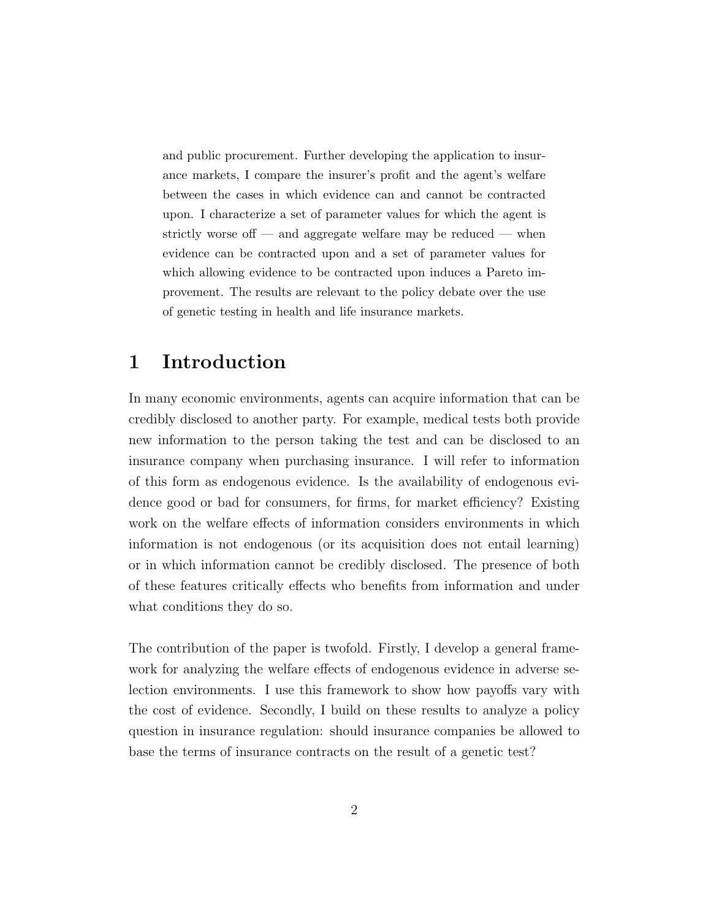and public procurement. Further developing the application to insurance markets, I compare the insurer's profit and the agent's welfare between the cases in which evidence can and cannot be contracted upon. I characterize a set of parameter values for which the agent is strictly worse off — and aggregate welfare may be reduced — when evidence can be contracted upon and a set of parameter values for which allowing evidence to be contracted upon induces a Pareto improvement. The results are relevant to the policy debate over the use of genetic testing in health and life insurance markets.

# 1 Introduction

In many economic environments, agents can acquire information that can be credibly disclosed to another party. For example, medical tests both provide new information to the person taking the test and can be disclosed to an insurance company when purchasing insurance. I will refer to information of this form as endogenous evidence. Is the availability of endogenous evidence good or bad for consumers, for firms, for market efficiency? Existing work on the welfare effects of information considers environments in which information is not endogenous (or its acquisition does not entail learning) or in which information cannot be credibly disclosed. The presence of both of these features critically effects who benefits from information and under what conditions they do so.

The contribution of the paper is twofold. Firstly, I develop a general framework for analyzing the welfare effects of endogenous evidence in adverse selection environments. I use this framework to show how payoffs vary with the cost of evidence. Secondly, I build on these results to analyze a policy question in insurance regulation: should insurance companies be allowed to base the terms of insurance contracts on the result of a genetic test?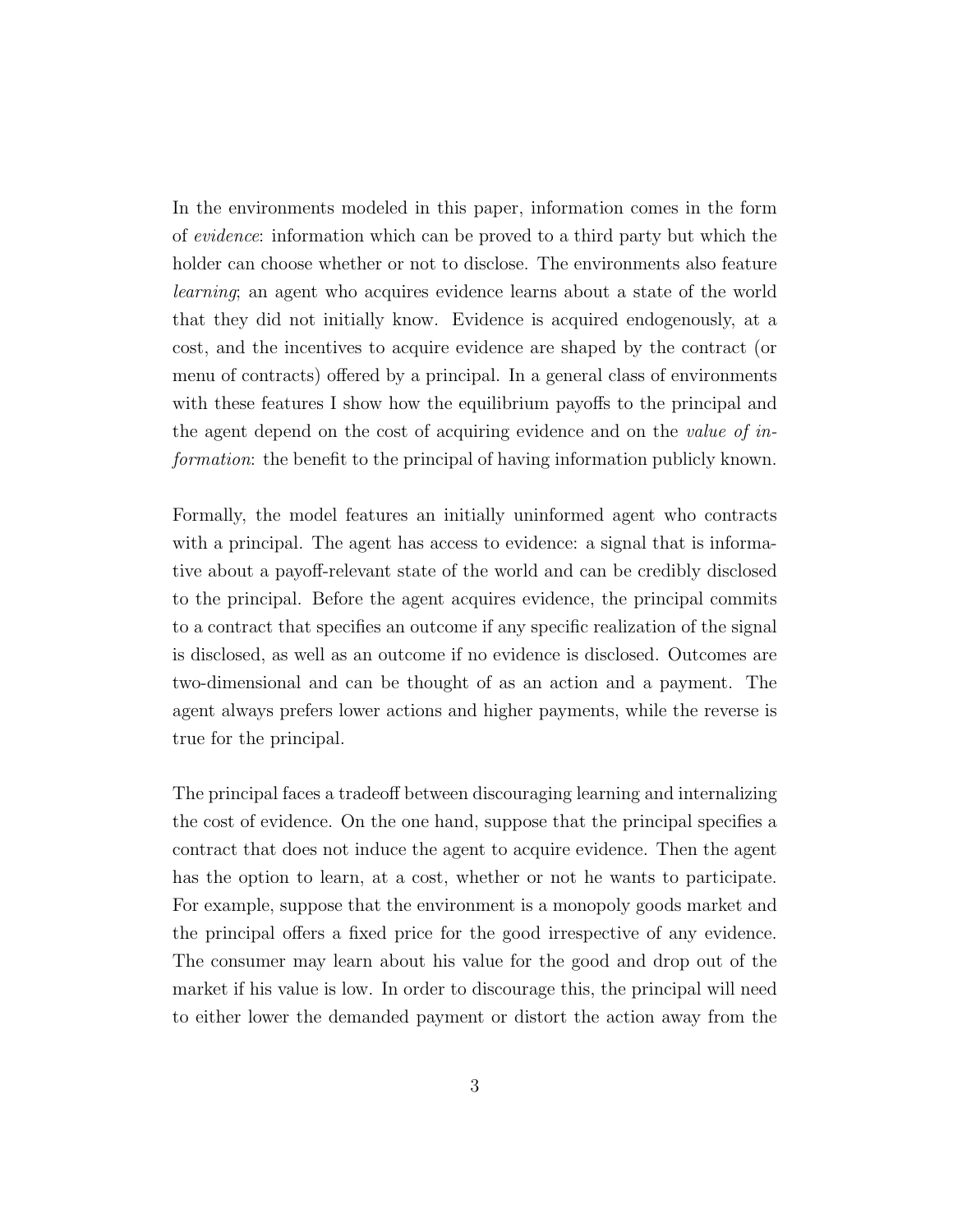In the environments modeled in this paper, information comes in the form of *evidence*: information which can be proved to a third party but which the holder can choose whether or not to disclose. The environments also feature *learning*; an agent who acquires evidence learns about a state of the world that they did not initially know. Evidence is acquired endogenously, at a cost, and the incentives to acquire evidence are shaped by the contract (or menu of contracts) offered by a principal. In a general class of environments with these features I show how the equilibrium payoffs to the principal and the agent depend on the cost of acquiring evidence and on the *value of information*: the benefit to the principal of having information publicly known.

Formally, the model features an initially uninformed agent who contracts with a principal. The agent has access to evidence: a signal that is informative about a payoff-relevant state of the world and can be credibly disclosed to the principal. Before the agent acquires evidence, the principal commits to a contract that specifies an outcome if any specific realization of the signal is disclosed, as well as an outcome if no evidence is disclosed. Outcomes are two-dimensional and can be thought of as an action and a payment. The agent always prefers lower actions and higher payments, while the reverse is true for the principal.

The principal faces a tradeoff between discouraging learning and internalizing the cost of evidence. On the one hand, suppose that the principal specifies a contract that does not induce the agent to acquire evidence. Then the agent has the option to learn, at a cost, whether or not he wants to participate. For example, suppose that the environment is a monopoly goods market and the principal offers a fixed price for the good irrespective of any evidence. The consumer may learn about his value for the good and drop out of the market if his value is low. In order to discourage this, the principal will need to either lower the demanded payment or distort the action away from the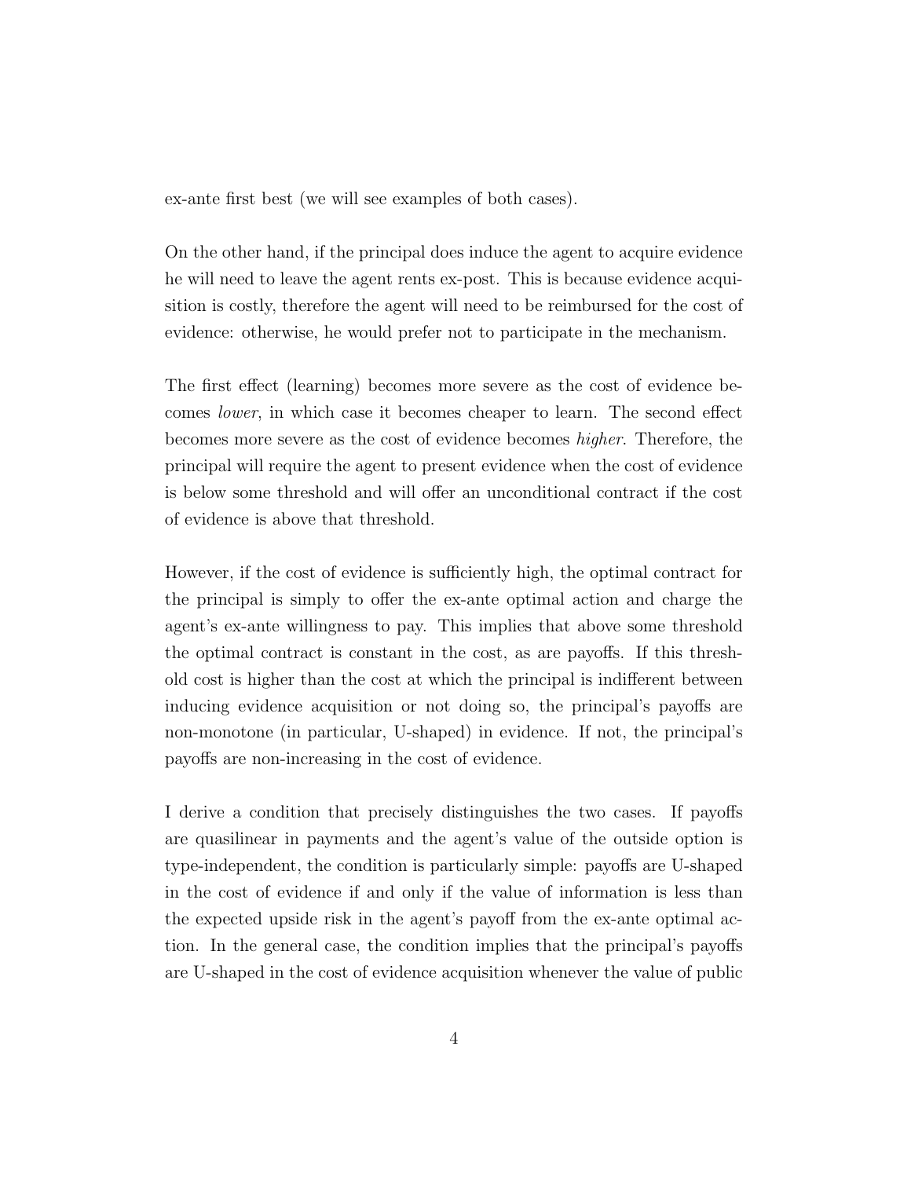ex-ante first best (we will see examples of both cases).

On the other hand, if the principal does induce the agent to acquire evidence he will need to leave the agent rents ex-post. This is because evidence acquisition is costly, therefore the agent will need to be reimbursed for the cost of evidence: otherwise, he would prefer not to participate in the mechanism.

The first effect (learning) becomes more severe as the cost of evidence becomes *lower*, in which case it becomes cheaper to learn. The second effect becomes more severe as the cost of evidence becomes *higher*. Therefore, the principal will require the agent to present evidence when the cost of evidence is below some threshold and will offer an unconditional contract if the cost of evidence is above that threshold.

However, if the cost of evidence is sufficiently high, the optimal contract for the principal is simply to offer the ex-ante optimal action and charge the agent's ex-ante willingness to pay. This implies that above some threshold the optimal contract is constant in the cost, as are payoffs. If this threshold cost is higher than the cost at which the principal is indifferent between inducing evidence acquisition or not doing so, the principal's payoffs are non-monotone (in particular, U-shaped) in evidence. If not, the principal's payoffs are non-increasing in the cost of evidence.

I derive a condition that precisely distinguishes the two cases. If payoffs are quasilinear in payments and the agent's value of the outside option is type-independent, the condition is particularly simple: payoffs are U-shaped in the cost of evidence if and only if the value of information is less than the expected upside risk in the agent's payoff from the ex-ante optimal action. In the general case, the condition implies that the principal's payoffs are U-shaped in the cost of evidence acquisition whenever the value of public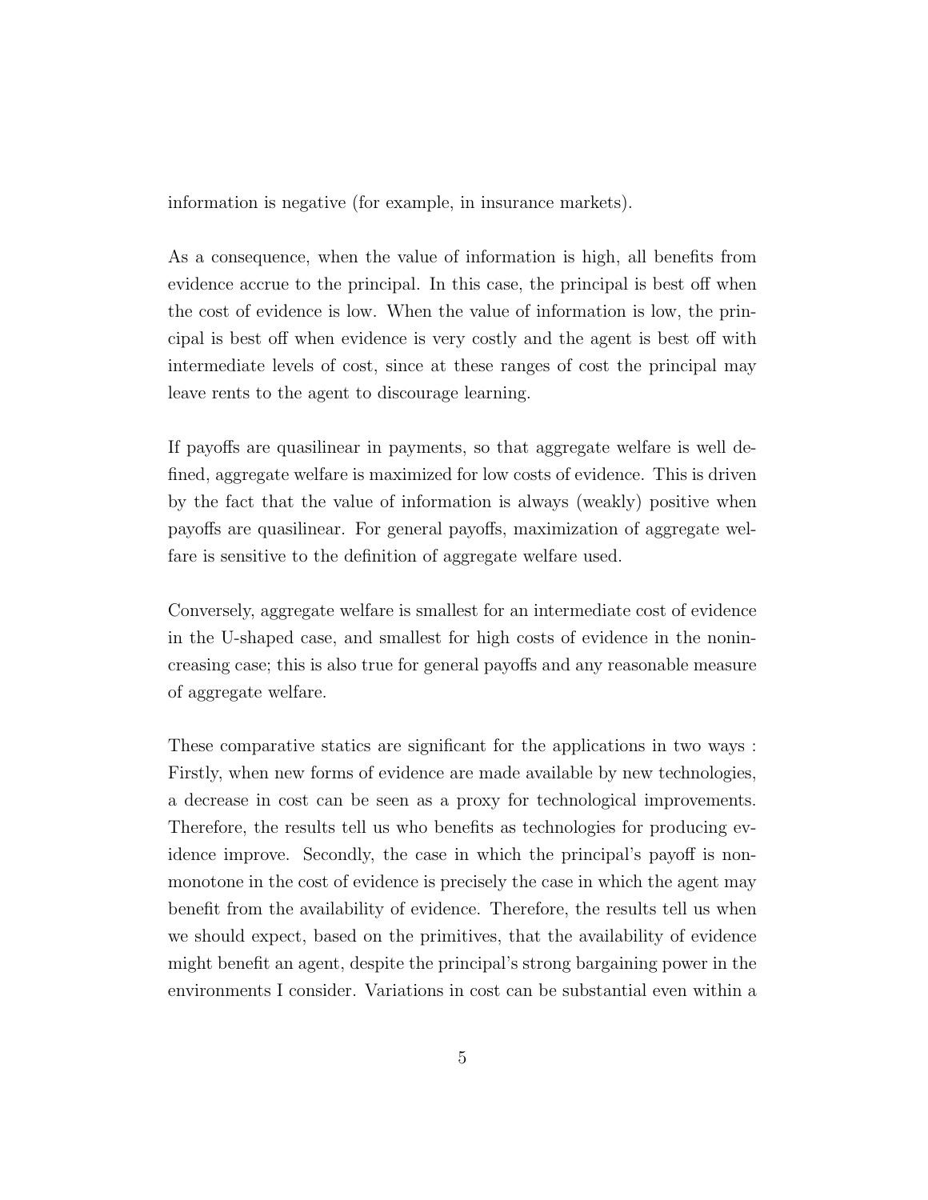information is negative (for example, in insurance markets).

As a consequence, when the value of information is high, all benefits from evidence accrue to the principal. In this case, the principal is best off when the cost of evidence is low. When the value of information is low, the principal is best off when evidence is very costly and the agent is best off with intermediate levels of cost, since at these ranges of cost the principal may leave rents to the agent to discourage learning.

If payoffs are quasilinear in payments, so that aggregate welfare is well defined, aggregate welfare is maximized for low costs of evidence. This is driven by the fact that the value of information is always (weakly) positive when payoffs are quasilinear. For general payoffs, maximization of aggregate welfare is sensitive to the definition of aggregate welfare used.

Conversely, aggregate welfare is smallest for an intermediate cost of evidence in the U-shaped case, and smallest for high costs of evidence in the nonincreasing case; this is also true for general payoffs and any reasonable measure of aggregate welfare.

These comparative statics are significant for the applications in two ways : Firstly, when new forms of evidence are made available by new technologies, a decrease in cost can be seen as a proxy for technological improvements. Therefore, the results tell us who benefits as technologies for producing evidence improve. Secondly, the case in which the principal's payoff is nonmonotone in the cost of evidence is precisely the case in which the agent may benefit from the availability of evidence. Therefore, the results tell us when we should expect, based on the primitives, that the availability of evidence might benefit an agent, despite the principal's strong bargaining power in the environments I consider. Variations in cost can be substantial even within a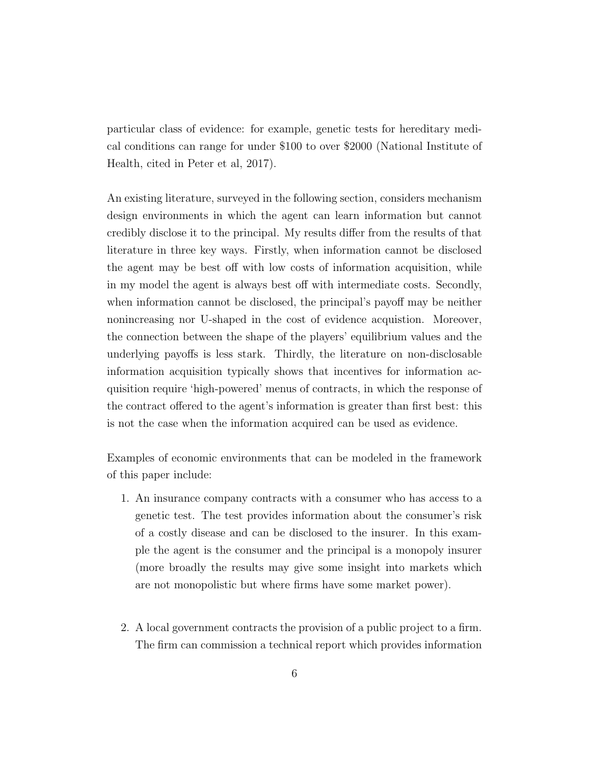particular class of evidence: for example, genetic tests for hereditary medical conditions can range for under $100 to over $2000 (National Institute of Health, cited in Peter et al, 2017).

An existing literature, surveyed in the following section, considers mechanism design environments in which the agent can learn information but cannot credibly disclose it to the principal. My results differ from the results of that literature in three key ways. Firstly, when information cannot be disclosed the agent may be best off with low costs of information acquisition, while in my model the agent is always best off with intermediate costs. Secondly, when information cannot be disclosed, the principal's payoff may be neither nonincreasing nor U-shaped in the cost of evidence acquistion. Moreover, the connection between the shape of the players' equilibrium values and the underlying payoffs is less stark. Thirdly, the literature on non-disclosable information acquisition typically shows that incentives for information acquisition require 'high-powered' menus of contracts, in which the response of the contract offered to the agent's information is greater than first best: this is not the case when the information acquired can be used as evidence.

Examples of economic environments that can be modeled in the framework of this paper include:

1. An insurance company contracts with a consumer who has access to a genetic test. The test provides information about the consumer's risk of a costly disease and can be disclosed to the insurer. In this example the agent is the consumer and the principal is a monopoly insurer (more broadly the results may give some insight into markets which are not monopolistic but where firms have some market power).

2. A local government contracts the provision of a public project to a firm. The firm can commission a technical report which provides information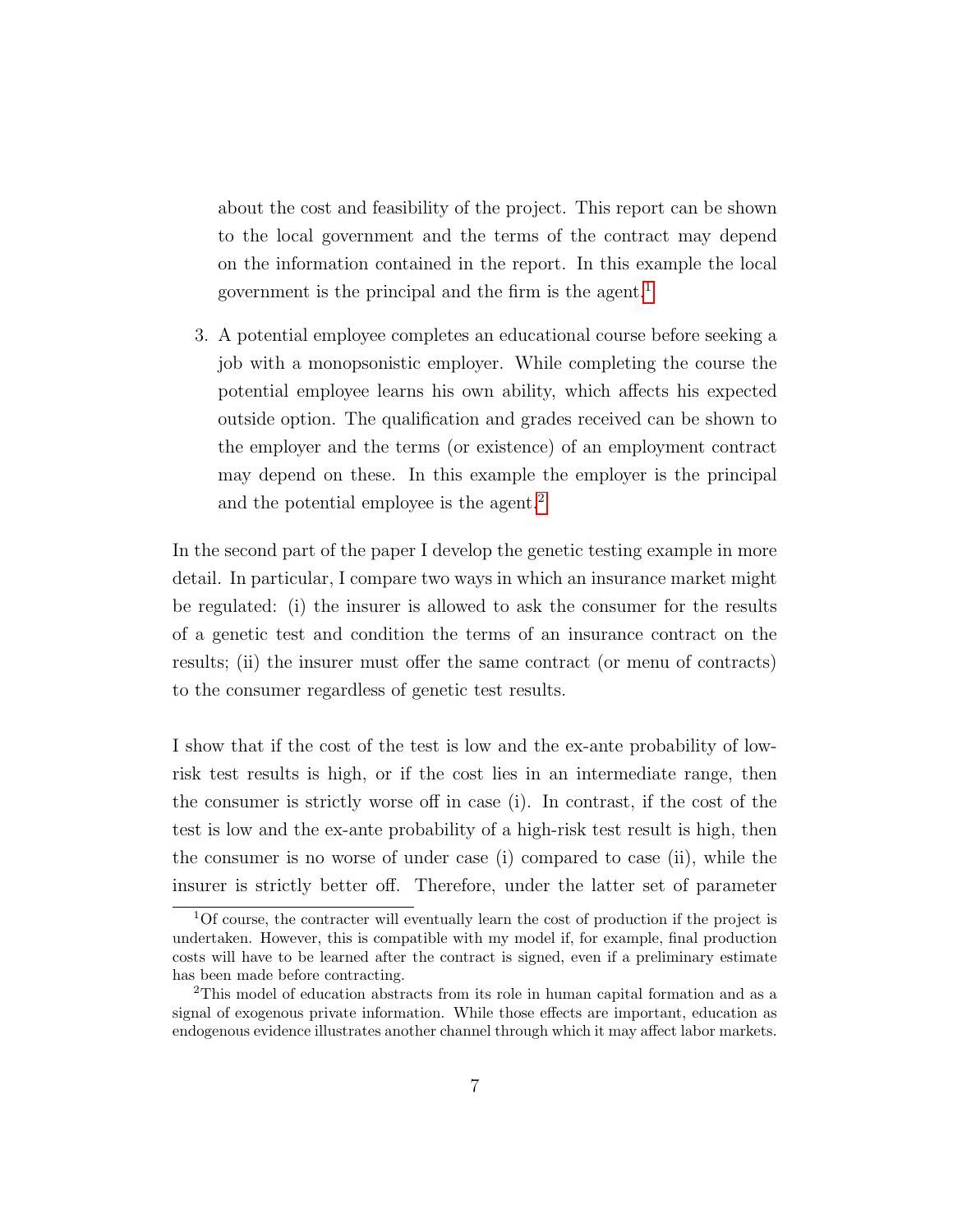about the cost and feasibility of the project. This report can be shown to the local government and the terms of the contract may depend on the information contained in the report. In this example the local government is the principal and the firm is the agent.[1]

3. A potential employee completes an educational course before seeking a job with a monopsonistic employer. While completing the course the potential employee learns his own ability, which affects his expected outside option. The qualification and grades received can be shown to the employer and the terms (or existence) of an employment contract may depend on these. In this example the employer is the principal and the potential employee is the agent.[2]

In the second part of the paper I develop the genetic testing example in more detail. In particular, I compare two ways in which an insurance market might be regulated: (i) the insurer is allowed to ask the consumer for the results of a genetic test and condition the terms of an insurance contract on the results; (ii) the insurer must offer the same contract (or menu of contracts) to the consumer regardless of genetic test results.

I show that if the cost of the test is low and the ex-ante probability of low-risk test results is high, or if the cost lies in an intermediate range, then the consumer is strictly worse off in case (i). In contrast, if the cost of the test is low and the ex-ante probability of a high-risk test result is high, then the consumer is no worse of under case (i) compared to case (ii), while the insurer is strictly better off. Therefore, under the latter set of parameter

[1] Of course, the contracter will eventually learn the cost of production if the project is undertaken. However, this is compatible with my model if, for example, final production costs will have to be learned after the contract is signed, even if a preliminary estimate has been made before contracting.

[2] This model of education abstracts from its role in human capital formation and as a signal of exogenous private information. While those effects are important, education as endogenous evidence illustrates another channel through which it may affect labor markets.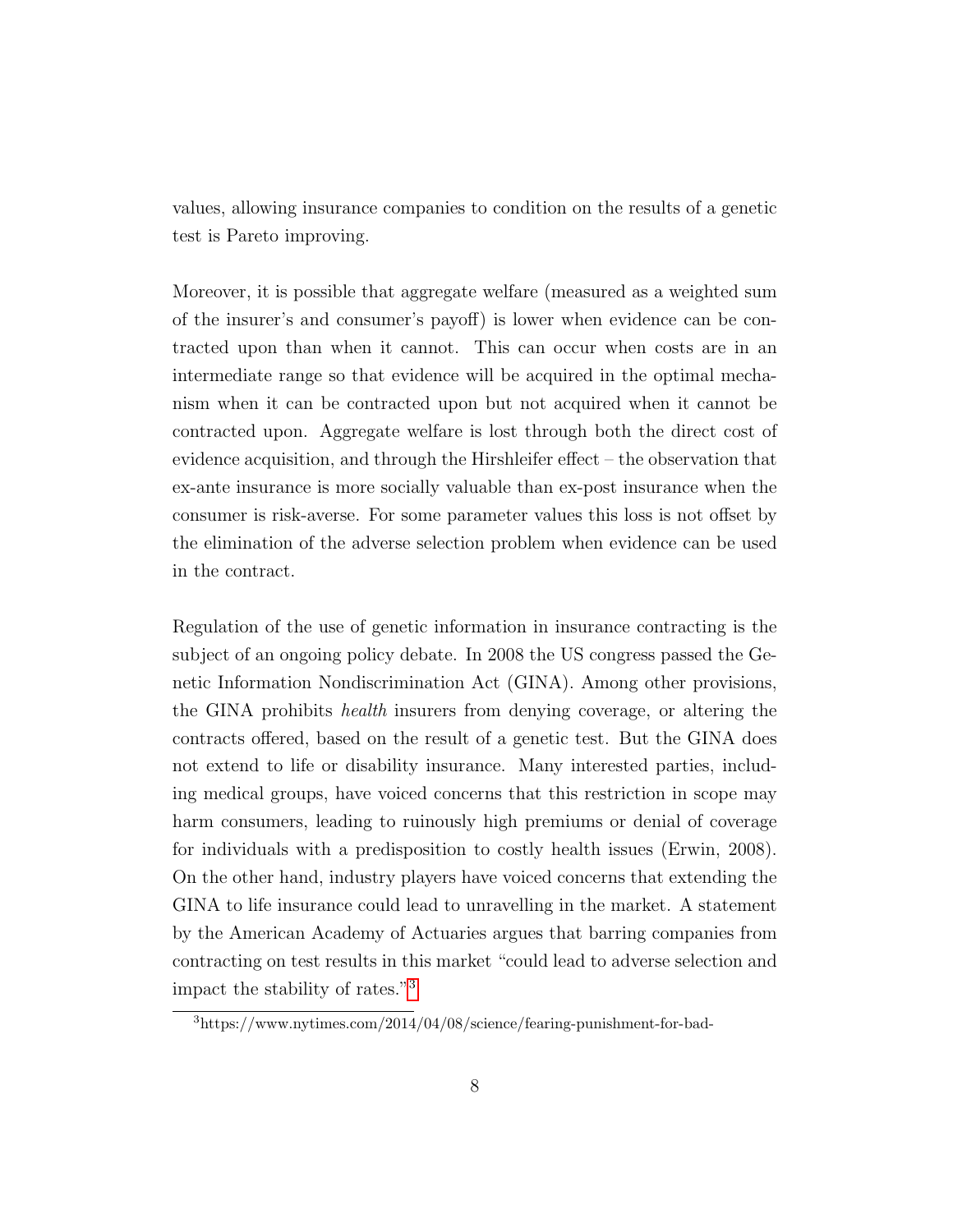values, allowing insurance companies to condition on the results of a genetic test is Pareto improving.

Moreover, it is possible that aggregate welfare (measured as a weighted sum of the insurer's and consumer's payoff) is lower when evidence can be contracted upon than when it cannot. This can occur when costs are in an intermediate range so that evidence will be acquired in the optimal mechanism when it can be contracted upon but not acquired when it cannot be contracted upon. Aggregate welfare is lost through both the direct cost of evidence acquisition, and through the Hirshleifer effect – the observation that ex-ante insurance is more socially valuable than ex-post insurance when the consumer is risk-averse. For some parameter values this loss is not offset by the elimination of the adverse selection problem when evidence can be used in the contract.

Regulation of the use of genetic information in insurance contracting is the subject of an ongoing policy debate. In 2008 the US congress passed the Genetic Information Nondiscrimination Act (GINA). Among other provisions, the GINA prohibits *health* insurers from denying coverage, or altering the contracts offered, based on the result of a genetic test. But the GINA does not extend to life or disability insurance. Many interested parties, including medical groups, have voiced concerns that this restriction in scope may harm consumers, leading to ruinously high premiums or denial of coverage for individuals with a predisposition to costly health issues (Erwin, 2008). On the other hand, industry players have voiced concerns that extending the GINA to life insurance could lead to unravelling in the market. A statement by the American Academy of Actuaries argues that barring companies from contracting on test results in this market "could lead to adverse selection and impact the stability of rates."[3]

[3] https://www.nytimes.com/2014/04/08/science/fearing-punishment-for-bad-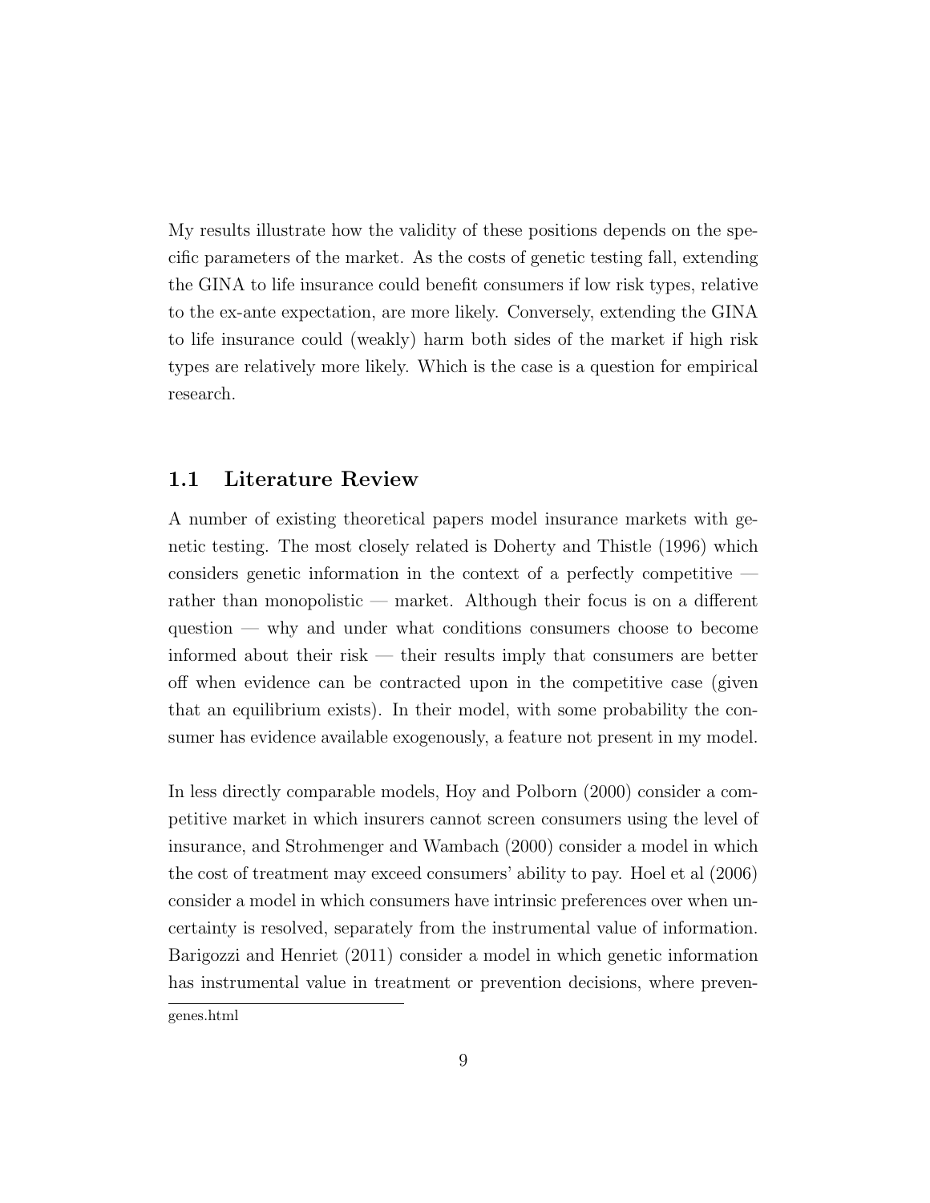My results illustrate how the validity of these positions depends on the specific parameters of the market. As the costs of genetic testing fall, extending the GINA to life insurance could benefit consumers if low risk types, relative to the ex-ante expectation, are more likely. Conversely, extending the GINA to life insurance could (weakly) harm both sides of the market if high risk types are relatively more likely. Which is the case is a question for empirical research.

## 1.1 Literature Review

A number of existing theoretical papers model insurance markets with genetic testing. The most closely related is Doherty and Thistle (1996) which considers genetic information in the context of a perfectly competitive — rather than monopolistic — market. Although their focus is on a different question — why and under what conditions consumers choose to become informed about their risk — their results imply that consumers are better off when evidence can be contracted upon in the competitive case (given that an equilibrium exists). In their model, with some probability the consumer has evidence available exogenously, a feature not present in my model.

In less directly comparable models, Hoy and Polborn (2000) consider a competitive market in which insurers cannot screen consumers using the level of insurance, and Strohmenger and Wambach (2000) consider a model in which the cost of treatment may exceed consumers' ability to pay. Hoel et al (2006) consider a model in which consumers have intrinsic preferences over when uncertainty is resolved, separately from the instrumental value of information. Barigozzi and Henriet (2011) consider a model in which genetic information has instrumental value in treatment or prevention decisions, where preven-

genes.html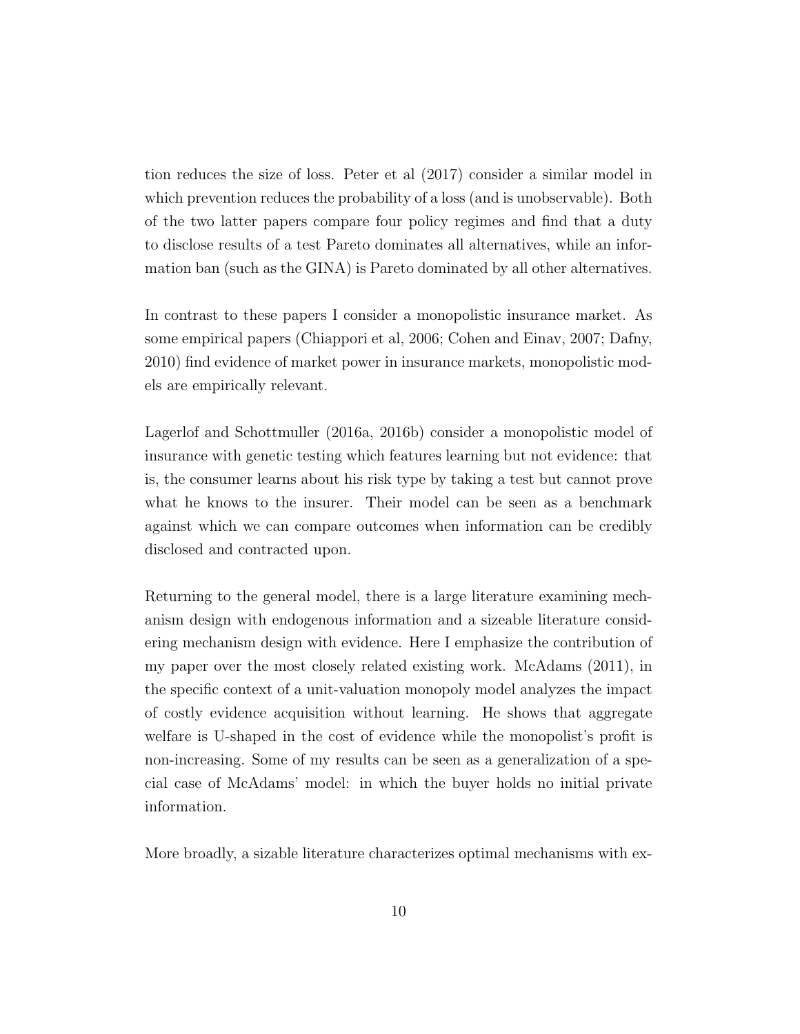tion reduces the size of loss. Peter et al (2017) consider a similar model in which prevention reduces the probability of a loss (and is unobservable). Both of the two latter papers compare four policy regimes and find that a duty to disclose results of a test Pareto dominates all alternatives, while an information ban (such as the GINA) is Pareto dominated by all other alternatives.

In contrast to these papers I consider a monopolistic insurance market. As some empirical papers (Chiappori et al, 2006; Cohen and Einav, 2007; Dafny, 2010) find evidence of market power in insurance markets, monopolistic models are empirically relevant.

Lagerlof and Schottmuller (2016a, 2016b) consider a monopolistic model of insurance with genetic testing which features learning but not evidence: that is, the consumer learns about his risk type by taking a test but cannot prove what he knows to the insurer. Their model can be seen as a benchmark against which we can compare outcomes when information can be credibly disclosed and contracted upon.

Returning to the general model, there is a large literature examining mechanism design with endogenous information and a sizeable literature considering mechanism design with evidence. Here I emphasize the contribution of my paper over the most closely related existing work. McAdams (2011), in the specific context of a unit-valuation monopoly model analyzes the impact of costly evidence acquisition without learning. He shows that aggregate welfare is U-shaped in the cost of evidence while the monopolist's profit is non-increasing. Some of my results can be seen as a generalization of a special case of McAdams' model: in which the buyer holds no initial private information.

More broadly, a sizable literature characterizes optimal mechanisms with ex-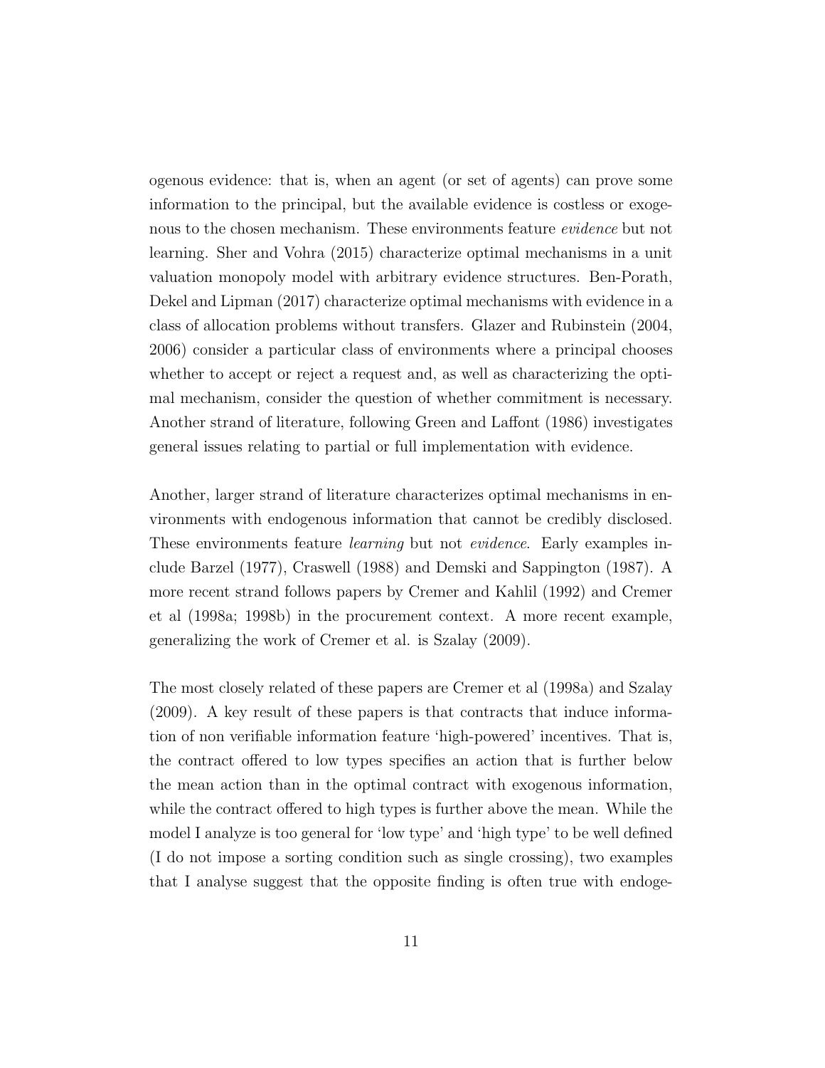ogenous evidence: that is, when an agent (or set of agents) can prove some information to the principal, but the available evidence is costless or exogenous to the chosen mechanism. These environments feature *evidence* but not learning. Sher and Vohra (2015) characterize optimal mechanisms in a unit valuation monopoly model with arbitrary evidence structures. Ben-Porath, Dekel and Lipman (2017) characterize optimal mechanisms with evidence in a class of allocation problems without transfers. Glazer and Rubinstein (2004, 2006) consider a particular class of environments where a principal chooses whether to accept or reject a request and, as well as characterizing the optimal mechanism, consider the question of whether commitment is necessary. Another strand of literature, following Green and Laffont (1986) investigates general issues relating to partial or full implementation with evidence.

Another, larger strand of literature characterizes optimal mechanisms in environments with endogenous information that cannot be credibly disclosed. These environments feature *learning* but not *evidence*. Early examples include Barzel (1977), Craswell (1988) and Demski and Sappington (1987). A more recent strand follows papers by Cremer and Kahlil (1992) and Cremer et al (1998a; 1998b) in the procurement context. A more recent example, generalizing the work of Cremer et al. is Szalay (2009).

The most closely related of these papers are Cremer et al (1998a) and Szalay (2009). A key result of these papers is that contracts that induce information of non verifiable information feature 'high-powered' incentives. That is, the contract offered to low types specifies an action that is further below the mean action than in the optimal contract with exogenous information, while the contract offered to high types is further above the mean. While the model I analyze is too general for 'low type' and 'high type' to be well defined (I do not impose a sorting condition such as single crossing), two examples that I analyse suggest that the opposite finding is often true with endoge-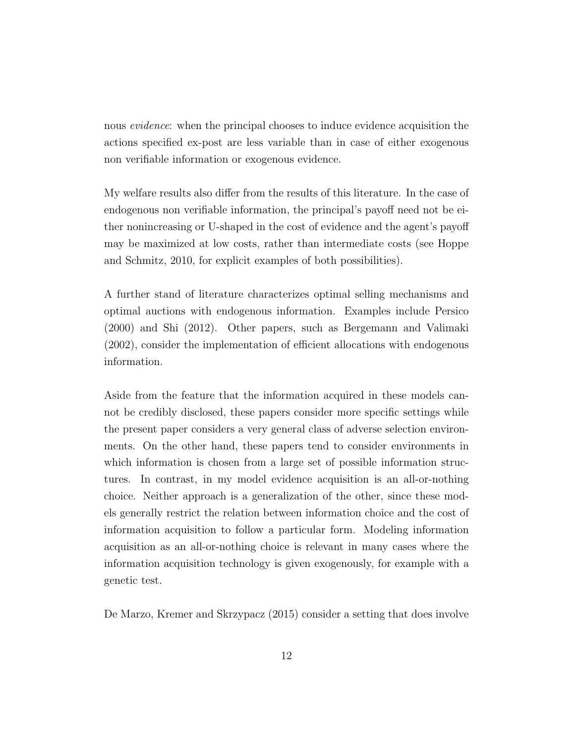nous *evidence*: when the principal chooses to induce evidence acquisition the actions specified ex-post are less variable than in case of either exogenous non verifiable information or exogenous evidence.

My welfare results also differ from the results of this literature. In the case of endogenous non verifiable information, the principal's payoff need not be either nonincreasing or U-shaped in the cost of evidence and the agent's payoff may be maximized at low costs, rather than intermediate costs (see Hoppe and Schmitz, 2010, for explicit examples of both possibilities).

A further stand of literature characterizes optimal selling mechanisms and optimal auctions with endogenous information. Examples include Persico (2000) and Shi (2012). Other papers, such as Bergemann and Valimaki (2002), consider the implementation of efficient allocations with endogenous information.

Aside from the feature that the information acquired in these models cannot be credibly disclosed, these papers consider more specific settings while the present paper considers a very general class of adverse selection environments. On the other hand, these papers tend to consider environments in which information is chosen from a large set of possible information structures. In contrast, in my model evidence acquisition is an all-or-nothing choice. Neither approach is a generalization of the other, since these models generally restrict the relation between information choice and the cost of information acquisition to follow a particular form. Modeling information acquisition as an all-or-nothing choice is relevant in many cases where the information acquisition technology is given exogenously, for example with a genetic test.

De Marzo, Kremer and Skrzypacz (2015) consider a setting that does involve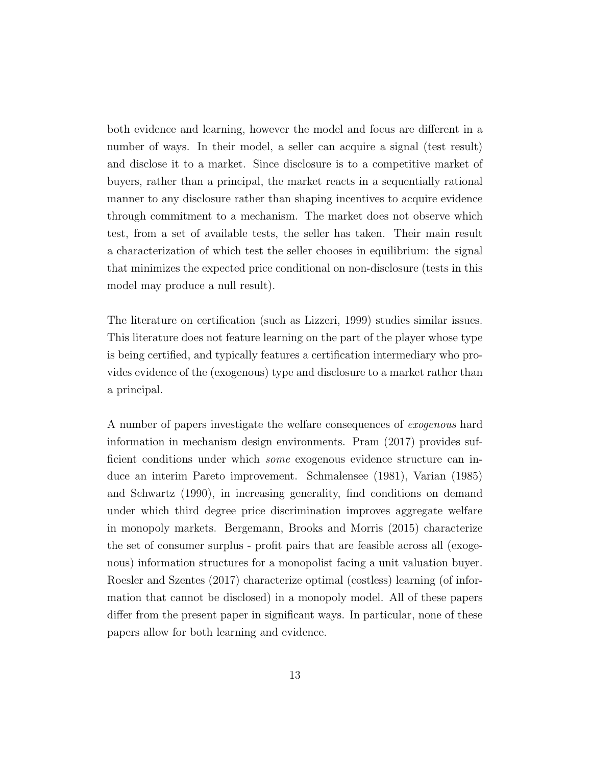both evidence and learning, however the model and focus are different in a number of ways. In their model, a seller can acquire a signal (test result) and disclose it to a market. Since disclosure is to a competitive market of buyers, rather than a principal, the market reacts in a sequentially rational manner to any disclosure rather than shaping incentives to acquire evidence through commitment to a mechanism. The market does not observe which test, from a set of available tests, the seller has taken. Their main result a characterization of which test the seller chooses in equilibrium: the signal that minimizes the expected price conditional on non-disclosure (tests in this model may produce a null result).

The literature on certification (such as Lizzeri, 1999) studies similar issues. This literature does not feature learning on the part of the player whose type is being certified, and typically features a certification intermediary who provides evidence of the (exogenous) type and disclosure to a market rather than a principal.

A number of papers investigate the welfare consequences of *exogenous* hard information in mechanism design environments. Pram (2017) provides sufficient conditions under which *some* exogenous evidence structure can induce an interim Pareto improvement. Schmalensee (1981), Varian (1985) and Schwartz (1990), in increasing generality, find conditions on demand under which third degree price discrimination improves aggregate welfare in monopoly markets. Bergemann, Brooks and Morris (2015) characterize the set of consumer surplus - profit pairs that are feasible across all (exogenous) information structures for a monopolist facing a unit valuation buyer. Roesler and Szentes (2017) characterize optimal (costless) learning (of information that cannot be disclosed) in a monopoly model. All of these papers differ from the present paper in significant ways. In particular, none of these papers allow for both learning and evidence.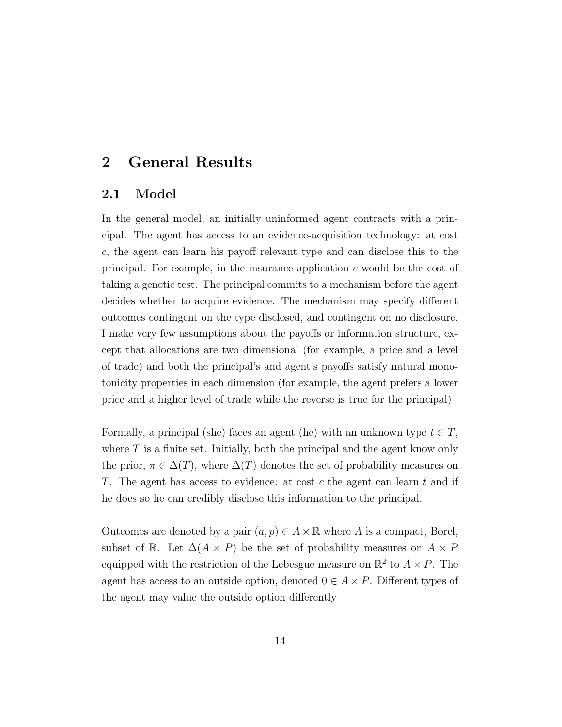# 2 General Results

## 2.1 Model

In the general model, an initially uninformed agent contracts with a principal. The agent has access to an evidence-acquisition technology: at cost $c$, the agent can learn his payoff relevant type and can disclose this to the principal. For example, in the insurance application $c$ would be the cost of taking a genetic test. The principal commits to a mechanism before the agent decides whether to acquire evidence. The mechanism may specify different outcomes contingent on the type disclosed, and contingent on no disclosure. I make very few assumptions about the payoffs or information structure, except that allocations are two dimensional (for example, a price and a level of trade) and both the principal's and agent's payoffs satisfy natural monotonicity properties in each dimension (for example, the agent prefers a lower price and a higher level of trade while the reverse is true for the principal).

Formally, a principal (she) faces an agent (he) with an unknown type $t \in T$, where $T$ is a finite set. Initially, both the principal and the agent know only the prior, $\pi \in \Delta(T)$, where $\Delta(T)$ denotes the set of probability measures on $T$. The agent has access to evidence: at cost $c$ the agent can learn $t$ and if he does so he can credibly disclose this information to the principal.

Outcomes are denoted by a pair $(a, p) \in A \times \mathbb{R}$ where $A$ is a compact, Borel, subset of $\mathbb{R}$. Let $\Delta(A \times P)$ be the set of probability measures on $A \times P$ equipped with the restriction of the Lebesgue measure on $\mathbb{R}^2$ to $A \times P$. The agent has access to an outside option, denoted $0 \in A \times P$. Different types of the agent may value the outside option differently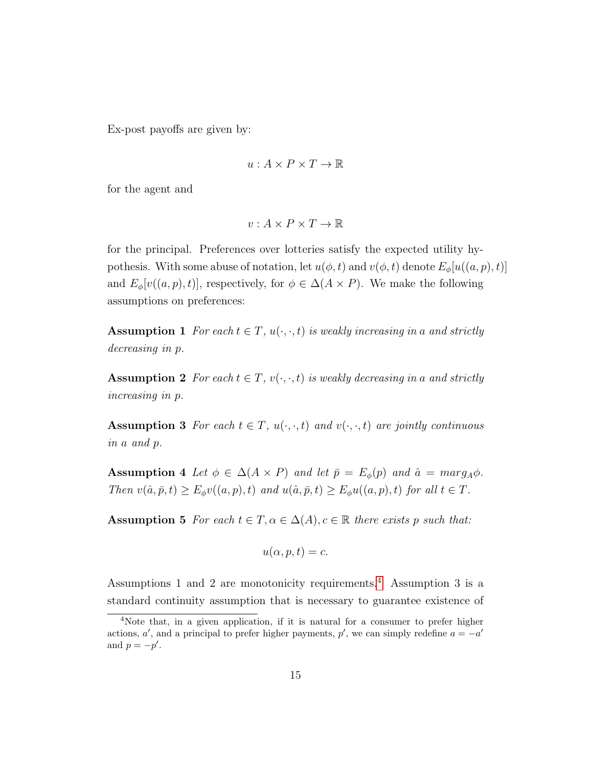Ex-post payoffs are given by:

$$u : A \times P \times T \rightarrow \mathbb{R}$$

for the agent and

$$v : A \times P \times T \rightarrow \mathbb{R}$$

for the principal. Preferences over lotteries satisfy the expected utility hypothesis. With some abuse of notation, let $u(\phi, t)$ and $v(\phi, t)$ denote $E_{\phi}[u((a, p), t)]$ and $E_{\phi}[v((a, p), t)]$, respectively, for $\phi \in \Delta(A \times P)$. We make the following assumptions on preferences:

**Assumption 1** *For each $t \in T$, $u(\cdot, \cdot, t)$ is weakly increasing in $a$ and strictly decreasing in $p$.*

**Assumption 2** *For each $t \in T$, $v(\cdot, \cdot, t)$ is weakly decreasing in $a$ and strictly increasing in $p$.*

**Assumption 3** *For each $t \in T$, $u(\cdot, \cdot, t)$ and $v(\cdot, \cdot, t)$ are jointly continuous in $a$ and $p$.*

**Assumption 4** *Let $\phi \in \Delta(A \times P)$ and let $\bar{p} = E_{\phi}(p)$ and $\hat{a} = marg_A \phi$. Then $v(\hat{a}, \bar{p}, t) \geq E_{\phi} v((a, p), t)$ and $u(\hat{a}, \bar{p}, t) \geq E_{\phi} u((a, p), t)$ for all $t \in T$.*

**Assumption 5** *For each $t \in T, \alpha \in \Delta(A), c \in \mathbb{R}$ there exists $p$ such that:*

$$u(\alpha, p, t) = c.$$

Assumptions 1 and 2 are monotonicity requirements.[4] Assumption 3 is a standard continuity assumption that is necessary to guarantee existence of

[4]Note that, in a given application, if it is natural for a consumer to prefer higher actions, $a'$, and a principal to prefer higher payments, $p'$, we can simply redefine $a = -a'$ and $p = -p'$.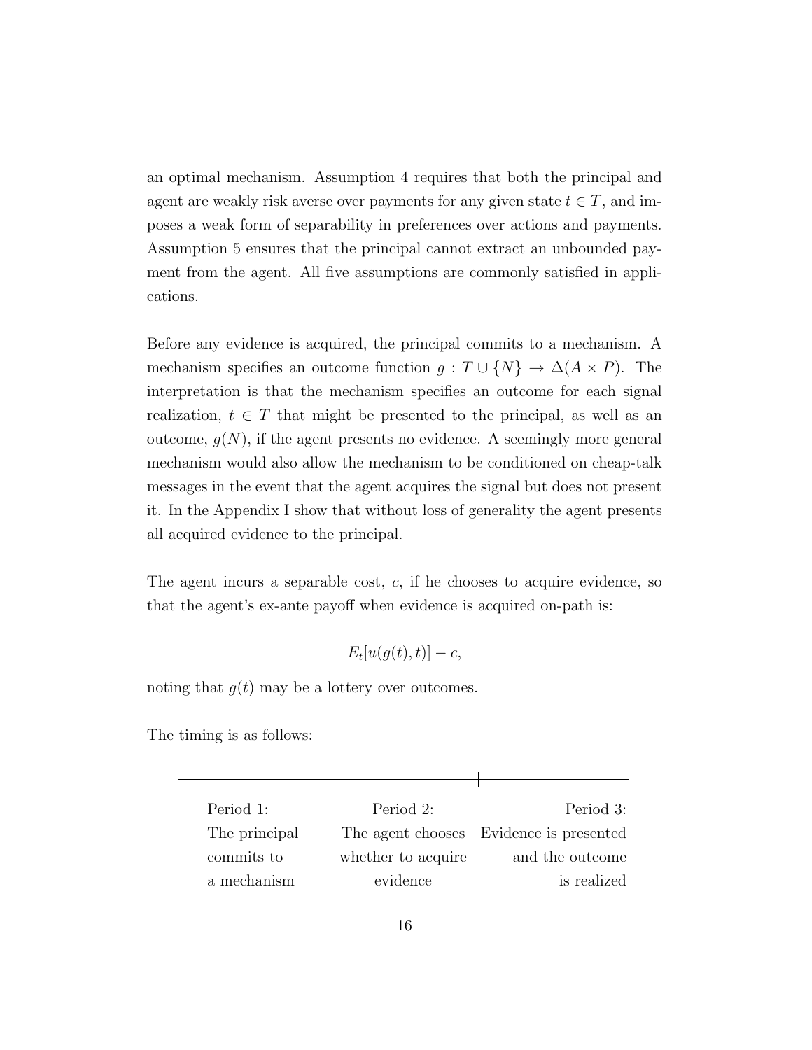an optimal mechanism. Assumption 4 requires that both the principal and agent are weakly risk averse over payments for any given state $t \in T$, and imposes a weak form of separability in preferences over actions and payments. Assumption 5 ensures that the principal cannot extract an unbounded payment from the agent. All five assumptions are commonly satisfied in applications.

Before any evidence is acquired, the principal commits to a mechanism. A mechanism specifies an outcome function $g : T \cup \{N\} \to \Delta(A \times P)$. The interpretation is that the mechanism specifies an outcome for each signal realization, $t \in T$ that might be presented to the principal, as well as an outcome, $g(N)$, if the agent presents no evidence. A seemingly more general mechanism would also allow the mechanism to be conditioned on cheap-talk messages in the event that the agent acquires the signal but does not present it. In the Appendix I show that without loss of generality the agent presents all acquired evidence to the principal.

The agent incurs a separable cost, $c$, if he chooses to acquire evidence, so that the agent's ex-ante payoff when evidence is acquired on-path is:

$$E_t[u(g(t), t)] - c,$$

noting that $g(t)$ may be a lottery over outcomes.

The timing is as follows:

| Period 1: | Period 2: | Period 3: |
|---|---|---|
| The principal commits to a mechanism | The agent chooses whether to acquire evidence | Evidence is presented and the outcome is realized |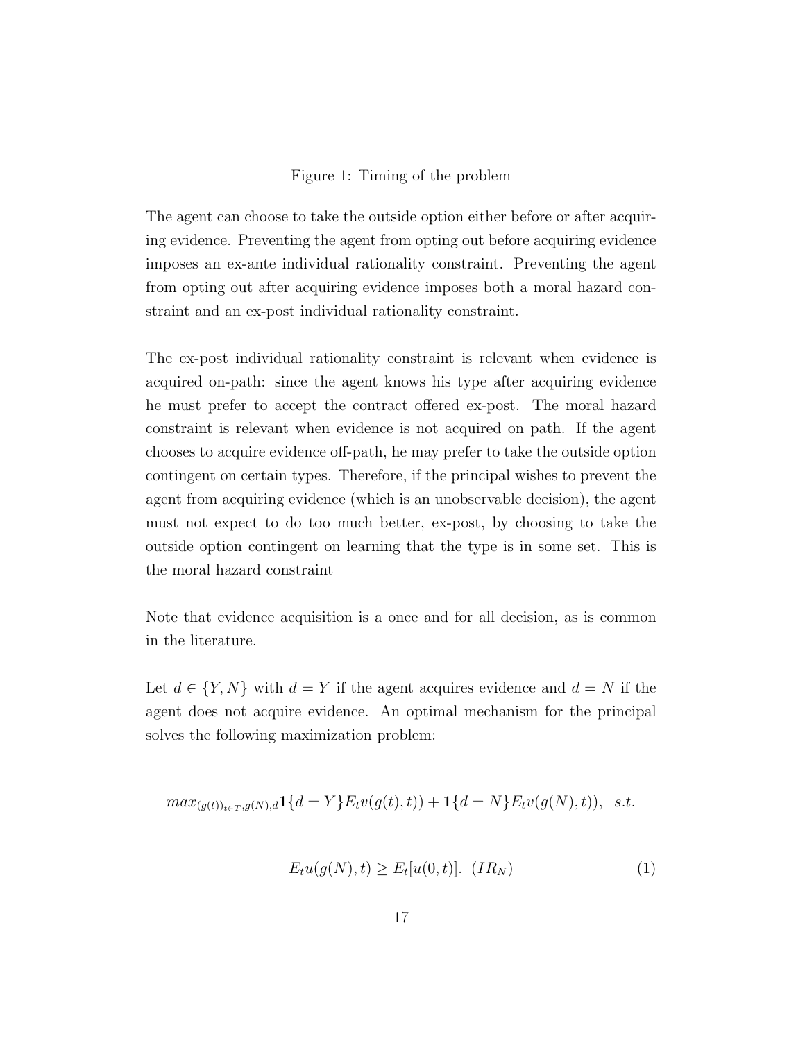Figure 1: Timing of the problem

The agent can choose to take the outside option either before or after acquiring evidence. Preventing the agent from opting out before acquiring evidence imposes an ex-ante individual rationality constraint. Preventing the agent from opting out after acquiring evidence imposes both a moral hazard constraint and an ex-post individual rationality constraint.

The ex-post individual rationality constraint is relevant when evidence is acquired on-path: since the agent knows his type after acquiring evidence he must prefer to accept the contract offered ex-post. The moral hazard constraint is relevant when evidence is not acquired on path. If the agent chooses to acquire evidence off-path, he may prefer to take the outside option contingent on certain types. Therefore, if the principal wishes to prevent the agent from acquiring evidence (which is an unobservable decision), the agent must not expect to do too much better, ex-post, by choosing to take the outside option contingent on learning that the type is in some set. This is the moral hazard constraint

Note that evidence acquisition is a once and for all decision, as is common in the literature.

Let $d \in \{Y, N\}$ with $d = Y$ if the agent acquires evidence and $d = N$ if the agent does not acquire evidence. An optimal mechanism for the principal solves the following maximization problem:

$$max_{(g(t))_{t \in T}, g(N), d} \mathbf{1}\{d = Y\} E_t v(g(t), t)) + \mathbf{1}\{d = N\} E_t v(g(N), t)), \quad s.t.$$

$$E_t u(g(N), t) \geq E_t[u(0, t)]. \quad (IR_N) \tag{1}$$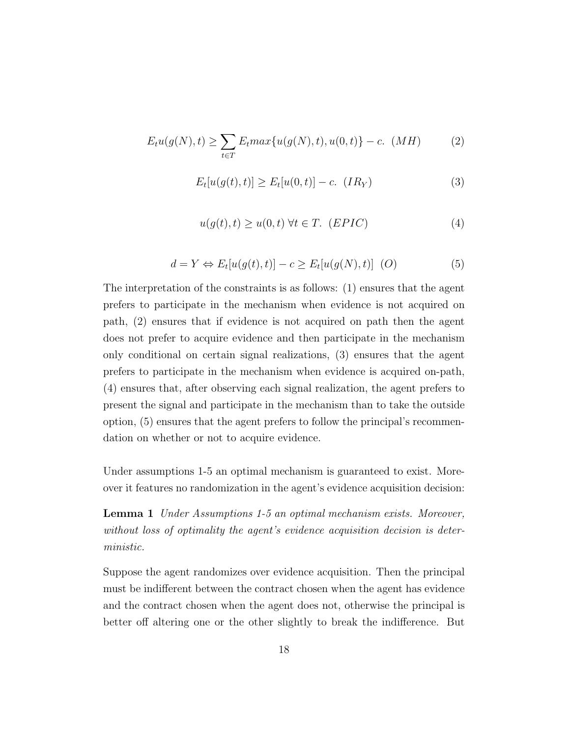$$E_t u(g(N), t) \geq \sum_{t \in T} E_t max\{u(g(N), t), u(0, t)\} - c. \ (MH) \tag{2}$$

$$E_t[u(g(t), t)] \geq E_t[u(0, t)] - c. \ (IR_Y) \tag{3}$$

$$u(g(t), t) \geq u(0, t) \ \forall t \in T. \ (EPIC) \tag{4}$$

$$d = Y \Leftrightarrow E_t[u(g(t), t)] - c \geq E_t[u(g(N), t)] \ \ (O) \tag{5}$$

The interpretation of the constraints is as follows: (1) ensures that the agent prefers to participate in the mechanism when evidence is not acquired on path, (2) ensures that if evidence is not acquired on path then the agent does not prefer to acquire evidence and then participate in the mechanism only conditional on certain signal realizations, (3) ensures that the agent prefers to participate in the mechanism when evidence is acquired on-path, (4) ensures that, after observing each signal realization, the agent prefers to present the signal and participate in the mechanism than to take the outside option, (5) ensures that the agent prefers to follow the principal's recommendation on whether or not to acquire evidence.

Under assumptions 1-5 an optimal mechanism is guaranteed to exist. Moreover it features no randomization in the agent's evidence acquisition decision:

**Lemma 1** *Under Assumptions 1-5 an optimal mechanism exists. Moreover, without loss of optimality the agent's evidence acquisition decision is deterministic.*

Suppose the agent randomizes over evidence acquisition. Then the principal must be indifferent between the contract chosen when the agent has evidence and the contract chosen when the agent does not, otherwise the principal is better off altering one or the other slightly to break the indifference. But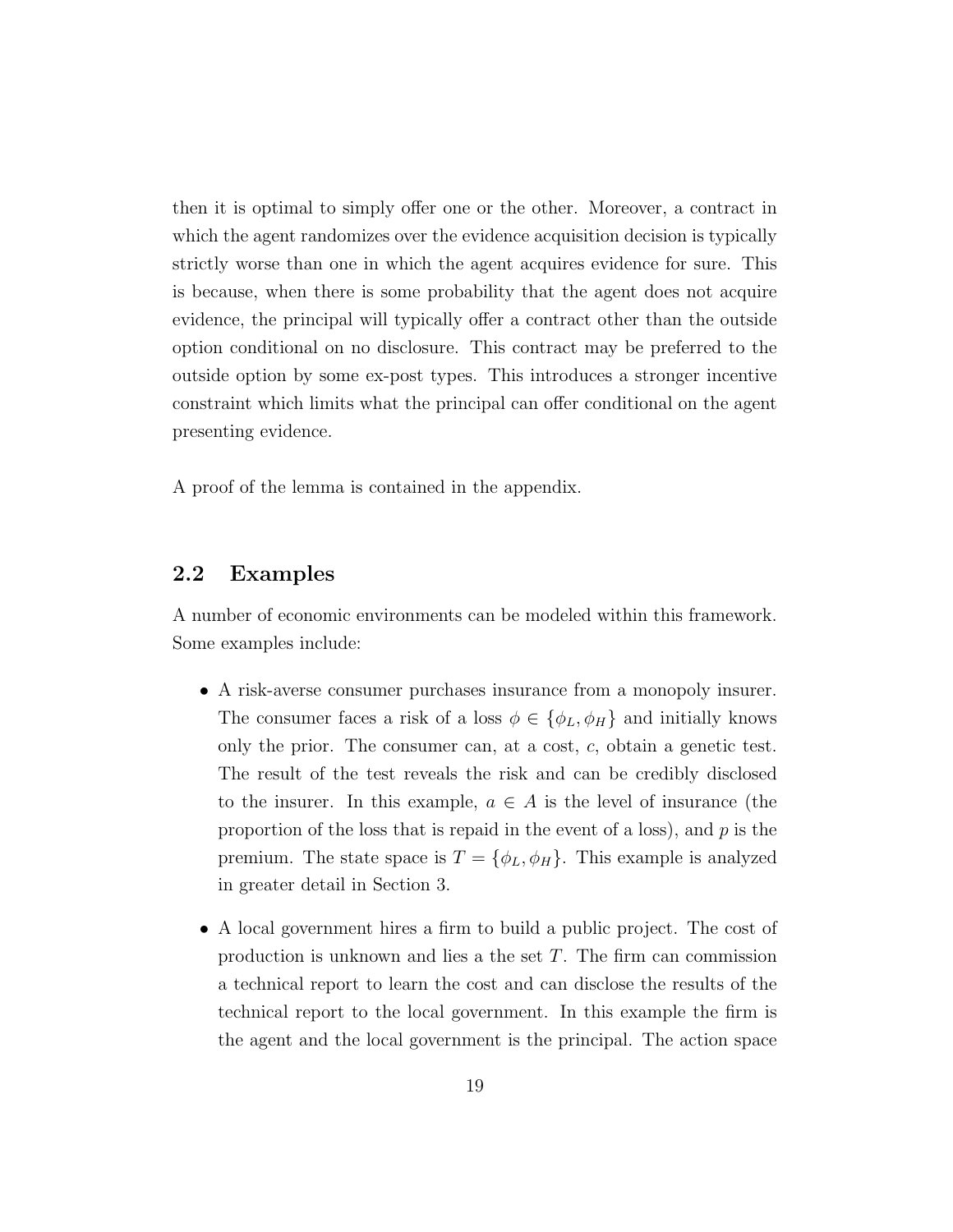then it is optimal to simply offer one or the other. Moreover, a contract in which the agent randomizes over the evidence acquisition decision is typically strictly worse than one in which the agent acquires evidence for sure. This is because, when there is some probability that the agent does not acquire evidence, the principal will typically offer a contract other than the outside option conditional on no disclosure. This contract may be preferred to the outside option by some ex-post types. This introduces a stronger incentive constraint which limits what the principal can offer conditional on the agent presenting evidence.

A proof of the lemma is contained in the appendix.

## 2.2 Examples

A number of economic environments can be modeled within this framework. Some examples include:

- A risk-averse consumer purchases insurance from a monopoly insurer. The consumer faces a risk of a loss $\phi \in \{\phi_L, \phi_H\}$ and initially knows only the prior. The consumer can, at a cost, $c$, obtain a genetic test. The result of the test reveals the risk and can be credibly disclosed to the insurer. In this example, $a \in A$ is the level of insurance (the proportion of the loss that is repaid in the event of a loss), and $p$ is the premium. The state space is $T = \{\phi_L, \phi_H\}$. This example is analyzed in greater detail in Section 3.

- A local government hires a firm to build a public project. The cost of production is unknown and lies a the set $T$. The firm can commission a technical report to learn the cost and can disclose the results of the technical report to the local government. In this example the firm is the agent and the local government is the principal. The action space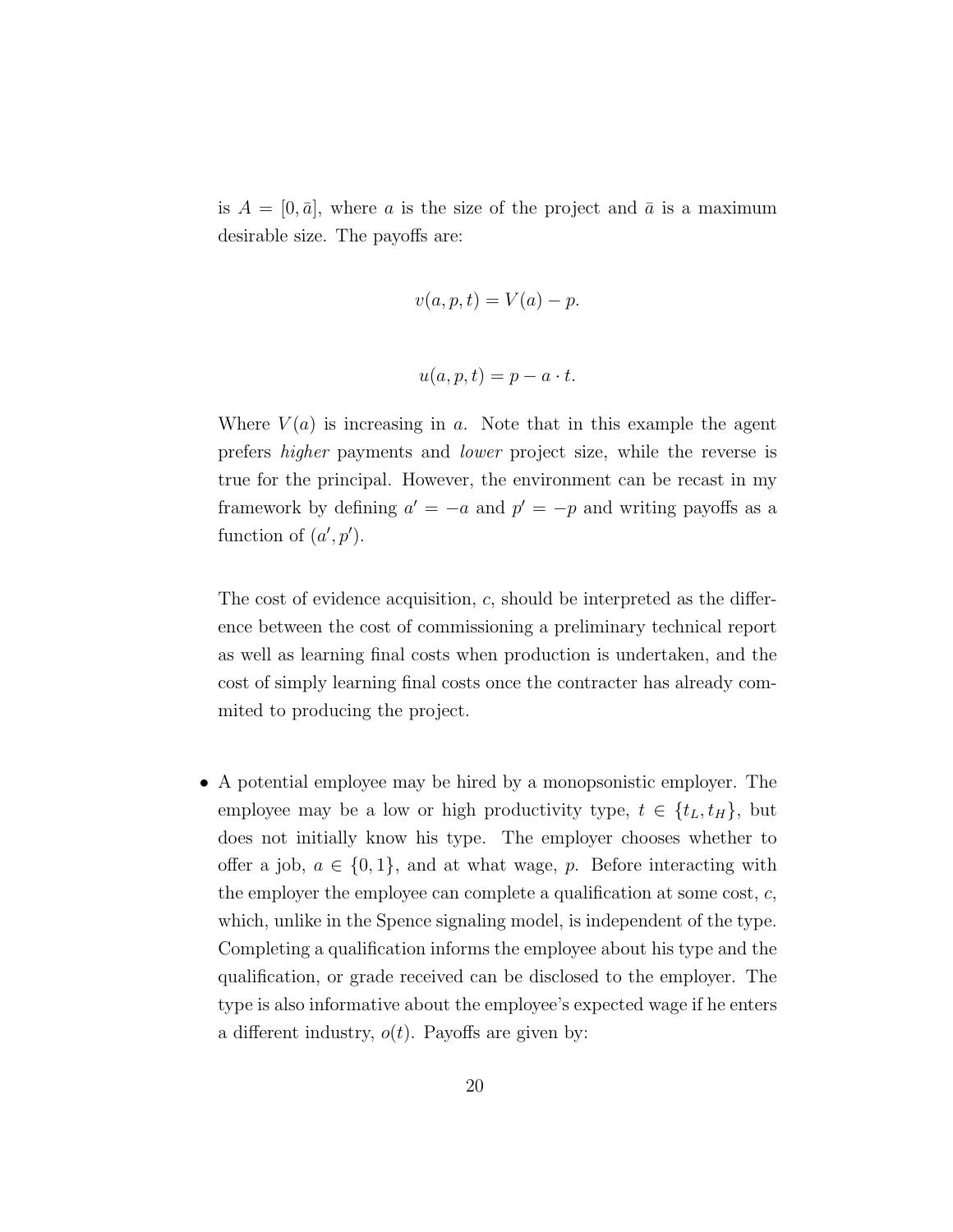is $A = [0, \bar{a}]$, where $a$ is the size of the project and $\bar{a}$ is a maximum desirable size. The payoffs are:

$$v(a, p, t) = V(a) - p.$$

$$u(a, p, t) = p - a \cdot t.$$

Where $V(a)$ is increasing in $a$. Note that in this example the agent prefers *higher* payments and *lower* project size, while the reverse is true for the principal. However, the environment can be recast in my framework by defining $a' = -a$ and $p' = -p$ and writing payoffs as a function of $(a', p')$.

The cost of evidence acquisition, $c$, should be interpreted as the difference between the cost of commissioning a preliminary technical report as well as learning final costs when production is undertaken, and the cost of simply learning final costs once the contracter has already commited to producing the project.

- A potential employee may be hired by a monopsonistic employer. The employee may be a low or high productivity type, $t \in \{t_L, t_H\}$, but does not initially know his type. The employer chooses whether to offer a job, $a \in \{0, 1\}$, and at what wage, $p$. Before interacting with the employer the employee can complete a qualification at some cost, $c$, which, unlike in the Spence signaling model, is independent of the type. Completing a qualification informs the employee about his type and the qualification, or grade received can be disclosed to the employer. The type is also informative about the employee's expected wage if he enters a different industry, $o(t)$. Payoffs are given by: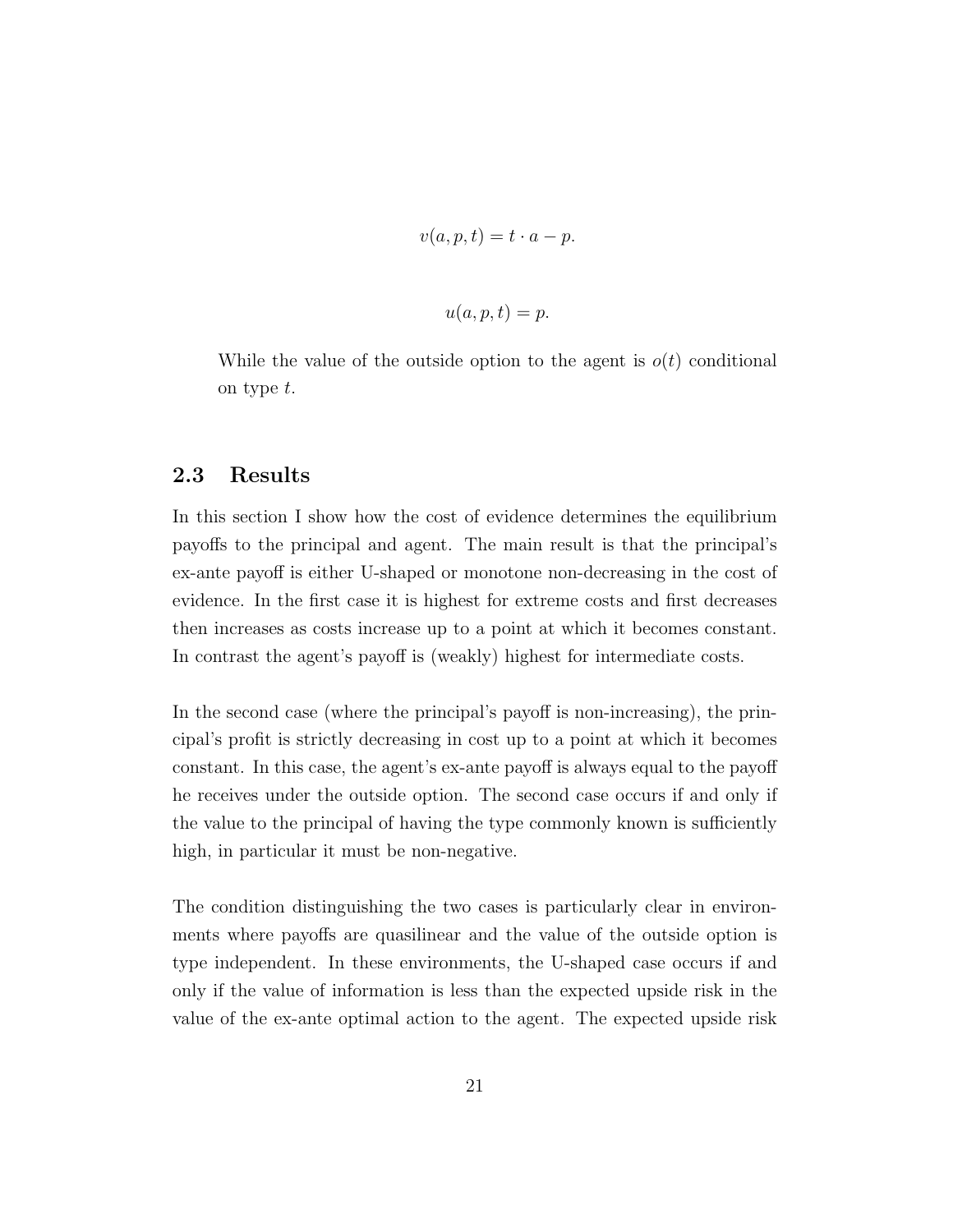$$v(a, p, t) = t \cdot a - p.$$

$$u(a, p, t) = p.$$

While the value of the outside option to the agent is $o(t)$ conditional on type $t$.

## 2.3 Results

In this section I show how the cost of evidence determines the equilibrium payoffs to the principal and agent. The main result is that the principal's ex-ante payoff is either U-shaped or monotone non-decreasing in the cost of evidence. In the first case it is highest for extreme costs and first decreases then increases as costs increase up to a point at which it becomes constant. In contrast the agent's payoff is (weakly) highest for intermediate costs.

In the second case (where the principal's payoff is non-increasing), the principal's profit is strictly decreasing in cost up to a point at which it becomes constant. In this case, the agent's ex-ante payoff is always equal to the payoff he receives under the outside option. The second case occurs if and only if the value to the principal of having the type commonly known is sufficiently high, in particular it must be non-negative.

The condition distinguishing the two cases is particularly clear in environments where payoffs are quasilinear and the value of the outside option is type independent. In these environments, the U-shaped case occurs if and only if the value of information is less than the expected upside risk in the value of the ex-ante optimal action to the agent. The expected upside risk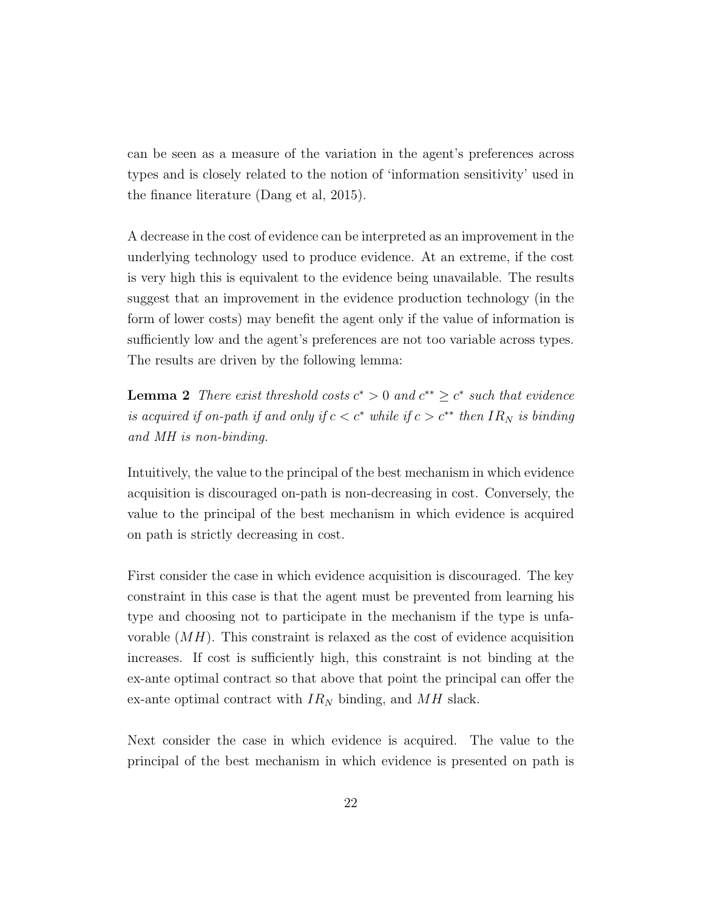can be seen as a measure of the variation in the agent's preferences across types and is closely related to the notion of 'information sensitivity' used in the finance literature (Dang et al, 2015).

A decrease in the cost of evidence can be interpreted as an improvement in the underlying technology used to produce evidence. At an extreme, if the cost is very high this is equivalent to the evidence being unavailable. The results suggest that an improvement in the evidence production technology (in the form of lower costs) may benefit the agent only if the value of information is sufficiently low and the agent's preferences are not too variable across types. The results are driven by the following lemma:

**Lemma 2** *There exist threshold costs $c^* > 0$ and $c^{**} \geq c^*$ such that evidence is acquired if on-path if and only if $c < c^*$ while if $c > c^{**}$ then $IR_N$ is binding and MH is non-binding.*

Intuitively, the value to the principal of the best mechanism in which evidence acquisition is discouraged on-path is non-decreasing in cost. Conversely, the value to the principal of the best mechanism in which evidence is acquired on path is strictly decreasing in cost.

First consider the case in which evidence acquisition is discouraged. The key constraint in this case is that the agent must be prevented from learning his type and choosing not to participate in the mechanism if the type is unfavorable ($MH$). This constraint is relaxed as the cost of evidence acquisition increases. If cost is sufficiently high, this constraint is not binding at the ex-ante optimal contract so that above that point the principal can offer the ex-ante optimal contract with $IR_N$ binding, and $MH$ slack.

Next consider the case in which evidence is acquired. The value to the principal of the best mechanism in which evidence is presented on path is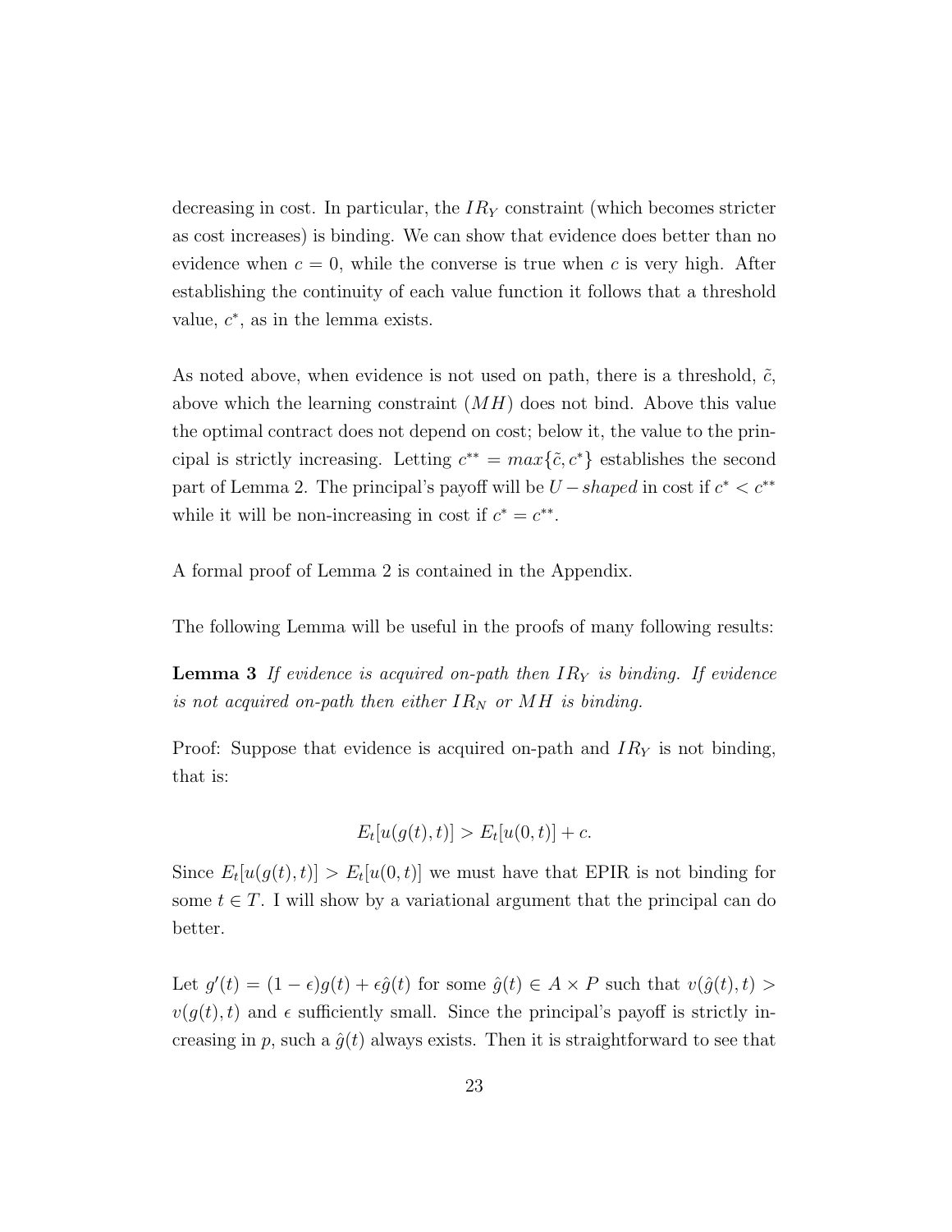decreasing in cost. In particular, the $IR_Y$ constraint (which becomes stricter as cost increases) is binding. We can show that evidence does better than no evidence when $c = 0$, while the converse is true when $c$ is very high. After establishing the continuity of each value function it follows that a threshold value, $c^*$, as in the lemma exists.

As noted above, when evidence is not used on path, there is a threshold, $\tilde{c}$, above which the learning constraint ($MH$) does not bind. Above this value the optimal contract does not depend on cost; below it, the value to the principal is strictly increasing. Letting $c^{**} = max\{\tilde{c}, c^*\}$ establishes the second part of Lemma 2. The principal's payoff will be $U-shaped$ in cost if $c^* < c^{**}$ while it will be non-increasing in cost if $c^* = c^{**}$.

A formal proof of Lemma 2 is contained in the Appendix.

The following Lemma will be useful in the proofs of many following results:

**Lemma 3** *If evidence is acquired on-path then $IR_Y$ is binding. If evidence is not acquired on-path then either $IR_N$ or $MH$ is binding.*

Proof: Suppose that evidence is acquired on-path and $IR_Y$ is not binding, that is:

$$E_t[u(g(t), t)] > E_t[u(0, t)] + c.$$

Since $E_t[u(g(t), t)] > E_t[u(0, t)]$ we must have that EPIR is not binding for some $t \in T$. I will show by a variational argument that the principal can do better.

Let $g'(t) = (1 - \epsilon)g(t) + \epsilon\hat{g}(t)$ for some $\hat{g}(t) \in A \times P$ such that $v(\hat{g}(t), t) > v(g(t), t)$ and $\epsilon$ sufficiently small. Since the principal's payoff is strictly increasing in $p$, such a $\hat{g}(t)$ always exists. Then it is straightforward to see that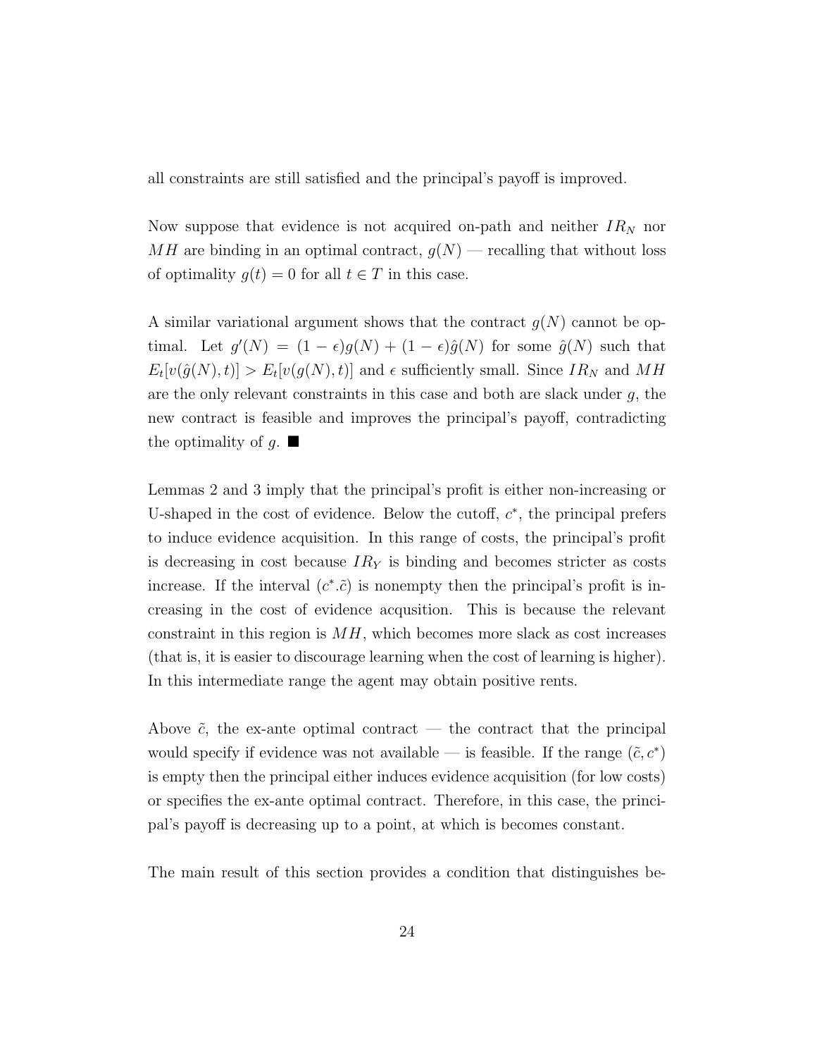all constraints are still satisfied and the principal's payoff is improved.

Now suppose that evidence is not acquired on-path and neither $IR_N$ nor $MH$ are binding in an optimal contract, $g(N)$ — recalling that without loss of optimality $g(t) = 0$ for all $t \in T$ in this case.

A similar variational argument shows that the contract $g(N)$ cannot be optimal. Let $g'(N) = (1-\epsilon)g(N) + (1-\epsilon)\hat{g}(N)$ for some $\hat{g}(N)$ such that $E_t[v(\hat{g}(N), t)] > E_t[v(g(N), t)]$ and $\epsilon$ sufficiently small. Since $IR_N$ and $MH$ are the only relevant constraints in this case and both are slack under $g$, the new contract is feasible and improves the principal's payoff, contradicting the optimality of $g$. ■

Lemmas 2 and 3 imply that the principal's profit is either non-increasing or U-shaped in the cost of evidence. Below the cutoff, $c^*$, the principal prefers to induce evidence acquisition. In this range of costs, the principal's profit is decreasing in cost because $IR_Y$ is binding and becomes stricter as costs increase. If the interval $(c^*.\tilde{c})$ is nonempty then the principal's profit is increasing in the cost of evidence acqusition. This is because the relevant constraint in this region is $MH$, which becomes more slack as cost increases (that is, it is easier to discourage learning when the cost of learning is higher). In this intermediate range the agent may obtain positive rents.

Above $\tilde{c}$, the ex-ante optimal contract — the contract that the principal would specify if evidence was not available — is feasible. If the range $(\tilde{c}, c^*)$ is empty then the principal either induces evidence acquisition (for low costs) or specifies the ex-ante optimal contract. Therefore, in this case, the principal's payoff is decreasing up to a point, at which is becomes constant.

The main result of this section provides a condition that distinguishes be-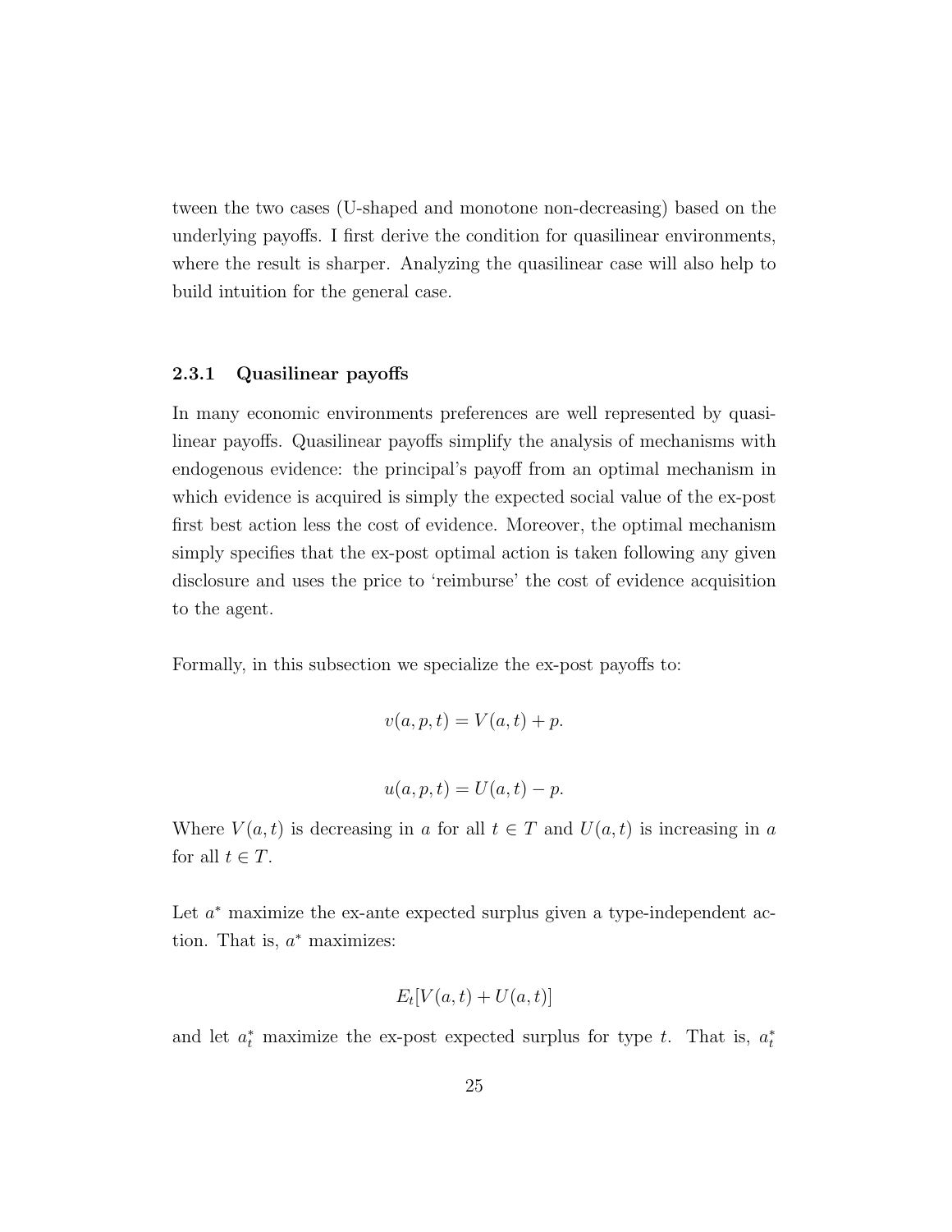tween the two cases (U-shaped and monotone non-decreasing) based on the underlying payoffs. I first derive the condition for quasilinear environments, where the result is sharper. Analyzing the quasilinear case will also help to build intuition for the general case.

### 2.3.1 Quasilinear payoffs

In many economic environments preferences are well represented by quasilinear payoffs. Quasilinear payoffs simplify the analysis of mechanisms with endogenous evidence: the principal's payoff from an optimal mechanism in which evidence is acquired is simply the expected social value of the ex-post first best action less the cost of evidence. Moreover, the optimal mechanism simply specifies that the ex-post optimal action is taken following any given disclosure and uses the price to 'reimburse' the cost of evidence acquisition to the agent.

Formally, in this subsection we specialize the ex-post payoffs to:

$$v(a, p, t) = V(a, t) + p.$$

$$u(a, p, t) = U(a, t) - p.$$

Where $V(a, t)$ is decreasing in $a$ for all $t \in T$ and $U(a, t)$ is increasing in $a$ for all $t \in T$.

Let $a^*$ maximize the ex-ante expected surplus given a type-independent action. That is, $a^*$ maximizes:

$$E_t[V(a, t) + U(a, t)]$$

and let $a^*_t$ maximize the ex-post expected surplus for type $t$. That is, $a^*_t$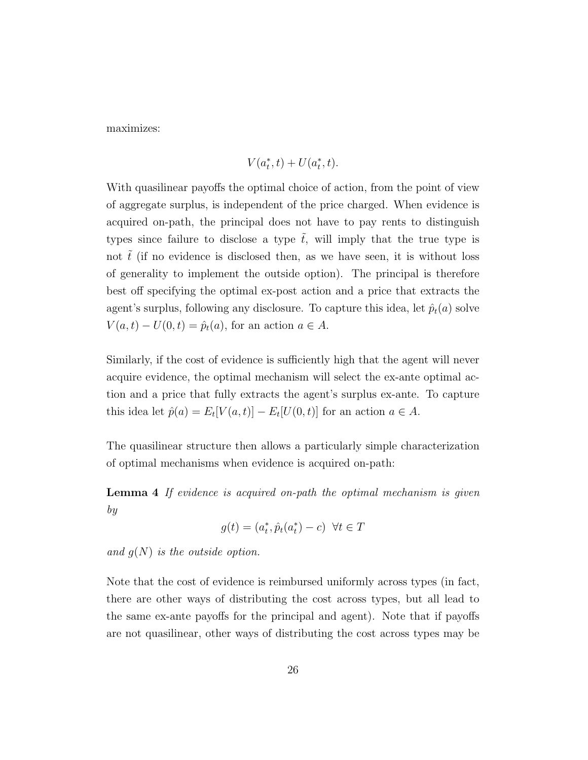maximizes:

$$V(a_t^*, t) + U(a_t^*, t).$$

With quasilinear payoffs the optimal choice of action, from the point of view of aggregate surplus, is independent of the price charged. When evidence is acquired on-path, the principal does not have to pay rents to distinguish types since failure to disclose a type $\tilde{t}$, will imply that the true type is not $\tilde{t}$ (if no evidence is disclosed then, as we have seen, it is without loss of generality to implement the outside option). The principal is therefore best off specifying the optimal ex-post action and a price that extracts the agent's surplus, following any disclosure. To capture this idea, let $\hat{p}_t(a)$ solve $V(a,t) - U(0,t) = \hat{p}_t(a)$, for an action $a \in A$.

Similarly, if the cost of evidence is sufficiently high that the agent will never acquire evidence, the optimal mechanism will select the ex-ante optimal action and a price that fully extracts the agent's surplus ex-ante. To capture this idea let $\hat{p}(a) = E_t[V(a,t)] - E_t[U(0,t)]$ for an action $a \in A$.

The quasilinear structure then allows a particularly simple characterization of optimal mechanisms when evidence is acquired on-path:

**Lemma 4** *If evidence is acquired on-path the optimal mechanism is given by*

$$g(t) = (a_t^*, \hat{p}_t(a_t^*) - c) \;\; \forall t \in T$$

*and $g(N)$ is the outside option.*

Note that the cost of evidence is reimbursed uniformly across types (in fact, there are other ways of distributing the cost across types, but all lead to the same ex-ante payoffs for the principal and agent). Note that if payoffs are not quasilinear, other ways of distributing the cost across types may be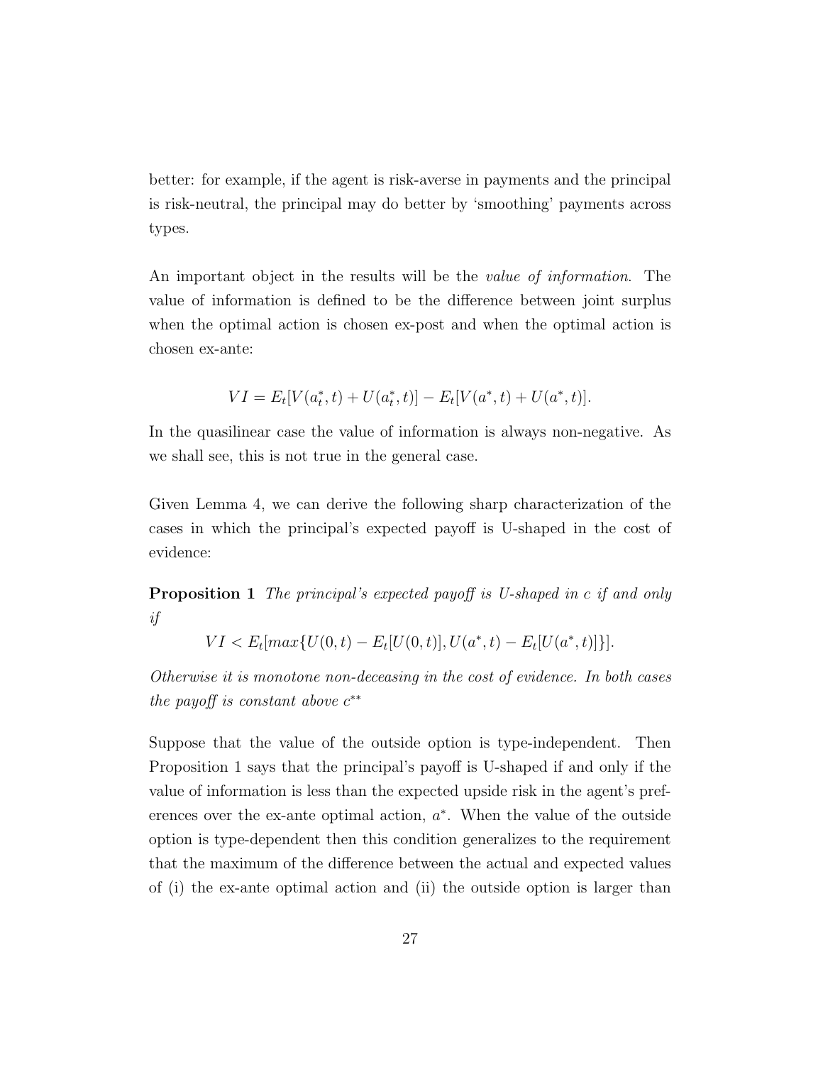better: for example, if the agent is risk-averse in payments and the principal is risk-neutral, the principal may do better by 'smoothing' payments across types.

An important object in the results will be the *value of information*. The value of information is defined to be the difference between joint surplus when the optimal action is chosen ex-post and when the optimal action is chosen ex-ante:

$$VI = E_t[V(a_t^*, t) + U(a_t^*, t)] - E_t[V(a^*, t) + U(a^*, t)].$$

In the quasilinear case the value of information is always non-negative. As we shall see, this is not true in the general case.

Given Lemma 4, we can derive the following sharp characterization of the cases in which the principal's expected payoff is U-shaped in the cost of evidence:

**Proposition 1** *The principal's expected payoff is U-shaped in c if and only if*

$$VI < E_t[max\{U(0,t) - E_t[U(0,t)], U(a^*, t) - E_t[U(a^*, t)]\}].$$

*Otherwise it is monotone non-deceasing in the cost of evidence. In both cases the payoff is constant above* $c^{**}$

Suppose that the value of the outside option is type-independent. Then Proposition 1 says that the principal's payoff is U-shaped if and only if the value of information is less than the expected upside risk in the agent's preferences over the ex-ante optimal action, $a^*$. When the value of the outside option is type-dependent then this condition generalizes to the requirement that the maximum of the difference between the actual and expected values of (i) the ex-ante optimal action and (ii) the outside option is larger than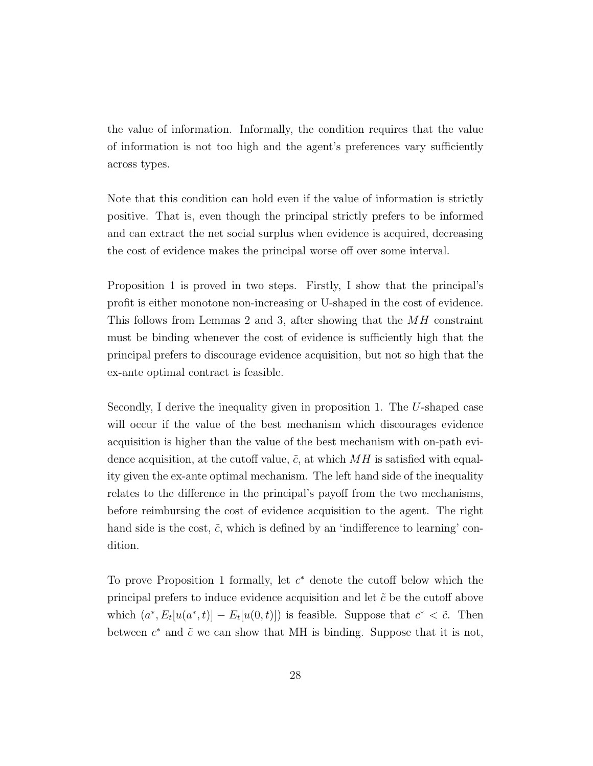the value of information. Informally, the condition requires that the value of information is not too high and the agent's preferences vary sufficiently across types.

Note that this condition can hold even if the value of information is strictly positive. That is, even though the principal strictly prefers to be informed and can extract the net social surplus when evidence is acquired, decreasing the cost of evidence makes the principal worse off over some interval.

Proposition 1 is proved in two steps. Firstly, I show that the principal's profit is either monotone non-increasing or U-shaped in the cost of evidence. This follows from Lemmas 2 and 3, after showing that the $MH$ constraint must be binding whenever the cost of evidence is sufficiently high that the principal prefers to discourage evidence acquisition, but not so high that the ex-ante optimal contract is feasible.

Secondly, I derive the inequality given in proposition 1. The $U$-shaped case will occur if the value of the best mechanism which discourages evidence acquisition is higher than the value of the best mechanism with on-path evidence acquisition, at the cutoff value, $\tilde{c}$, at which $MH$ is satisfied with equality given the ex-ante optimal mechanism. The left hand side of the inequality relates to the difference in the principal's payoff from the two mechanisms, before reimbursing the cost of evidence acquisition to the agent. The right hand side is the cost, $\tilde{c}$, which is defined by an 'indifference to learning' condition.

To prove Proposition 1 formally, let $c^*$ denote the cutoff below which the principal prefers to induce evidence acquisition and let $\tilde{c}$ be the cutoff above which $(a^*, E_t[u(a^*, t)] - E_t[u(0, t)])$ is feasible. Suppose that $c^* < \tilde{c}$. Then between $c^*$ and $\tilde{c}$ we can show that MH is binding. Suppose that it is not,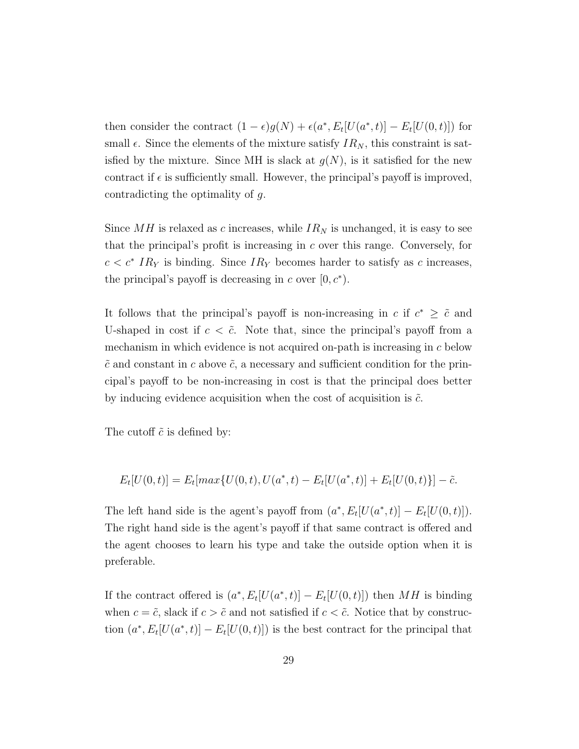then consider the contract $(1-\epsilon)g(N) + \epsilon(a^*, E_t[U(a^*,t)] - E_t[U(0,t)])$ for small $\epsilon$. Since the elements of the mixture satisfy $IR_N$, this constraint is satisfied by the mixture. Since MH is slack at $g(N)$, is it satisfied for the new contract if $\epsilon$ is sufficiently small. However, the principal's payoff is improved, contradicting the optimality of $g$.

Since $MH$ is relaxed as $c$ increases, while $IR_N$ is unchanged, it is easy to see that the principal's profit is increasing in $c$ over this range. Conversely, for $c < c^*$ $IR_Y$ is binding. Since $IR_Y$ becomes harder to satisfy as $c$ increases, the principal's payoff is decreasing in $c$ over $[0, c^*)$.

It follows that the principal's payoff is non-increasing in $c$ if $c^* \geq \tilde{c}$ and U-shaped in cost if $c < \tilde{c}$. Note that, since the principal's payoff from a mechanism in which evidence is not acquired on-path is increasing in $c$ below $\tilde{c}$ and constant in $c$ above $\tilde{c}$, a necessary and sufficient condition for the principal's payoff to be non-increasing in cost is that the principal does better by inducing evidence acquisition when the cost of acquisition is $\tilde{c}$.

The cutoff $\tilde{c}$ is defined by:

$$E_t[U(0,t)] = E_t[max\{U(0,t), U(a^*,t) - E_t[U(a^*,t)] + E_t[U(0,t)\}] - \tilde{c}.$$

The left hand side is the agent's payoff from $(a^*, E_t[U(a^*,t)] - E_t[U(0,t)])$. The right hand side is the agent's payoff if that same contract is offered and the agent chooses to learn his type and take the outside option when it is preferable.

If the contract offered is $(a^*, E_t[U(a^*,t)] - E_t[U(0,t)])$ then $MH$ is binding when $c = \tilde{c}$, slack if $c > \tilde{c}$ and not satisfied if $c < \tilde{c}$. Notice that by construction $(a^*, E_t[U(a^*,t)] - E_t[U(0,t)])$ is the best contract for the principal that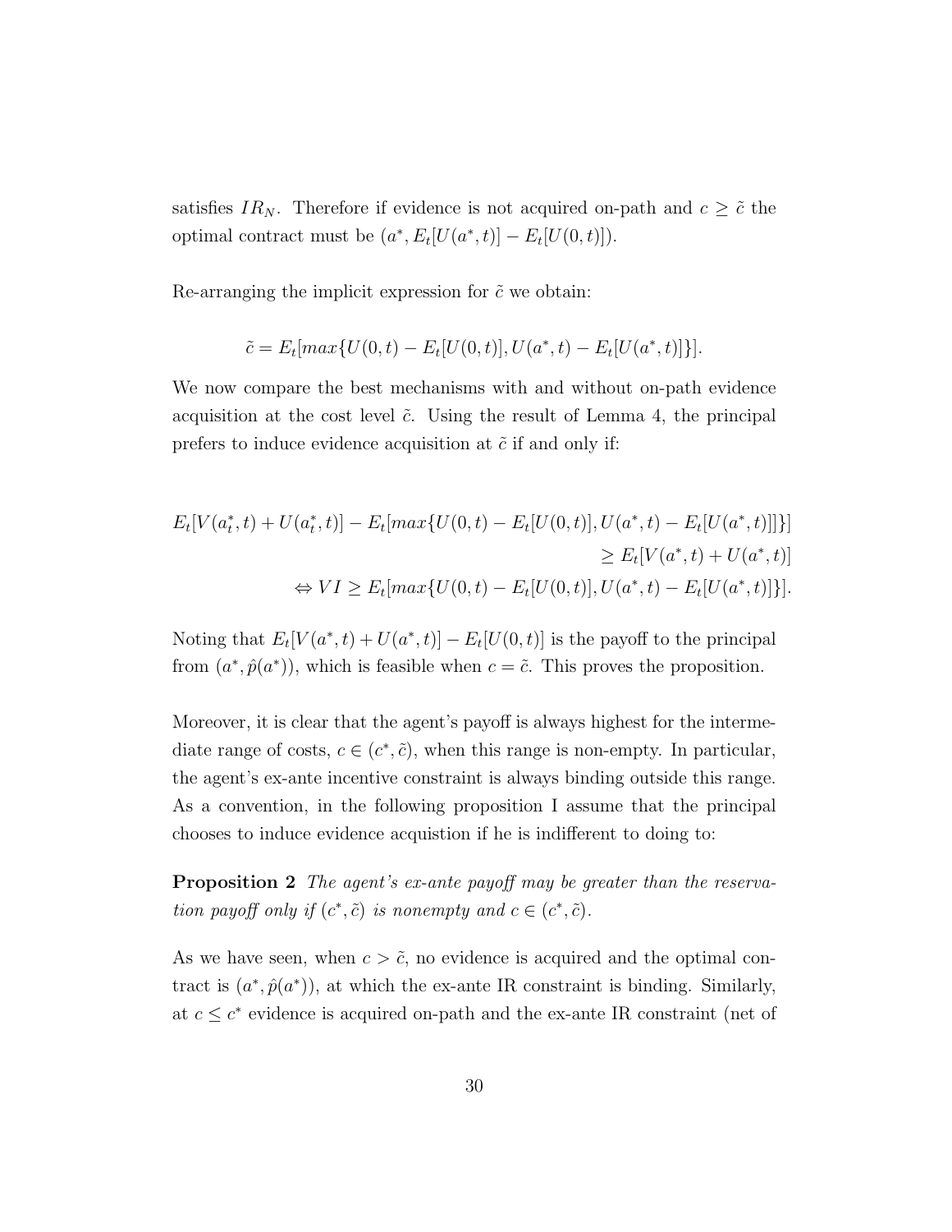satisfies $IR_N$. Therefore if evidence is not acquired on-path and $c \geq \tilde{c}$ the optimal contract must be $(a^*, E_t[U(a^*, t)] - E_t[U(0, t)])$.

Re-arranging the implicit expression for $\tilde{c}$ we obtain:

$$\tilde{c} = E_t[max\{U(0, t) - E_t[U(0, t)], U(a^*, t) - E_t[U(a^*, t)]\}].$$

We now compare the best mechanisms with and without on-path evidence acquisition at the cost level $\tilde{c}$. Using the result of Lemma 4, the principal prefers to induce evidence acquisition at $\tilde{c}$ if and only if:

$$\begin{aligned}
E_t[V(a_t^*, t) + U(a_t^*, t)] - E_t[max\{U(0, t) - E_t[U(0, t)], U(a^*, t) - E_t[U(a^*, t)]\}\}] \\
\geq E_t[V(a^*, t) + U(a^*, t)] \\
\Leftrightarrow VI \geq E_t[max\{U(0, t) - E_t[U(0, t)], U(a^*, t) - E_t[U(a^*, t)]\}].
\end{aligned}$$

Noting that $E_t[V(a^*, t) + U(a^*, t)] - E_t[U(0, t)]$ is the payoff to the principal from $(a^*, \hat{p}(a^*))$, which is feasible when $c = \tilde{c}$. This proves the proposition.

Moreover, it is clear that the agent's payoff is always highest for the intermediate range of costs, $c \in (c^*, \tilde{c})$, when this range is non-empty. In particular, the agent's ex-ante incentive constraint is always binding outside this range. As a convention, in the following proposition I assume that the principal chooses to induce evidence acquistion if he is indifferent to doing to:

**Proposition 2** *The agent's ex-ante payoff may be greater than the reservation payoff only if $(c^*, \tilde{c})$ is nonempty and $c \in (c^*, \tilde{c})$.*

As we have seen, when $c > \tilde{c}$, no evidence is acquired and the optimal contract is $(a^*, \hat{p}(a^*))$, at which the ex-ante IR constraint is binding. Similarly, at $c \leq c^*$ evidence is acquired on-path and the ex-ante IR constraint (net of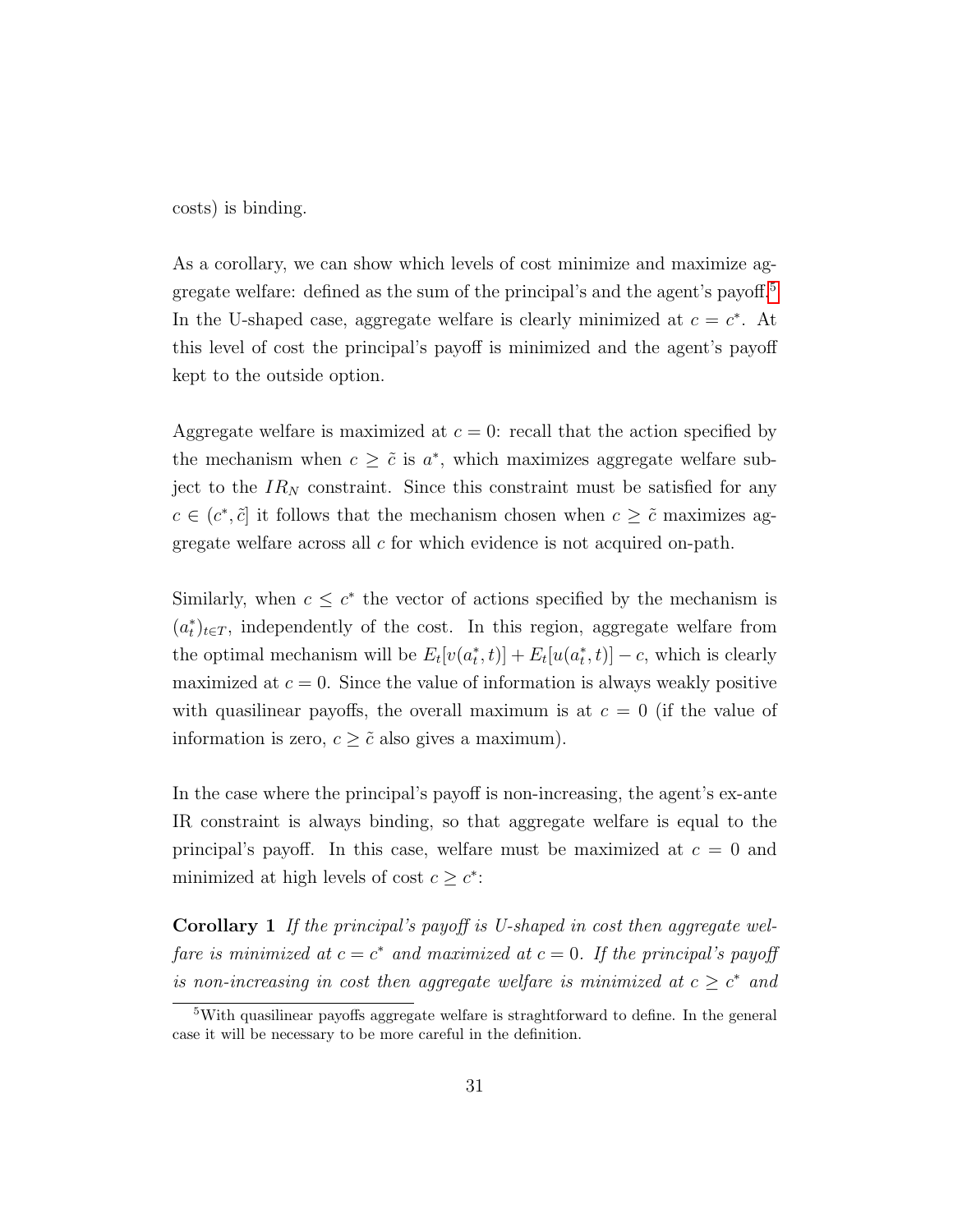costs) is binding.

As a corollary, we can show which levels of cost minimize and maximize aggregate welfare: defined as the sum of the principal's and the agent's payoff.[5] In the U-shaped case, aggregate welfare is clearly minimized at $c = c^*$. At this level of cost the principal's payoff is minimized and the agent's payoff kept to the outside option.

Aggregate welfare is maximized at $c = 0$: recall that the action specified by the mechanism when $c \geq \tilde{c}$ is $a^*$, which maximizes aggregate welfare subject to the $IR_N$ constraint. Since this constraint must be satisfied for any $c \in (c^*, \tilde{c}]$ it follows that the mechanism chosen when $c \geq \tilde{c}$ maximizes aggregate welfare across all $c$ for which evidence is not acquired on-path.

Similarly, when $c \leq c^*$ the vector of actions specified by the mechanism is $(a_t^*)_{t \in T}$, independently of the cost. In this region, aggregate welfare from the optimal mechanism will be $E_t[v(a_t^*, t)] + E_t[u(a_t^*, t)] - c$, which is clearly maximized at $c = 0$. Since the value of information is always weakly positive with quasilinear payoffs, the overall maximum is at $c = 0$ (if the value of information is zero, $c \geq \tilde{c}$ also gives a maximum).

In the case where the principal's payoff is non-increasing, the agent's ex-ante IR constraint is always binding, so that aggregate welfare is equal to the principal's payoff. In this case, welfare must be maximized at $c = 0$ and minimized at high levels of cost $c \geq c^*$:

**Corollary 1** *If the principal's payoff is U-shaped in cost then aggregate welfare is minimized at $c = c^*$ and maximized at $c = 0$. If the principal's payoff is non-increasing in cost then aggregate welfare is minimized at $c \geq c^*$ and*

[5] With quasilinear payoffs aggregate welfare is straghtforward to define. In the general case it will be necessary to be more careful in the definition.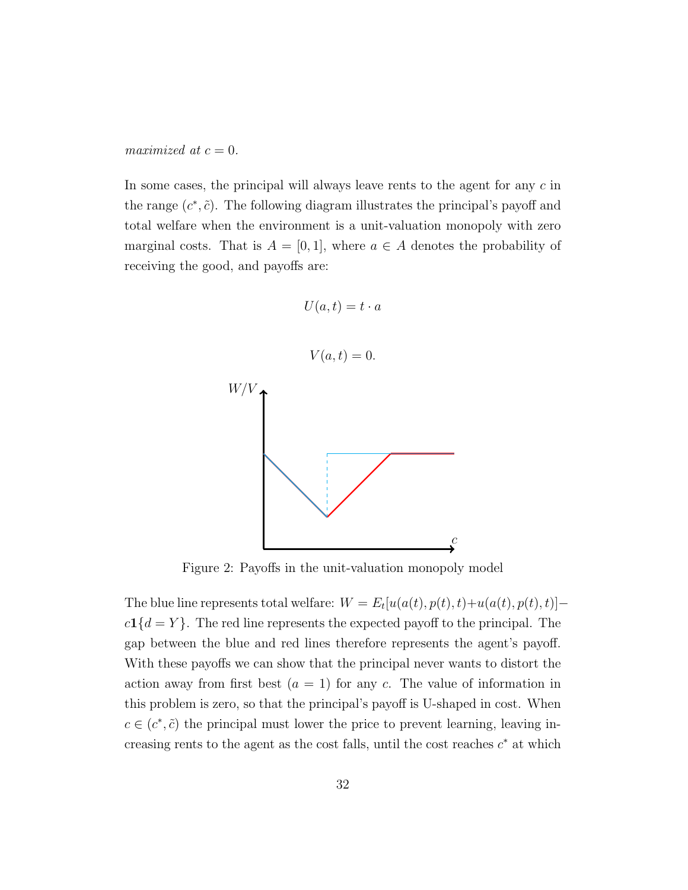*maximized at $c = 0$.*

In some cases, the principal will always leave rents to the agent for any $c$ in the range $(c^*, \tilde{c})$. The following diagram illustrates the principal's payoff and total welfare when the environment is a unit-valuation monopoly with zero marginal costs. That is $A = [0, 1]$, where $a \in A$ denotes the probability of receiving the good, and payoffs are:

$$U(a, t) = t \cdot a$$

$$V(a, t) = 0.$$

Figure 2: Payoffs in the unit-valuation monopoly model

The blue line represents total welfare: $W = E_t[u(a(t), p(t), t) + u(a(t), p(t), t)] - c\mathbf{1}\{d = Y\}$. The red line represents the expected payoff to the principal. The gap between the blue and red lines therefore represents the agent's payoff. With these payoffs we can show that the principal never wants to distort the action away from first best ($a = 1$) for any $c$. The value of information in this problem is zero, so that the principal's payoff is U-shaped in cost. When $c \in (c^*, \tilde{c})$ the principal must lower the price to prevent learning, leaving increasing rents to the agent as the cost falls, until the cost reaches $c^*$ at which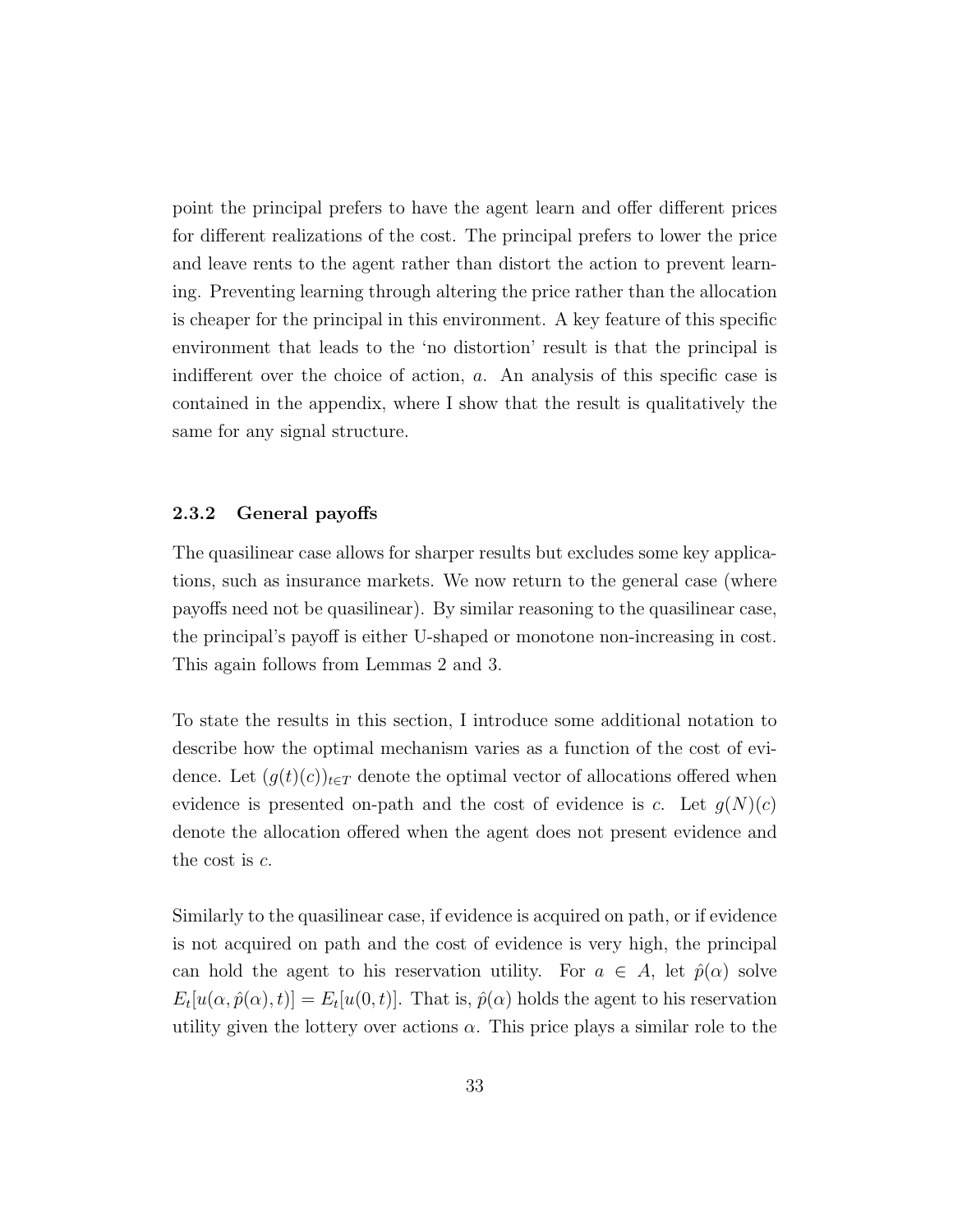point the principal prefers to have the agent learn and offer different prices for different realizations of the cost. The principal prefers to lower the price and leave rents to the agent rather than distort the action to prevent learning. Preventing learning through altering the price rather than the allocation is cheaper for the principal in this environment. A key feature of this specific environment that leads to the 'no distortion' result is that the principal is indifferent over the choice of action, $a$. An analysis of this specific case is contained in the appendix, where I show that the result is qualitatively the same for any signal structure.

### 2.3.2 General payoffs

The quasilinear case allows for sharper results but excludes some key applications, such as insurance markets. We now return to the general case (where payoffs need not be quasilinear). By similar reasoning to the quasilinear case, the principal's payoff is either U-shaped or monotone non-increasing in cost. This again follows from Lemmas 2 and 3.

To state the results in this section, I introduce some additional notation to describe how the optimal mechanism varies as a function of the cost of evidence. Let $(g(t)(c))_{t \in T}$ denote the optimal vector of allocations offered when evidence is presented on-path and the cost of evidence is $c$. Let $g(N)(c)$ denote the allocation offered when the agent does not present evidence and the cost is $c$.

Similarly to the quasilinear case, if evidence is acquired on path, or if evidence is not acquired on path and the cost of evidence is very high, the principal can hold the agent to his reservation utility. For $a \in A$, let $\hat{p}(\alpha)$ solve $E_t[u(\alpha, \hat{p}(\alpha), t)] = E_t[u(0, t)]$. That is, $\hat{p}(\alpha)$ holds the agent to his reservation utility given the lottery over actions $\alpha$. This price plays a similar role to the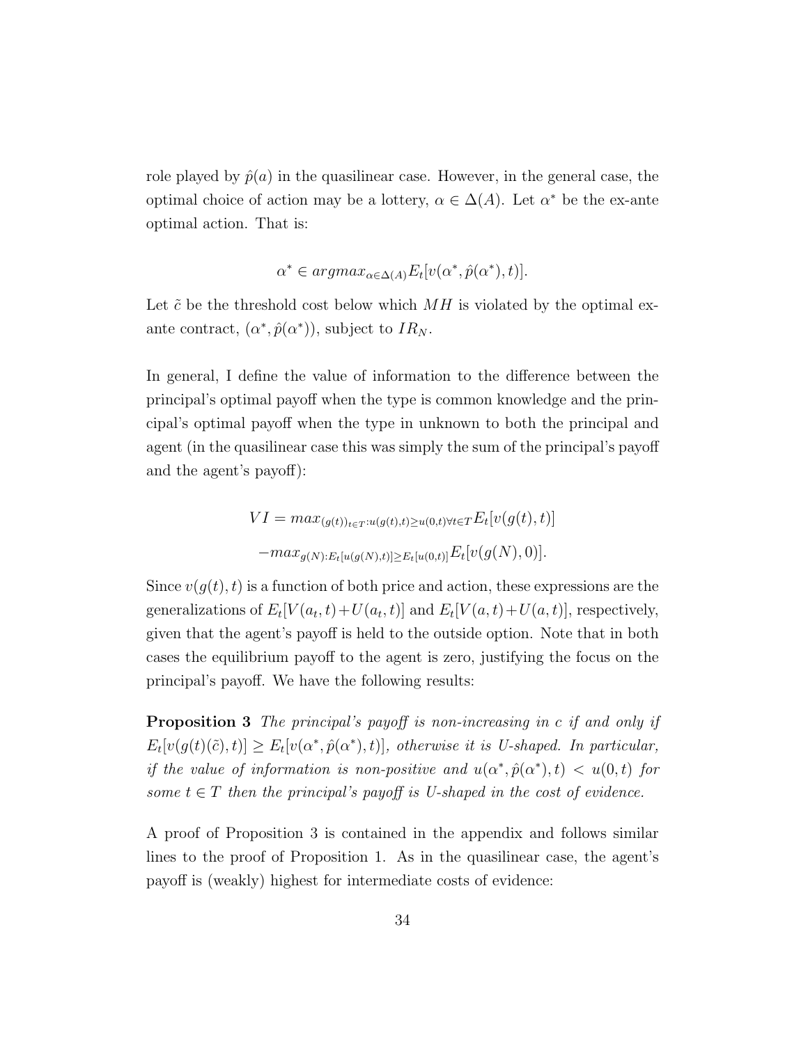role played by $\hat{p}(a)$ in the quasilinear case. However, in the general case, the optimal choice of action may be a lottery, $\alpha \in \Delta(A)$. Let $\alpha^*$ be the ex-ante optimal action. That is:

$$\alpha^* \in argmax_{\alpha \in \Delta(A)} E_t[v(\alpha^*, \hat{p}(\alpha^*), t)].$$

Let $\tilde{c}$ be the threshold cost below which $MH$ is violated by the optimal ex-ante contract, $(\alpha^*, \hat{p}(\alpha^*))$, subject to $IR_N$.

In general, I define the value of information to the difference between the principal's optimal payoff when the type is common knowledge and the principal's optimal payoff when the type in unknown to both the principal and agent (in the quasilinear case this was simply the sum of the principal's payoff and the agent's payoff):

$$VI = max_{(g(t))_{t \in T}: u(g(t),t) \geq u(0,t) \forall t \in T} E_t[v(g(t), t)]$$

$$-max_{g(N): E_t[u(g(N),t)] \geq E_t[u(0,t)]} E_t[v(g(N), 0)].$$

Since $v(g(t), t)$ is a function of both price and action, these expressions are the generalizations of $E_t[V(a_t, t) + U(a_t, t)]$ and $E_t[V(a, t) + U(a, t)]$, respectively, given that the agent's payoff is held to the outside option. Note that in both cases the equilibrium payoff to the agent is zero, justifying the focus on the principal's payoff. We have the following results:

**Proposition 3** *The principal's payoff is non-increasing in c if and only if* $E_t[v(g(t)(\tilde{c}), t)] \geq E_t[v(\alpha^*, \hat{p}(\alpha^*), t)]$*, otherwise it is U-shaped. In particular, if the value of information is non-positive and* $u(\alpha^*, \hat{p}(\alpha^*), t) < u(0, t)$ *for some* $t \in T$ *then the principal's payoff is U-shaped in the cost of evidence.*

A proof of Proposition 3 is contained in the appendix and follows similar lines to the proof of Proposition 1. As in the quasilinear case, the agent's payoff is (weakly) highest for intermediate costs of evidence: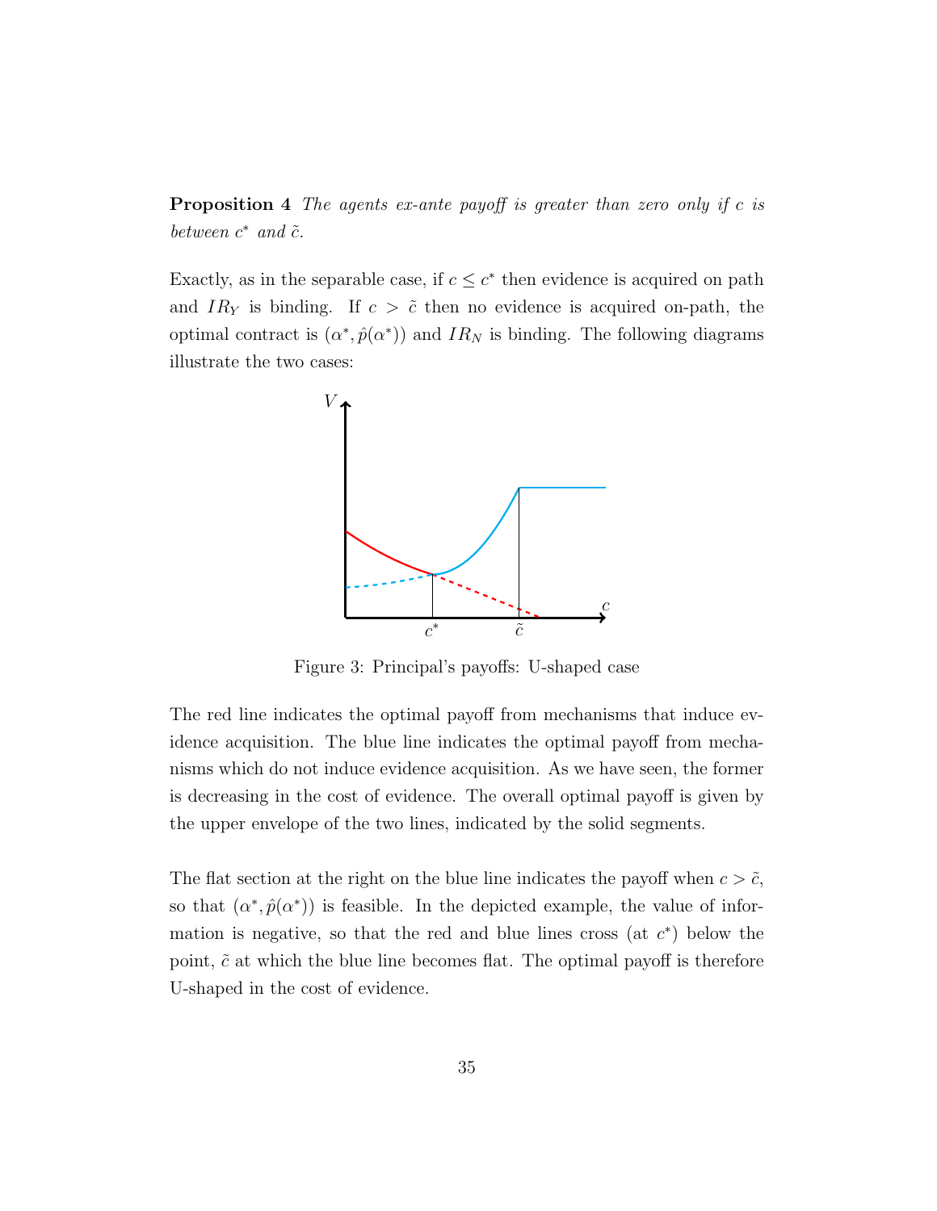**Proposition 4** *The agents ex-ante payoff is greater than zero only if $c$ is between $c^*$ and $\tilde{c}$.*

Exactly, as in the separable case, if $c \leq c^*$ then evidence is acquired on path and $IR_Y$ is binding. If $c > \tilde{c}$ then no evidence is acquired on-path, the optimal contract is $(\alpha^*, \hat{p}(\alpha^*))$ and $IR_N$ is binding. The following diagrams illustrate the two cases:

Figure 3: Principal's payoffs: U-shaped case

The red line indicates the optimal payoff from mechanisms that induce evidence acquisition. The blue line indicates the optimal payoff from mechanisms which do not induce evidence acquisition. As we have seen, the former is decreasing in the cost of evidence. The overall optimal payoff is given by the upper envelope of the two lines, indicated by the solid segments.

The flat section at the right on the blue line indicates the payoff when $c > \tilde{c}$, so that $(\alpha^*, \hat{p}(\alpha^*))$ is feasible. In the depicted example, the value of information is negative, so that the red and blue lines cross (at $c^*$) below the point, $\tilde{c}$ at which the blue line becomes flat. The optimal payoff is therefore U-shaped in the cost of evidence.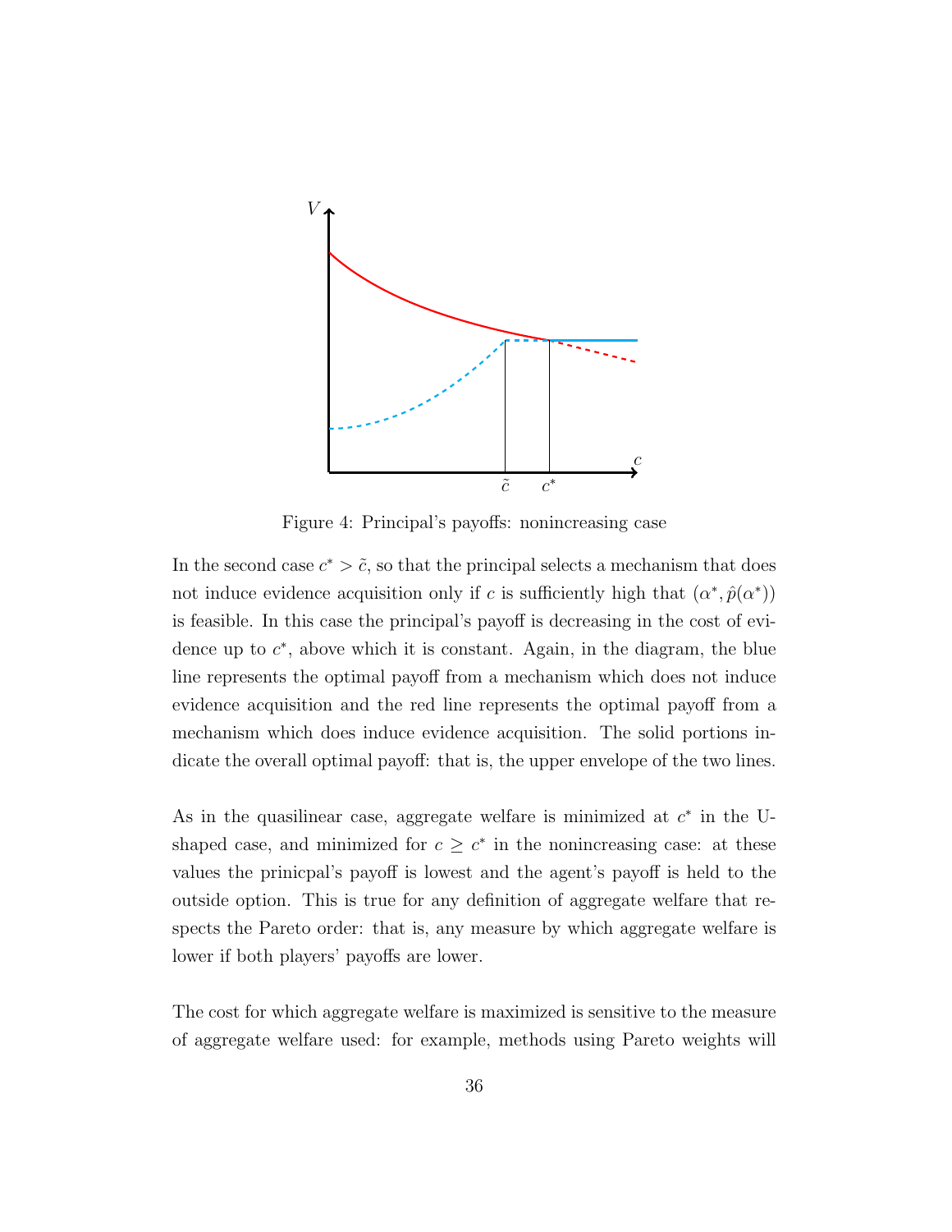Figure 4: Principal's payoffs: nonincreasing case

In the second case $c^* > \tilde{c}$, so that the principal selects a mechanism that does not induce evidence acquisition only if $c$ is sufficiently high that $(\alpha^*, \hat{p}(\alpha^*))$ is feasible. In this case the principal's payoff is decreasing in the cost of evidence up to $c^*$, above which it is constant. Again, in the diagram, the blue line represents the optimal payoff from a mechanism which does not induce evidence acquisition and the red line represents the optimal payoff from a mechanism which does induce evidence acquisition. The solid portions indicate the overall optimal payoff: that is, the upper envelope of the two lines.

As in the quasilinear case, aggregate welfare is minimized at $c^*$ in the U-shaped case, and minimized for $c \geq c^*$ in the nonincreasing case: at these values the prinicpal's payoff is lowest and the agent's payoff is held to the outside option. This is true for any definition of aggregate welfare that respects the Pareto order: that is, any measure by which aggregate welfare is lower if both players' payoffs are lower.

The cost for which aggregate welfare is maximized is sensitive to the measure of aggregate welfare used: for example, methods using Pareto weights will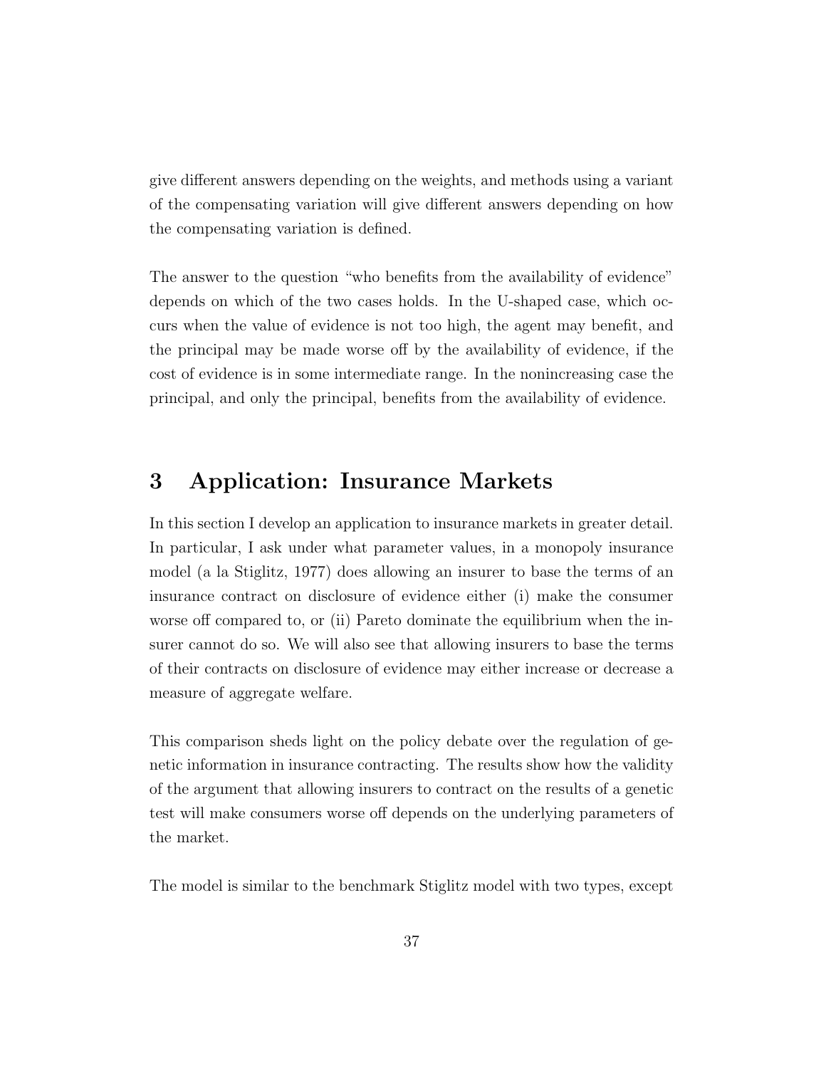give different answers depending on the weights, and methods using a variant of the compensating variation will give different answers depending on how the compensating variation is defined.

The answer to the question "who benefits from the availability of evidence" depends on which of the two cases holds. In the U-shaped case, which occurs when the value of evidence is not too high, the agent may benefit, and the principal may be made worse off by the availability of evidence, if the cost of evidence is in some intermediate range. In the nonincreasing case the principal, and only the principal, benefits from the availability of evidence.

## 3 Application: Insurance Markets

In this section I develop an application to insurance markets in greater detail. In particular, I ask under what parameter values, in a monopoly insurance model (a la Stiglitz, 1977) does allowing an insurer to base the terms of an insurance contract on disclosure of evidence either (i) make the consumer worse off compared to, or (ii) Pareto dominate the equilibrium when the insurer cannot do so. We will also see that allowing insurers to base the terms of their contracts on disclosure of evidence may either increase or decrease a measure of aggregate welfare.

This comparison sheds light on the policy debate over the regulation of genetic information in insurance contracting. The results show how the validity of the argument that allowing insurers to contract on the results of a genetic test will make consumers worse off depends on the underlying parameters of the market.

The model is similar to the benchmark Stiglitz model with two types, except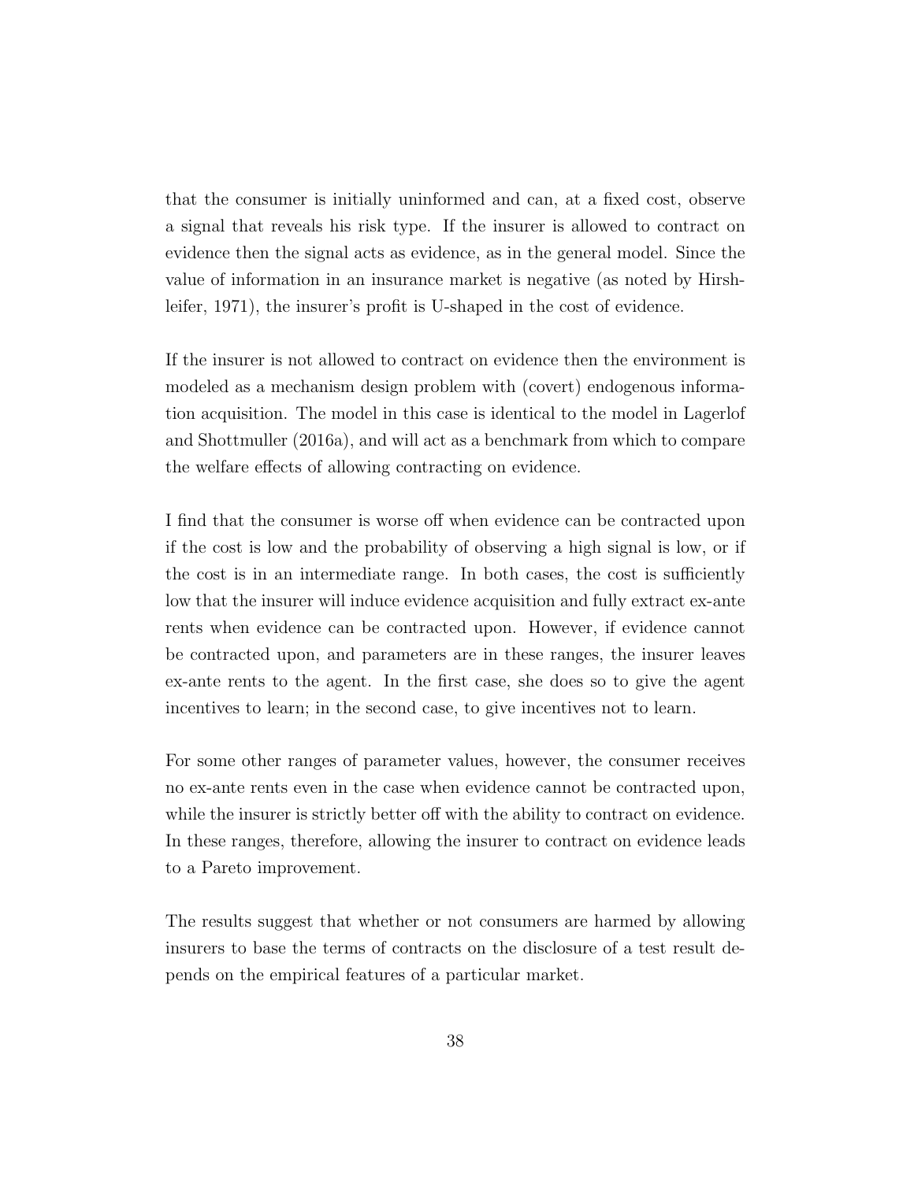that the consumer is initially uninformed and can, at a fixed cost, observe a signal that reveals his risk type. If the insurer is allowed to contract on evidence then the signal acts as evidence, as in the general model. Since the value of information in an insurance market is negative (as noted by Hirshleifer, 1971), the insurer's profit is U-shaped in the cost of evidence.

If the insurer is not allowed to contract on evidence then the environment is modeled as a mechanism design problem with (covert) endogenous information acquisition. The model in this case is identical to the model in Lagerlof and Shottmuller (2016a), and will act as a benchmark from which to compare the welfare effects of allowing contracting on evidence.

I find that the consumer is worse off when evidence can be contracted upon if the cost is low and the probability of observing a high signal is low, or if the cost is in an intermediate range. In both cases, the cost is sufficiently low that the insurer will induce evidence acquisition and fully extract ex-ante rents when evidence can be contracted upon. However, if evidence cannot be contracted upon, and parameters are in these ranges, the insurer leaves ex-ante rents to the agent. In the first case, she does so to give the agent incentives to learn; in the second case, to give incentives not to learn.

For some other ranges of parameter values, however, the consumer receives no ex-ante rents even in the case when evidence cannot be contracted upon, while the insurer is strictly better off with the ability to contract on evidence. In these ranges, therefore, allowing the insurer to contract on evidence leads to a Pareto improvement.

The results suggest that whether or not consumers are harmed by allowing insurers to base the terms of contracts on the disclosure of a test result depends on the empirical features of a particular market.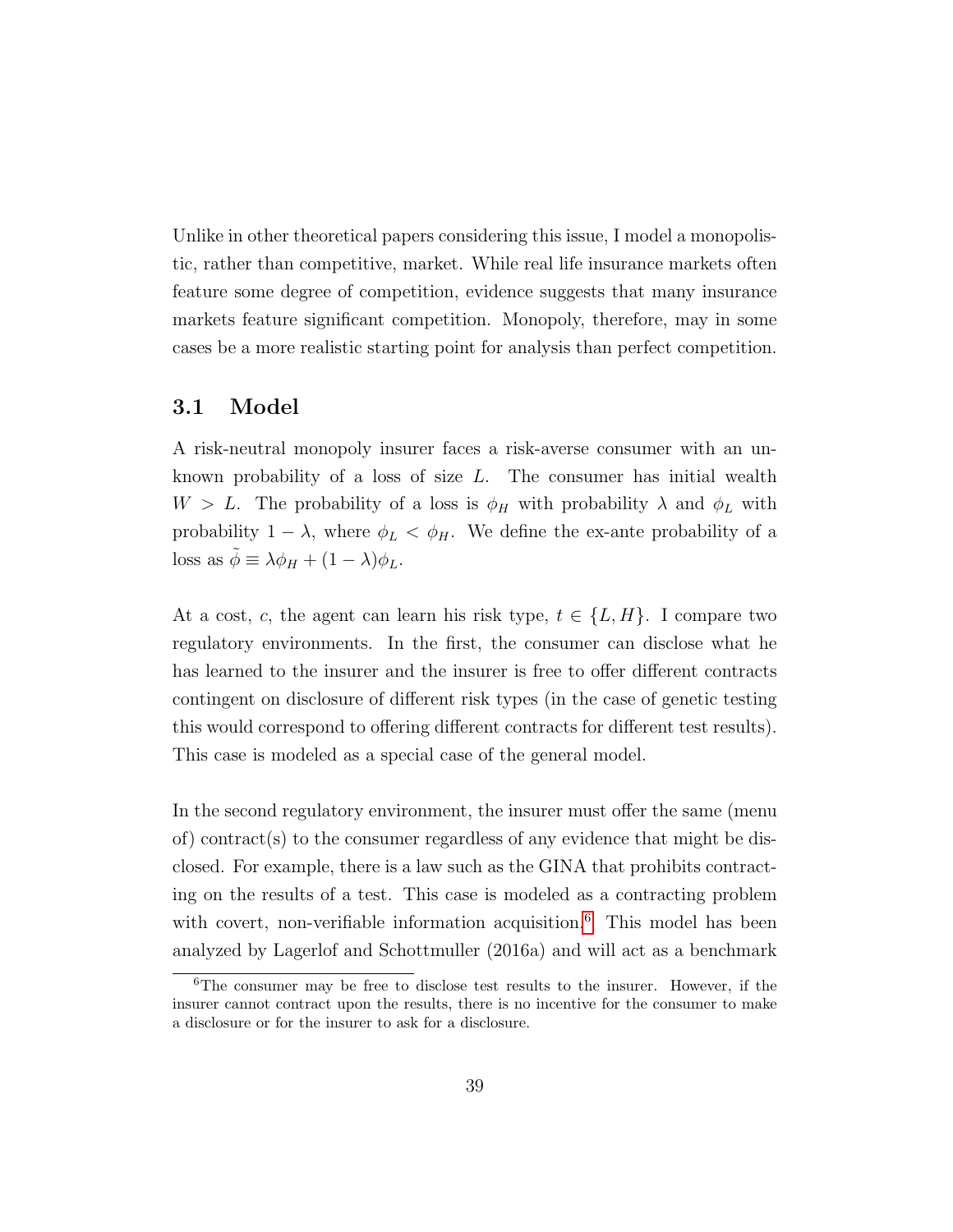Unlike in other theoretical papers considering this issue, I model a monopolistic, rather than competitive, market. While real life insurance markets often feature some degree of competition, evidence suggests that many insurance markets feature significant competition. Monopoly, therefore, may in some cases be a more realistic starting point for analysis than perfect competition.

## 3.1 Model

A risk-neutral monopoly insurer faces a risk-averse consumer with an unknown probability of a loss of size $L$. The consumer has initial wealth $W > L$. The probability of a loss is $\phi_H$ with probability $\lambda$ and $\phi_L$ with probability $1 - \lambda$, where $\phi_L < \phi_H$. We define the ex-ante probability of a loss as $\tilde{\phi} \equiv \lambda\phi_H + (1 - \lambda)\phi_L$.

At a cost, $c$, the agent can learn his risk type, $t \in \{L, H\}$. I compare two regulatory environments. In the first, the consumer can disclose what he has learned to the insurer and the insurer is free to offer different contracts contingent on disclosure of different risk types (in the case of genetic testing this would correspond to offering different contracts for different test results). This case is modeled as a special case of the general model.

In the second regulatory environment, the insurer must offer the same (menu of) contract(s) to the consumer regardless of any evidence that might be disclosed. For example, there is a law such as the GINA that prohibits contracting on the results of a test. This case is modeled as a contracting problem with covert, non-verifiable information acquisition.[6] This model has been analyzed by Lagerlof and Schottmuller (2016a) and will act as a benchmark

[6] The consumer may be free to disclose test results to the insurer. However, if the insurer cannot contract upon the results, there is no incentive for the consumer to make a disclosure or for the insurer to ask for a disclosure.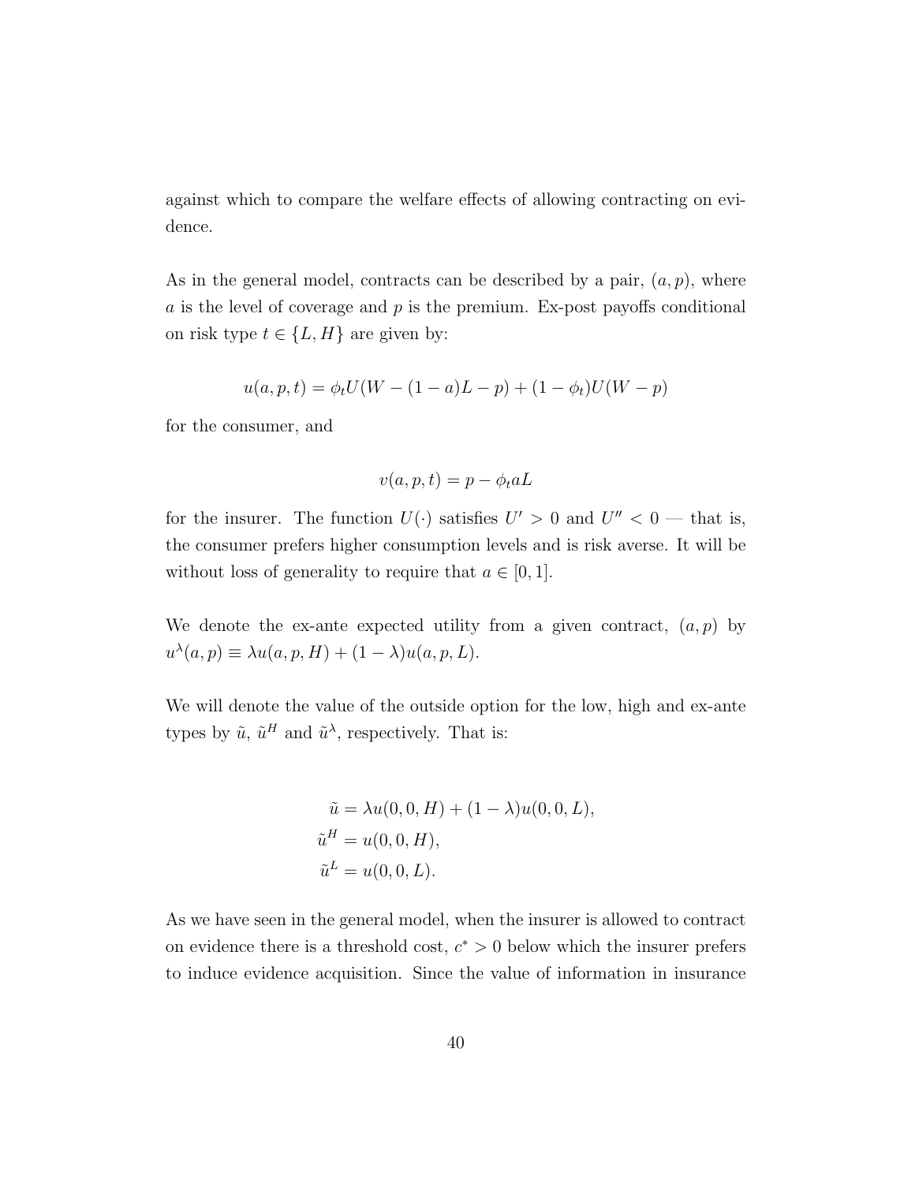against which to compare the welfare effects of allowing contracting on evidence.

As in the general model, contracts can be described by a pair, $(a, p)$, where $a$ is the level of coverage and $p$ is the premium. Ex-post payoffs conditional on risk type $t \in \{L, H\}$ are given by:

$$u(a, p, t) = \phi_t U(W - (1-a)L - p) + (1 - \phi_t)U(W - p)$$

for the consumer, and

$$v(a, p, t) = p - \phi_t a L$$

for the insurer. The function $U(\cdot)$ satisfies $U' > 0$ and $U'' < 0$ — that is, the consumer prefers higher consumption levels and is risk averse. It will be without loss of generality to require that $a \in [0, 1]$.

We denote the ex-ante expected utility from a given contract, $(a, p)$ by $u^\lambda(a, p) \equiv \lambda u(a, p, H) + (1 - \lambda)u(a, p, L)$.

We will denote the value of the outside option for the low, high and ex-ante types by $\tilde{u}$, $\tilde{u}^H$ and $\tilde{u}^\lambda$, respectively. That is:

$$\begin{aligned}
\tilde{u} &= \lambda u(0, 0, H) + (1 - \lambda)u(0, 0, L), \\
\tilde{u}^H &= u(0, 0, H), \\
\tilde{u}^L &= u(0, 0, L).
\end{aligned}$$

As we have seen in the general model, when the insurer is allowed to contract on evidence there is a threshold cost, $c^* > 0$ below which the insurer prefers to induce evidence acquisition. Since the value of information in insurance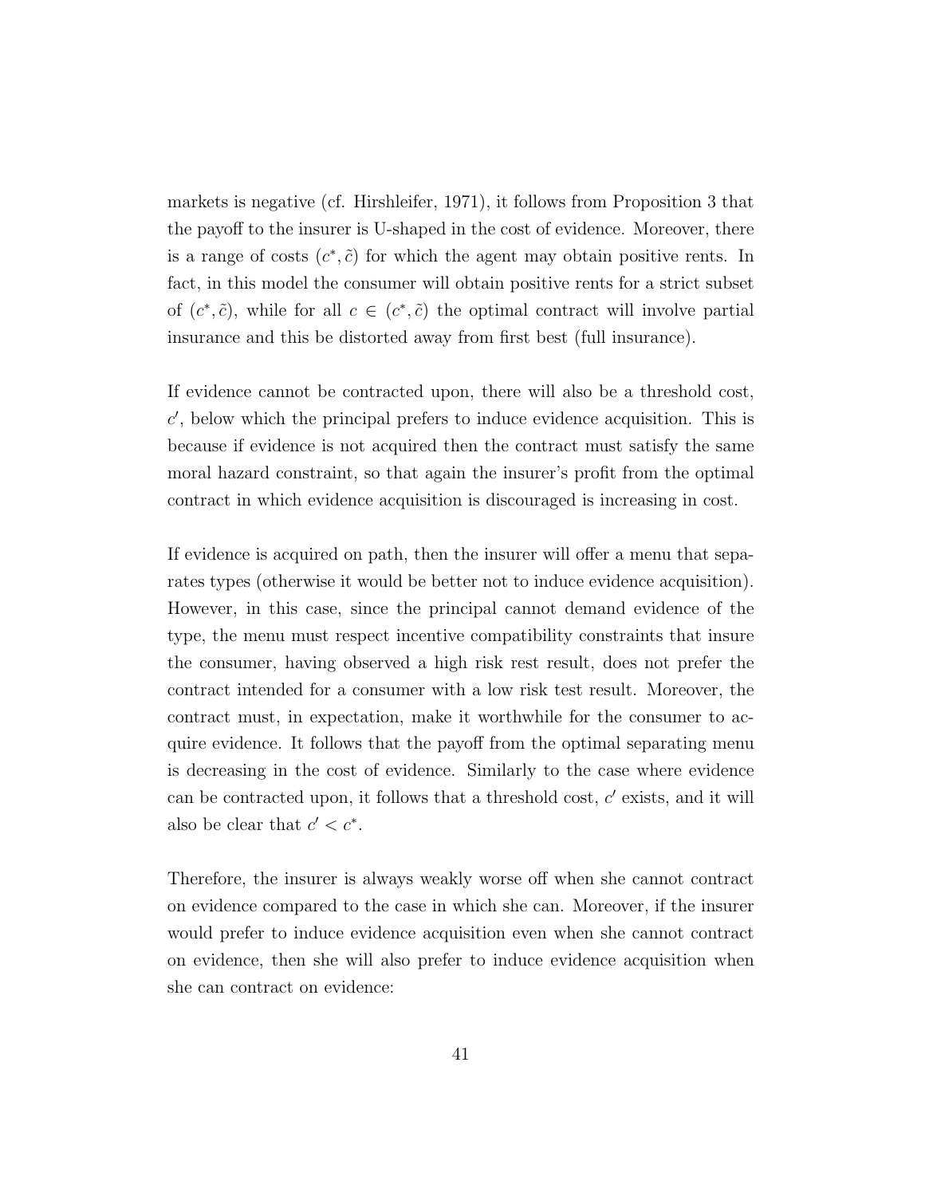markets is negative (cf. Hirshleifer, 1971), it follows from Proposition 3 that the payoff to the insurer is U-shaped in the cost of evidence. Moreover, there is a range of costs $(c^*, \tilde{c})$ for which the agent may obtain positive rents. In fact, in this model the consumer will obtain positive rents for a strict subset of $(c^*, \tilde{c})$, while for all $c \in (c^*, \tilde{c})$ the optimal contract will involve partial insurance and this be distorted away from first best (full insurance).

If evidence cannot be contracted upon, there will also be a threshold cost, $c'$, below which the principal prefers to induce evidence acquisition. This is because if evidence is not acquired then the contract must satisfy the same moral hazard constraint, so that again the insurer's profit from the optimal contract in which evidence acquisition is discouraged is increasing in cost.

If evidence is acquired on path, then the insurer will offer a menu that separates types (otherwise it would be better not to induce evidence acquisition). However, in this case, since the principal cannot demand evidence of the type, the menu must respect incentive compatibility constraints that insure the consumer, having observed a high risk rest result, does not prefer the contract intended for a consumer with a low risk test result. Moreover, the contract must, in expectation, make it worthwhile for the consumer to acquire evidence. It follows that the payoff from the optimal separating menu is decreasing in the cost of evidence. Similarly to the case where evidence can be contracted upon, it follows that a threshold cost, $c'$ exists, and it will also be clear that $c' < c^*$.

Therefore, the insurer is always weakly worse off when she cannot contract on evidence compared to the case in which she can. Moreover, if the insurer would prefer to induce evidence acquisition even when she cannot contract on evidence, then she will also prefer to induce evidence acquisition when she can contract on evidence: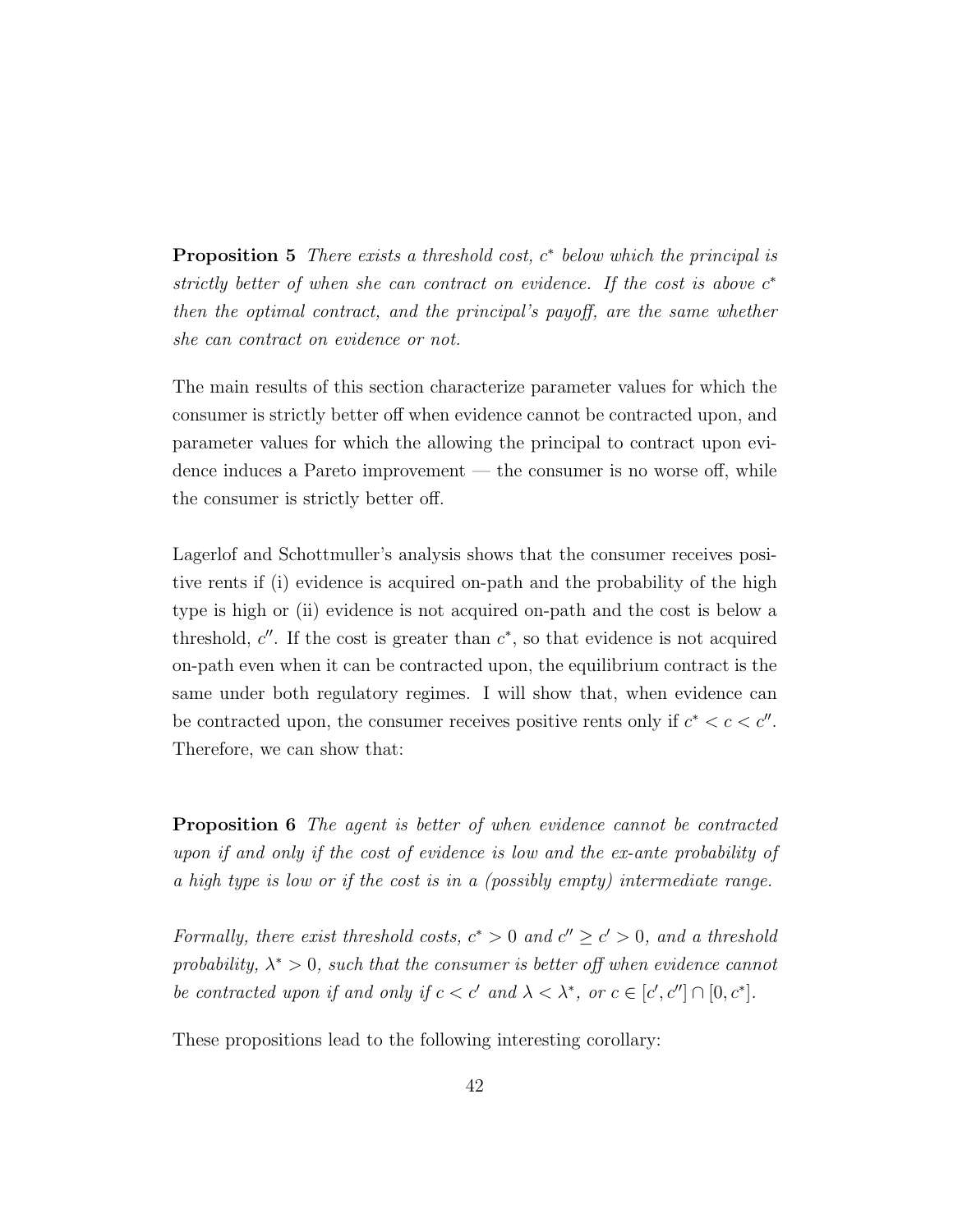**Proposition 5** *There exists a threshold cost, $c^*$ below which the principal is strictly better of when she can contract on evidence. If the cost is above $c^*$ then the optimal contract, and the principal's payoff, are the same whether she can contract on evidence or not.*

The main results of this section characterize parameter values for which the consumer is strictly better off when evidence cannot be contracted upon, and parameter values for which the allowing the principal to contract upon evidence induces a Pareto improvement — the consumer is no worse off, while the consumer is strictly better off.

Lagerlof and Schottmuller's analysis shows that the consumer receives positive rents if (i) evidence is acquired on-path and the probability of the high type is high or (ii) evidence is not acquired on-path and the cost is below a threshold, $c''$. If the cost is greater than $c^*$, so that evidence is not acquired on-path even when it can be contracted upon, the equilibrium contract is the same under both regulatory regimes. I will show that, when evidence can be contracted upon, the consumer receives positive rents only if $c^* < c < c''$. Therefore, we can show that:

**Proposition 6** *The agent is better of when evidence cannot be contracted upon if and only if the cost of evidence is low and the ex-ante probability of a high type is low or if the cost is in a (possibly empty) intermediate range.*

*Formally, there exist threshold costs, $c^* > 0$ and $c'' \geq c' > 0$, and a threshold probability, $\lambda^* > 0$, such that the consumer is better off when evidence cannot be contracted upon if and only if $c < c'$ and $\lambda < \lambda^*$, or $c \in [c', c''] \cap [0, c^*]$.*

These propositions lead to the following interesting corollary: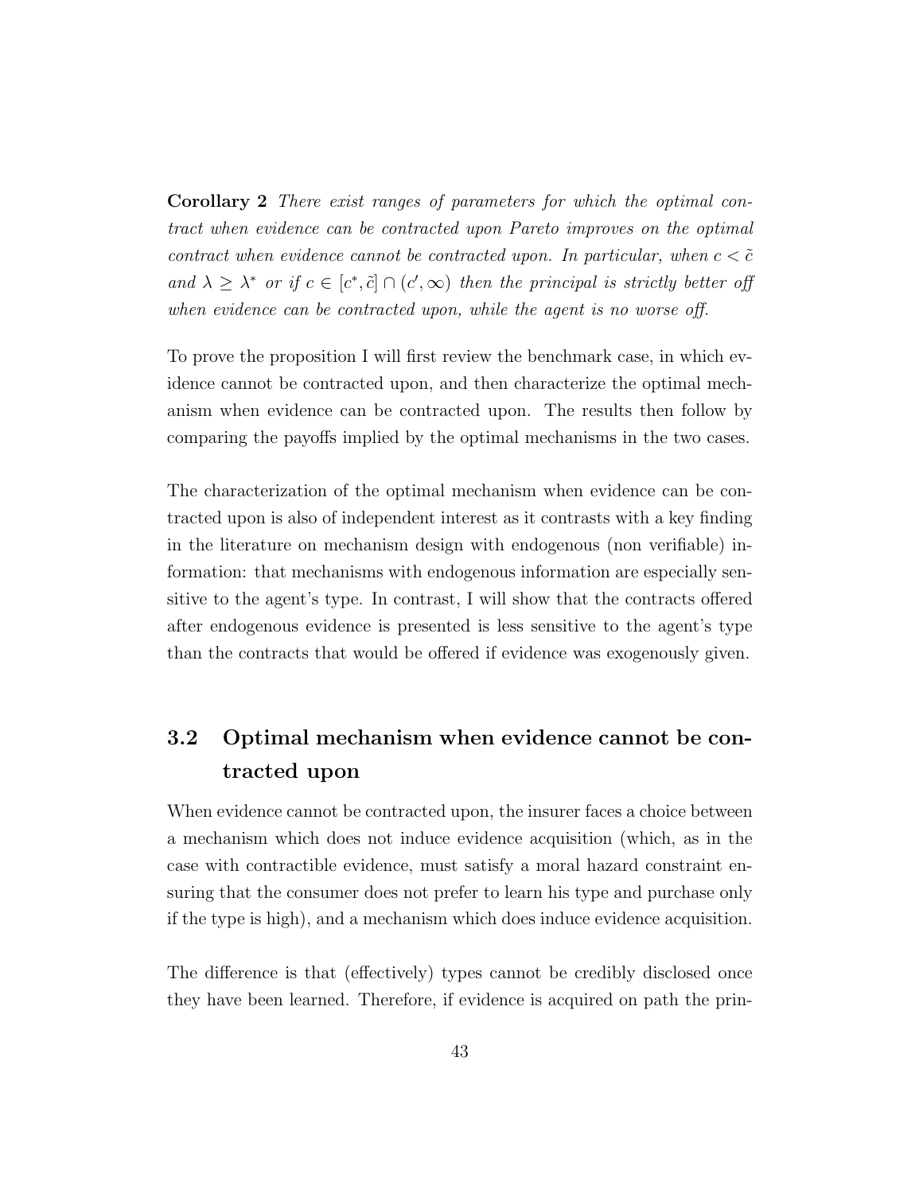**Corollary 2** *There exist ranges of parameters for which the optimal contract when evidence can be contracted upon Pareto improves on the optimal contract when evidence cannot be contracted upon. In particular, when $c < \tilde{c}$ and $\lambda \geq \lambda^*$ or if $c \in [c^*, \tilde{c}] \cap (c', \infty)$ then the principal is strictly better off when evidence can be contracted upon, while the agent is no worse off.*

To prove the proposition I will first review the benchmark case, in which evidence cannot be contracted upon, and then characterize the optimal mechanism when evidence can be contracted upon. The results then follow by comparing the payoffs implied by the optimal mechanisms in the two cases.

The characterization of the optimal mechanism when evidence can be contracted upon is also of independent interest as it contrasts with a key finding in the literature on mechanism design with endogenous (non verifiable) information: that mechanisms with endogenous information are especially sensitive to the agent's type. In contrast, I will show that the contracts offered after endogenous evidence is presented is less sensitive to the agent's type than the contracts that would be offered if evidence was exogenously given.

## 3.2 Optimal mechanism when evidence cannot be contracted upon

When evidence cannot be contracted upon, the insurer faces a choice between a mechanism which does not induce evidence acquisition (which, as in the case with contractible evidence, must satisfy a moral hazard constraint ensuring that the consumer does not prefer to learn his type and purchase only if the type is high), and a mechanism which does induce evidence acquisition.

The difference is that (effectively) types cannot be credibly disclosed once they have been learned. Therefore, if evidence is acquired on path the prin-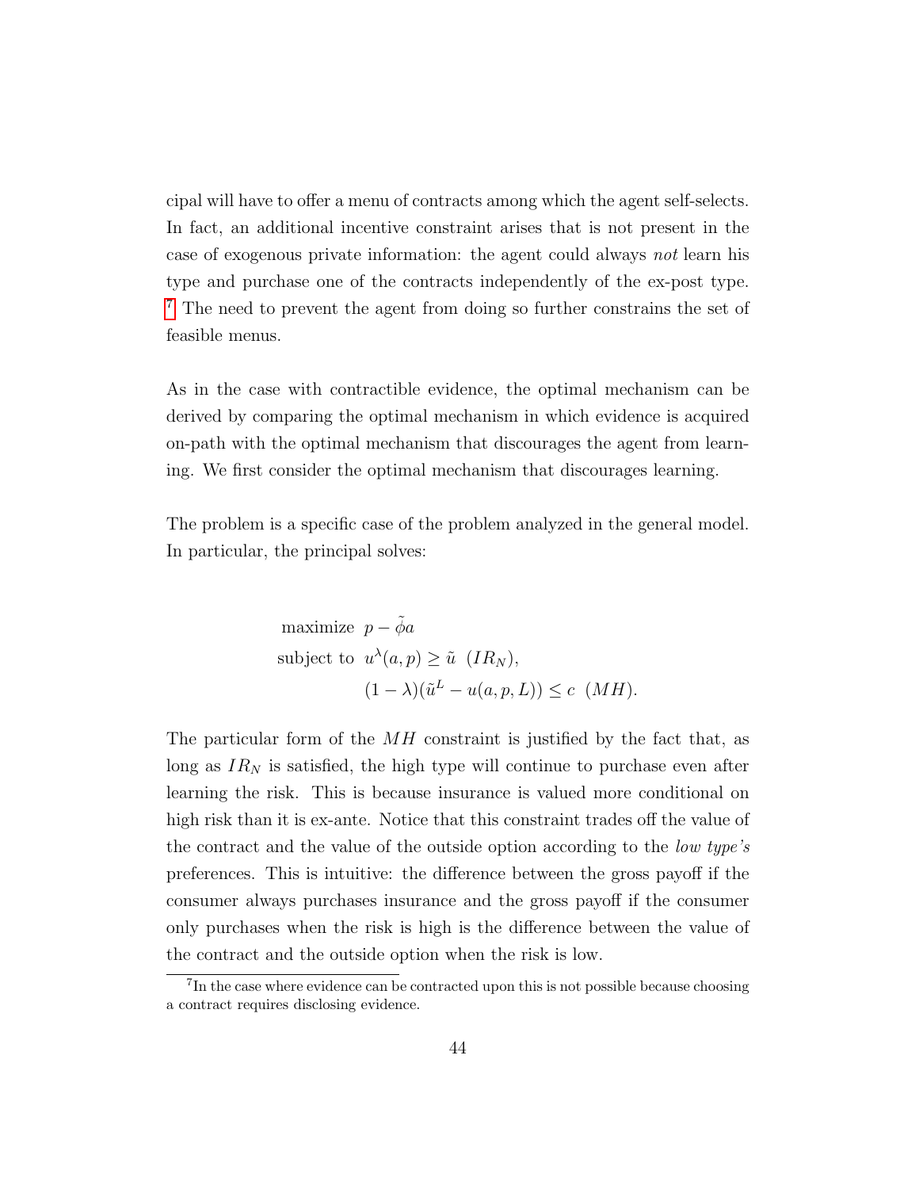cipal will have to offer a menu of contracts among which the agent self-selects. In fact, an additional incentive constraint arises that is not present in the case of exogenous private information: the agent could always *not* learn his type and purchase one of the contracts independently of the ex-post type. [7] The need to prevent the agent from doing so further constrains the set of feasible menus.

As in the case with contractible evidence, the optimal mechanism can be derived by comparing the optimal mechanism in which evidence is acquired on-path with the optimal mechanism that discourages the agent from learning. We first consider the optimal mechanism that discourages learning.

The problem is a specific case of the problem analyzed in the general model. In particular, the principal solves:

$$
\begin{aligned}
\text{maximize} \;\; & p - \tilde{\phi} a \\
\text{subject to} \;\; & u^{\lambda}(a, p) \geq \tilde{u} \;\; (IR_N), \\
& (1-\lambda)(\tilde{u}^L - u(a, p, L)) \leq c \;\; (MH).
\end{aligned}
$$

The particular form of the $MH$ constraint is justified by the fact that, as long as $IR_N$ is satisfied, the high type will continue to purchase even after learning the risk. This is because insurance is valued more conditional on high risk than it is ex-ante. Notice that this constraint trades off the value of the contract and the value of the outside option according to the *low type's* preferences. This is intuitive: the difference between the gross payoff if the consumer always purchases insurance and the gross payoff if the consumer only purchases when the risk is high is the difference between the value of the contract and the outside option when the risk is low.

[7] In the case where evidence can be contracted upon this is not possible because choosing a contract requires disclosing evidence.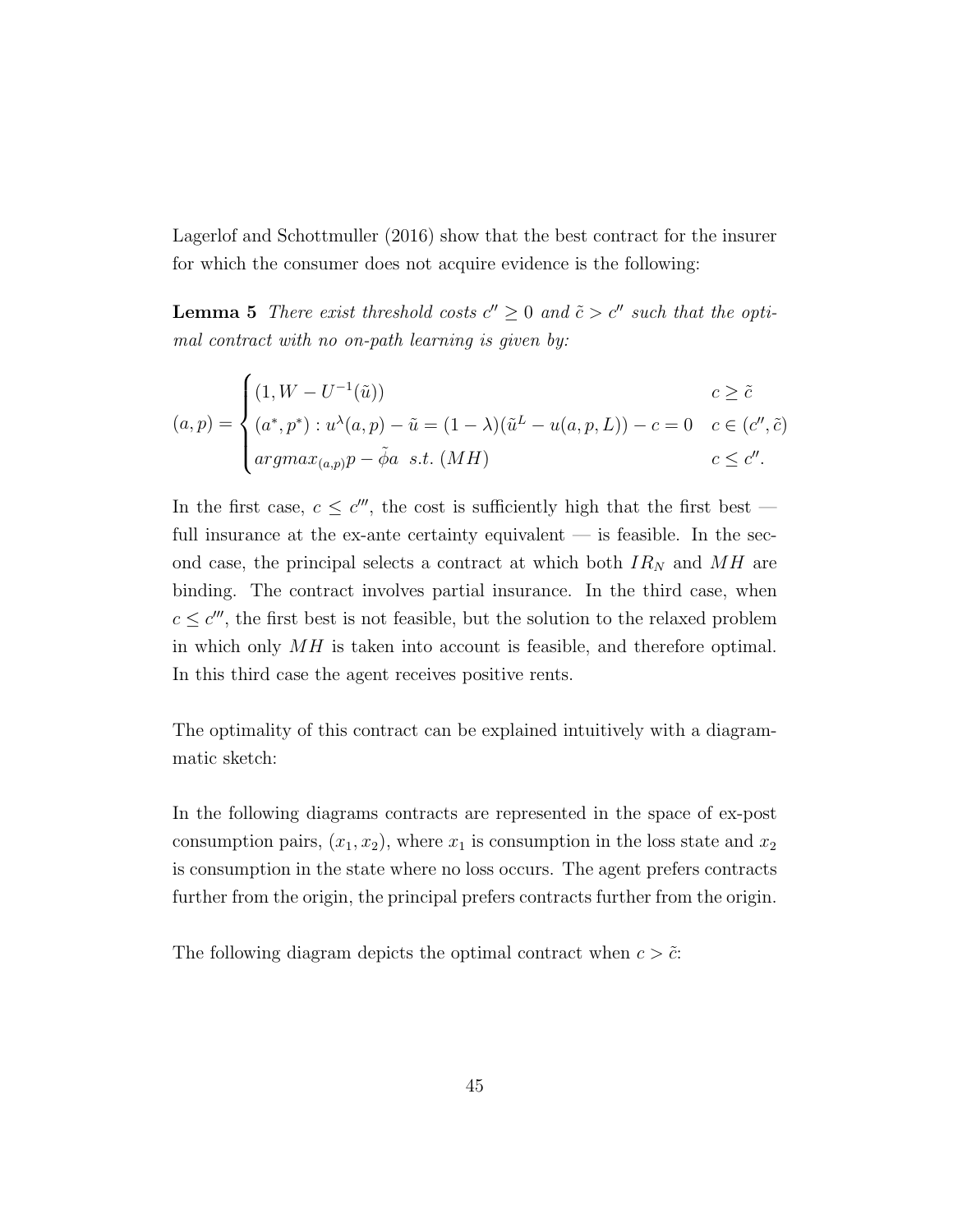Lagerlof and Schottmuller (2016) show that the best contract for the insurer for which the consumer does not acquire evidence is the following:

**Lemma 5** *There exist threshold costs $c'' \geq 0$ and $\tilde{c} > c''$ such that the optimal contract with no on-path learning is given by:*

$$(a,p) = \begin{cases} (1, W - U^{-1}(\tilde{u})) & c \geq \tilde{c} \\ (a^*, p^*) : u^{\lambda}(a,p) - \tilde{u} = (1-\lambda)(\tilde{u}^L - u(a,p,L)) - c = 0 & c \in (c'', \tilde{c}) \\ argmax_{(a,p)} p - \tilde{\phi} a \;\; s.t. \; (MH) & c \leq c''. \end{cases}$$

In the first case, $c \leq c'''$, the cost is sufficiently high that the first best — full insurance at the ex-ante certainty equivalent — is feasible. In the second case, the principal selects a contract at which both $IR_N$ and $MH$ are binding. The contract involves partial insurance. In the third case, when $c \leq c'''$, the first best is not feasible, but the solution to the relaxed problem in which only $MH$ is taken into account is feasible, and therefore optimal. In this third case the agent receives positive rents.

The optimality of this contract can be explained intuitively with a diagrammatic sketch:

In the following diagrams contracts are represented in the space of ex-post consumption pairs, $(x_1, x_2)$, where $x_1$ is consumption in the loss state and $x_2$ is consumption in the state where no loss occurs. The agent prefers contracts further from the origin, the principal prefers contracts further from the origin.

The following diagram depicts the optimal contract when $c > \tilde{c}$: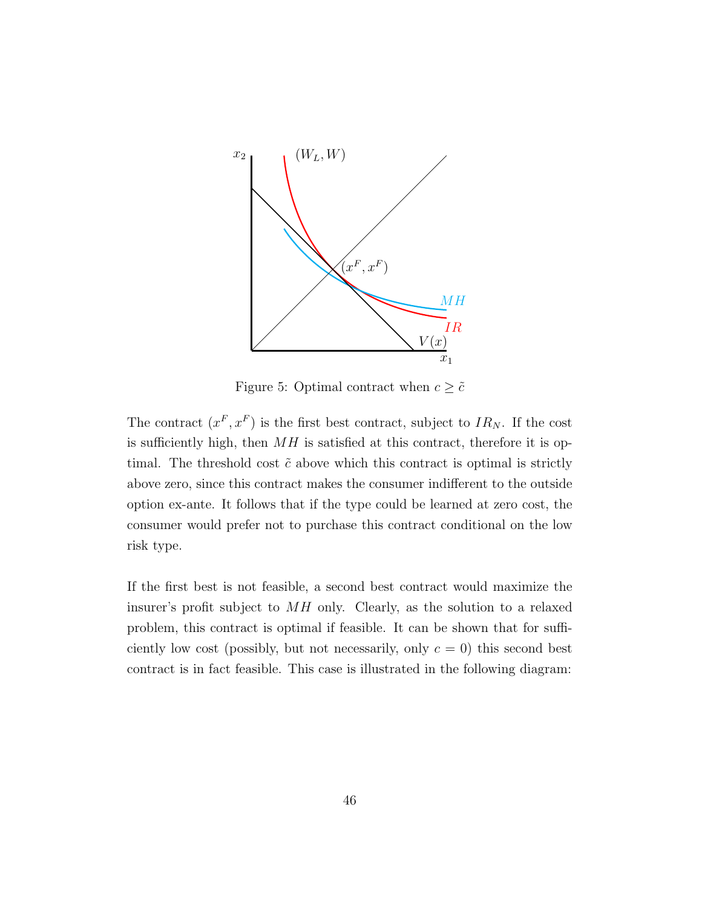Figure 5: Optimal contract when $c \geq \tilde{c}$

The contract $(x^F, x^F)$ is the first best contract, subject to $IR_N$. If the cost is sufficiently high, then $MH$ is satisfied at this contract, therefore it is optimal. The threshold cost $\tilde{c}$ above which this contract is optimal is strictly above zero, since this contract makes the consumer indifferent to the outside option ex-ante. It follows that if the type could be learned at zero cost, the consumer would prefer not to purchase this contract conditional on the low risk type.

If the first best is not feasible, a second best contract would maximize the insurer's profit subject to $MH$ only. Clearly, as the solution to a relaxed problem, this contract is optimal if feasible. It can be shown that for sufficiently low cost (possibly, but not necessarily, only $c = 0$) this second best contract is in fact feasible. This case is illustrated in the following diagram: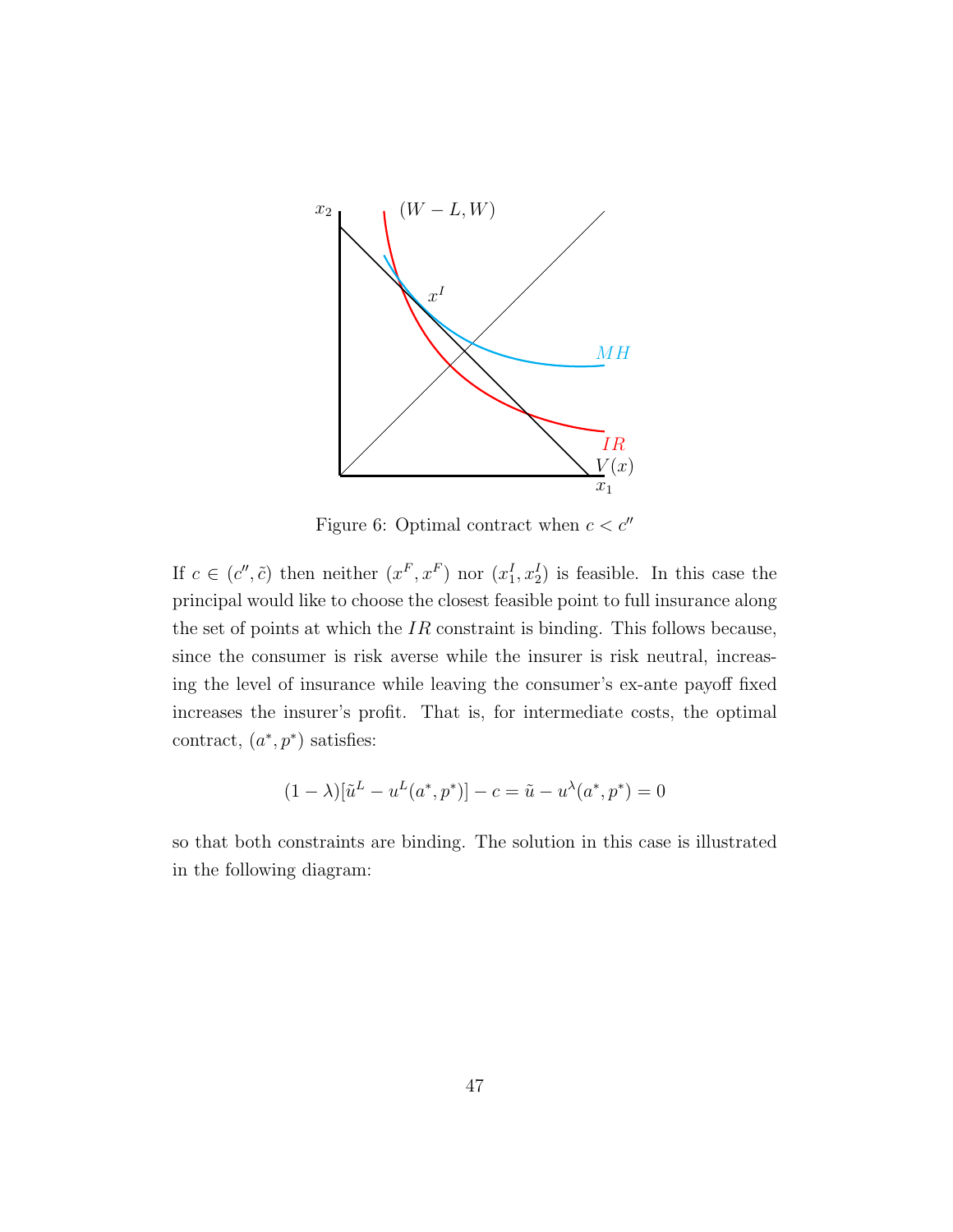Figure 6: Optimal contract when $c < c''$

If $c \in (c'', \tilde{c})$ then neither $(x^F, x^F)$ nor $(x_1^I, x_2^I)$ is feasible. In this case the principal would like to choose the closest feasible point to full insurance along the set of points at which the $IR$ constraint is binding. This follows because, since the consumer is risk averse while the insurer is risk neutral, increasing the level of insurance while leaving the consumer's ex-ante payoff fixed increases the insurer's profit. That is, for intermediate costs, the optimal contract, $(a^*, p^*)$ satisfies:

$$(1-\lambda)[\tilde{u}^L - u^L(a^*, p^*)] - c = \tilde{u} - u^\lambda(a^*, p^*) = 0$$

so that both constraints are binding. The solution in this case is illustrated in the following diagram: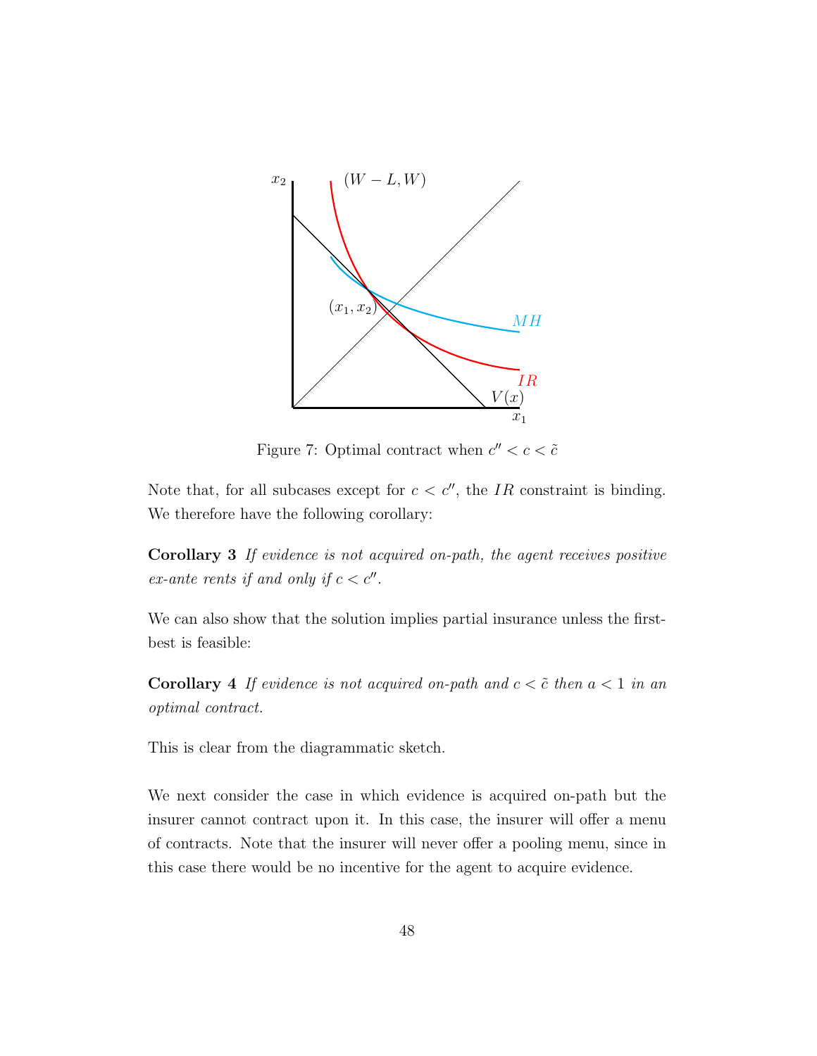Figure 7: Optimal contract when $c'' < c < \tilde{c}$

Note that, for all subcases except for $c < c''$, the $IR$ constraint is binding. We therefore have the following corollary:

**Corollary 3** *If evidence is not acquired on-path, the agent receives positive ex-ante rents if and only if $c < c''$.*

We can also show that the solution implies partial insurance unless the first-best is feasible:

**Corollary 4** *If evidence is not acquired on-path and $c < \tilde{c}$ then $a < 1$ in an optimal contract.*

This is clear from the diagrammatic sketch.

We next consider the case in which evidence is acquired on-path but the insurer cannot contract upon it. In this case, the insurer will offer a menu of contracts. Note that the insurer will never offer a pooling menu, since in this case there would be no incentive for the agent to acquire evidence.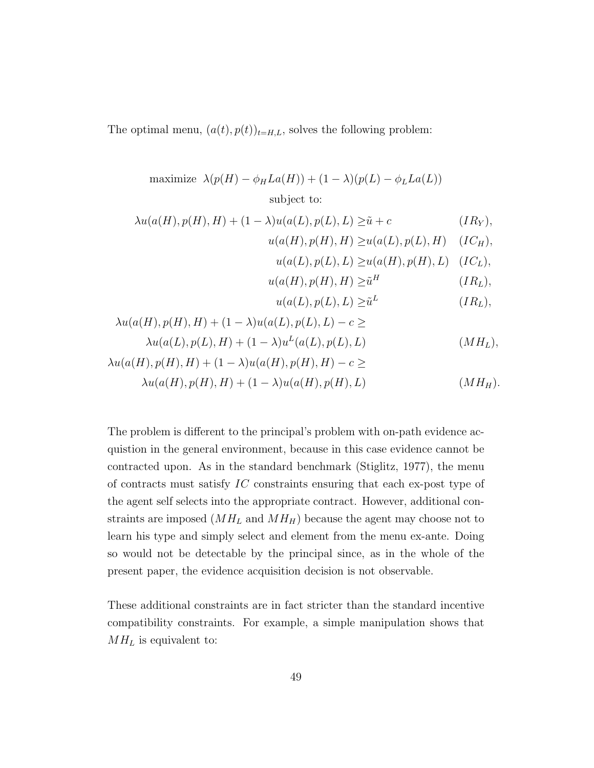The optimal menu, $(a(t), p(t))_{t=H,L}$, solves the following problem:

$$
\begin{aligned}
&\text{maximize } \; \lambda(p(H) - \phi_H La(H)) + (1-\lambda)(p(L) - \phi_L La(L)) \\
&\qquad\qquad\qquad\text{subject to:} \\
\lambda u(a(H), p(H), H) + (1-\lambda)u(a(L), p(L), L) &\geq \tilde{u} + c \qquad (IR_Y), \\
u(a(H), p(H), H) &\geq u(a(L), p(L), H) \quad (IC_H), \\
u(a(L), p(L), L) &\geq u(a(H), p(H), L) \quad (IC_L), \\
u(a(H), p(H), H) &\geq \tilde{u}^H \qquad (IR_L), \\
u(a(L), p(L), L) &\geq \tilde{u}^L \qquad (IR_L), \\
\lambda u(a(H), p(H), H) + (1-\lambda)u(a(L), p(L), L) - c &\geq \\
\lambda u(a(L), p(L), H) + (1-\lambda)u^L(a(L), p(L), L) & \qquad (MH_L), \\
\lambda u(a(H), p(H), H) + (1-\lambda)u(a(H), p(H), H) - c &\geq \\
\lambda u(a(H), p(H), H) + (1-\lambda)u(a(H), p(H), L) & \qquad (MH_H).
\end{aligned}
$$

The problem is different to the principal's problem with on-path evidence acquistion in the general environment, because in this case evidence cannot be contracted upon. As in the standard benchmark (Stiglitz, 1977), the menu of contracts must satisfy $IC$ constraints ensuring that each ex-post type of the agent self selects into the appropriate contract. However, additional constraints are imposed ($MH_L$ and $MH_H$) because the agent may choose not to learn his type and simply select and element from the menu ex-ante. Doing so would not be detectable by the principal since, as in the whole of the present paper, the evidence acquisition decision is not observable.

These additional constraints are in fact stricter than the standard incentive compatibility constraints. For example, a simple manipulation shows that $MH_L$ is equivalent to: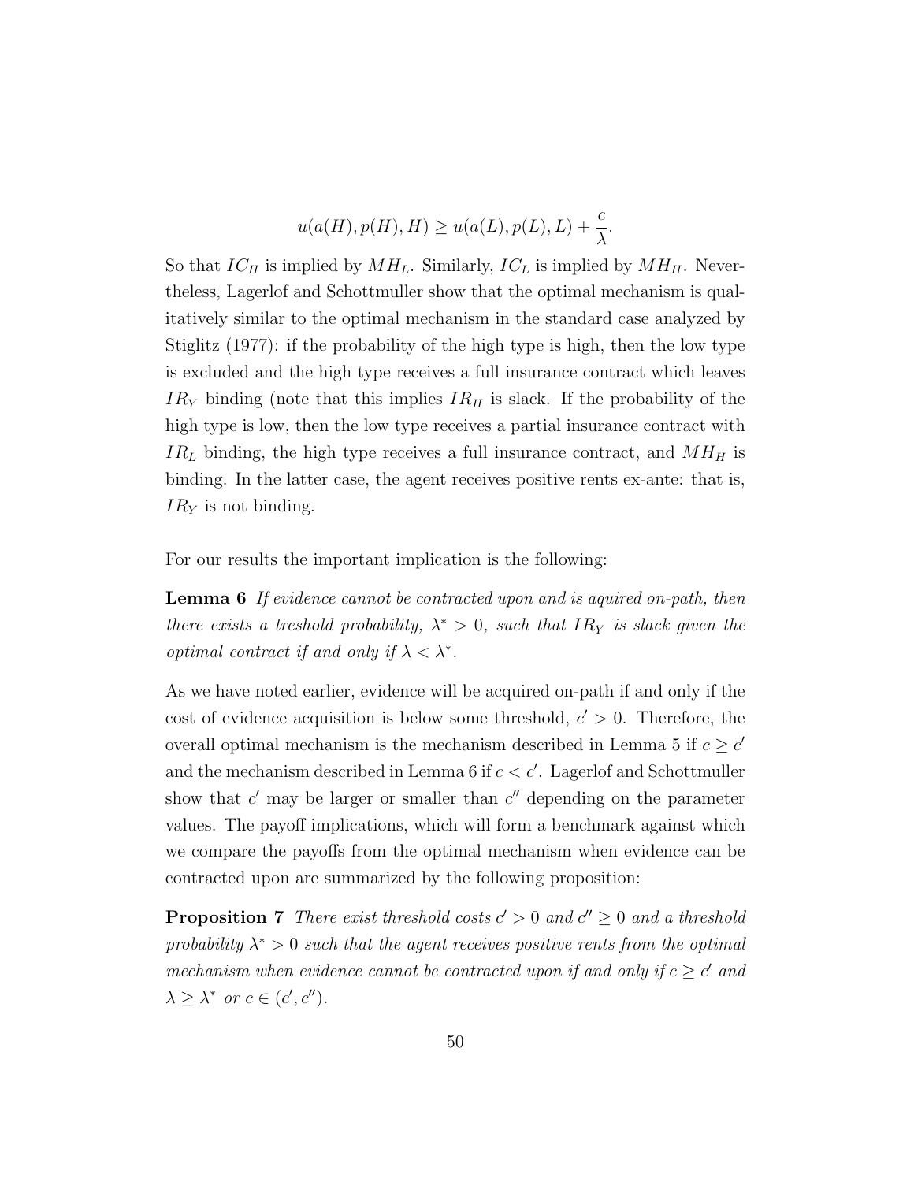$$u(a(H), p(H), H) \geq u(a(L), p(L), L) + \frac{c}{\lambda}.$$

So that $IC_H$ is implied by $MH_L$. Similarly, $IC_L$ is implied by $MH_H$. Nevertheless, Lagerlof and Schottmuller show that the optimal mechanism is qualitatively similar to the optimal mechanism in the standard case analyzed by Stiglitz (1977): if the probability of the high type is high, then the low type is excluded and the high type receives a full insurance contract which leaves $IR_Y$ binding (note that this implies $IR_H$ is slack. If the probability of the high type is low, then the low type receives a partial insurance contract with $IR_L$ binding, the high type receives a full insurance contract, and $MH_H$ is binding. In the latter case, the agent receives positive rents ex-ante: that is, $IR_Y$ is not binding.

For our results the important implication is the following:

**Lemma 6** *If evidence cannot be contracted upon and is aquired on-path, then there exists a treshold probability, $\lambda^* > 0$, such that $IR_Y$ is slack given the optimal contract if and only if $\lambda < \lambda^*$.*

As we have noted earlier, evidence will be acquired on-path if and only if the cost of evidence acquisition is below some threshold, $c' > 0$. Therefore, the overall optimal mechanism is the mechanism described in Lemma 5 if $c \geq c'$ and the mechanism described in Lemma 6 if $c < c'$. Lagerlof and Schottmuller show that $c'$ may be larger or smaller than $c''$ depending on the parameter values. The payoff implications, which will form a benchmark against which we compare the payoffs from the optimal mechanism when evidence can be contracted upon are summarized by the following proposition:

**Proposition 7** *There exist threshold costs $c' > 0$ and $c'' \geq 0$ and a threshold probability $\lambda^* > 0$ such that the agent receives positive rents from the optimal mechanism when evidence cannot be contracted upon if and only if $c \geq c'$ and $\lambda \geq \lambda^*$ or $c \in (c', c'')$.*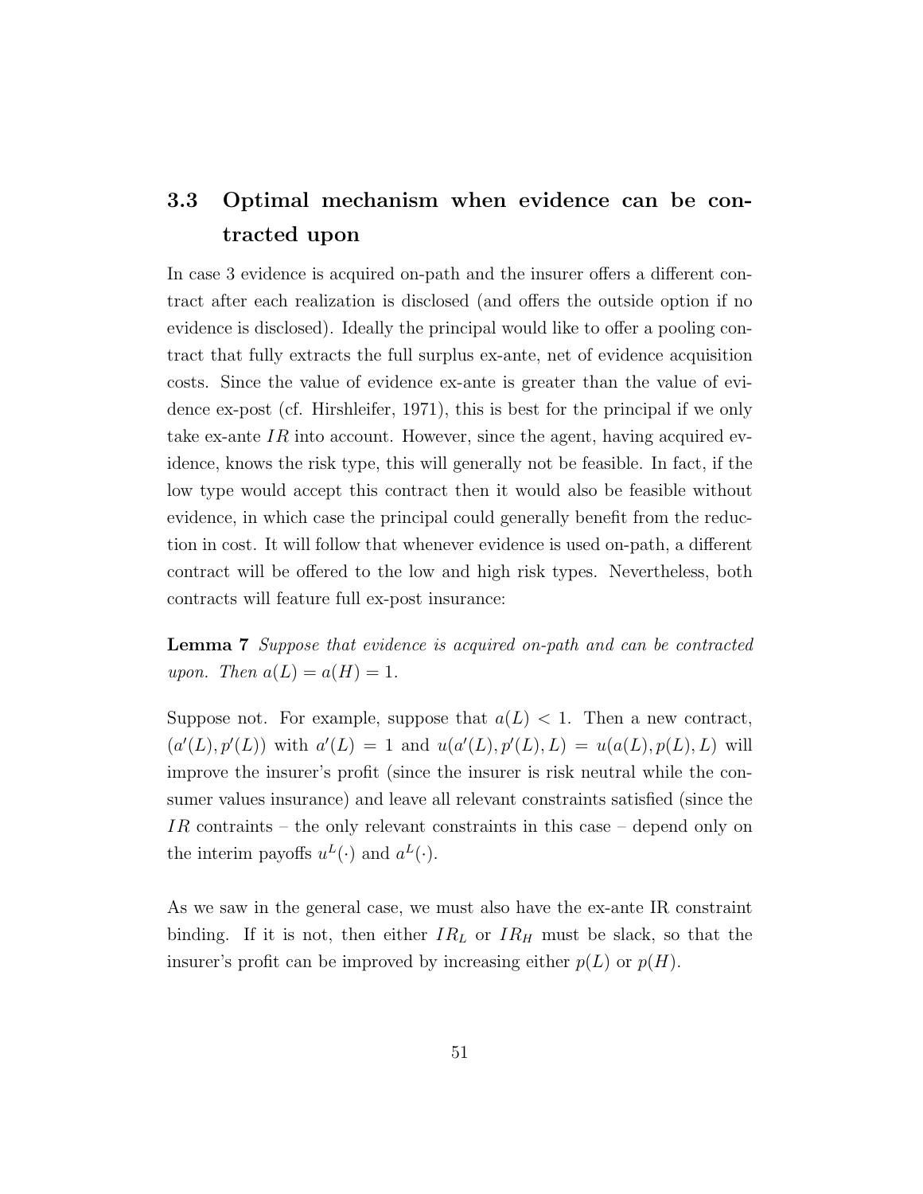## 3.3 Optimal mechanism when evidence can be contracted upon

In case 3 evidence is acquired on-path and the insurer offers a different contract after each realization is disclosed (and offers the outside option if no evidence is disclosed). Ideally the principal would like to offer a pooling contract that fully extracts the full surplus ex-ante, net of evidence acquisition costs. Since the value of evidence ex-ante is greater than the value of evidence ex-post (cf. Hirshleifer, 1971), this is best for the principal if we only take ex-ante $IR$ into account. However, since the agent, having acquired evidence, knows the risk type, this will generally not be feasible. In fact, if the low type would accept this contract then it would also be feasible without evidence, in which case the principal could generally benefit from the reduction in cost. It will follow that whenever evidence is used on-path, a different contract will be offered to the low and high risk types. Nevertheless, both contracts will feature full ex-post insurance:

**Lemma 7** *Suppose that evidence is acquired on-path and can be contracted upon. Then $a(L) = a(H) = 1$.*

Suppose not. For example, suppose that $a(L) < 1$. Then a new contract, $(a'(L), p'(L))$ with $a'(L) = 1$ and $u(a'(L), p'(L), L) = u(a(L), p(L), L)$ will improve the insurer's profit (since the insurer is risk neutral while the consumer values insurance) and leave all relevant constraints satisfied (since the $IR$ contraints – the only relevant constraints in this case – depend only on the interim payoffs $u^L(\cdot)$ and $a^L(\cdot)$.

As we saw in the general case, we must also have the ex-ante IR constraint binding. If it is not, then either $IR_L$ or $IR_H$ must be slack, so that the insurer's profit can be improved by increasing either $p(L)$ or $p(H)$.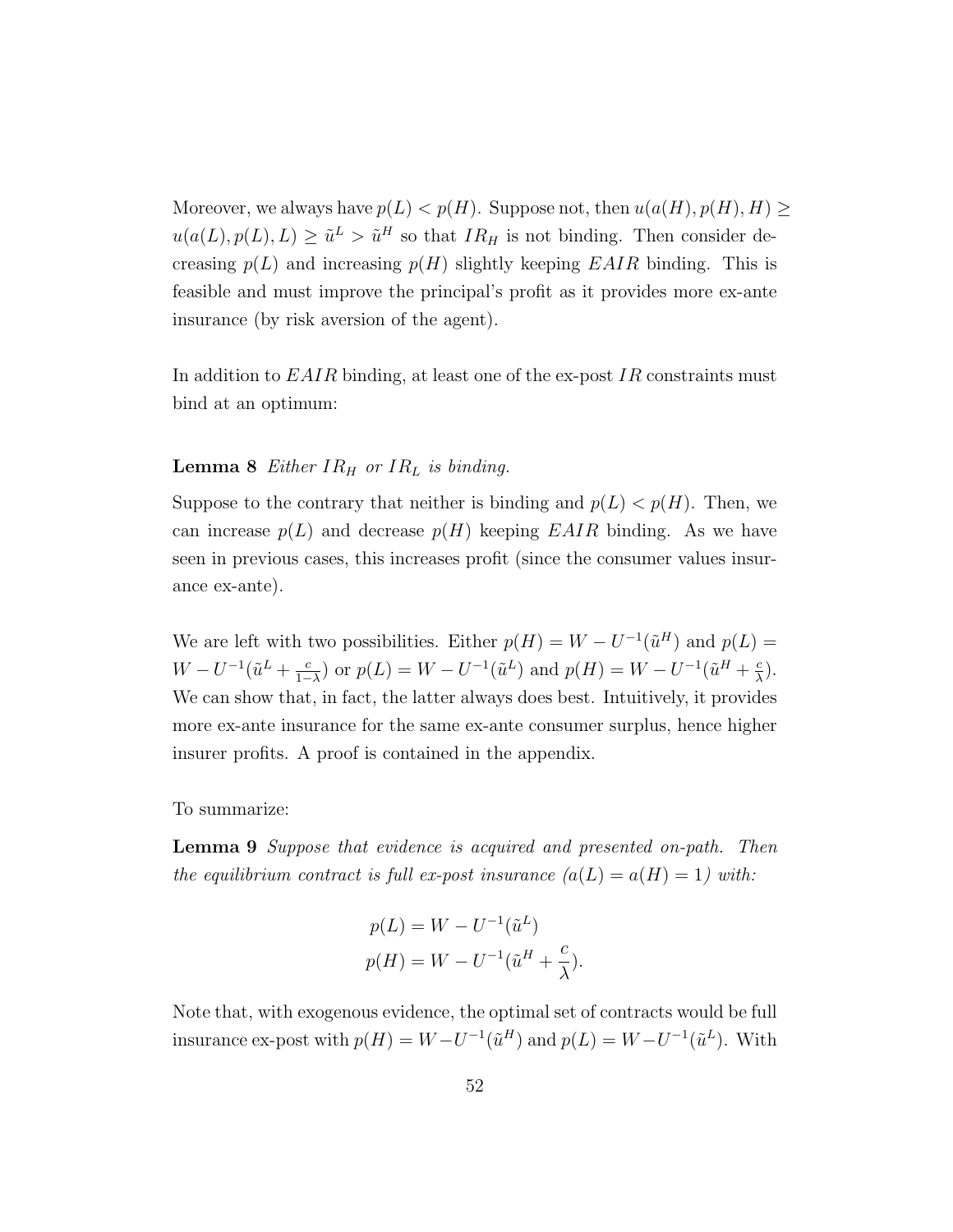Moreover, we always have $p(L) < p(H)$. Suppose not, then $u(a(H), p(H), H) \geq u(a(L), p(L), L) \geq \tilde{u}^L > \tilde{u}^H$ so that $IR_H$ is not binding. Then consider decreasing $p(L)$ and increasing $p(H)$ slightly keeping $EAIR$ binding. This is feasible and must improve the principal's profit as it provides more ex-ante insurance (by risk aversion of the agent).

In addition to $EAIR$ binding, at least one of the ex-post $IR$ constraints must bind at an optimum:

**Lemma 8** *Either $IR_H$ or $IR_L$ is binding.*

Suppose to the contrary that neither is binding and $p(L) < p(H)$. Then, we can increase $p(L)$ and decrease $p(H)$ keeping $EAIR$ binding. As we have seen in previous cases, this increases profit (since the consumer values insurance ex-ante).

We are left with two possibilities. Either $p(H) = W - U^{-1}(\tilde{u}^H)$ and $p(L) = W - U^{-1}(\tilde{u}^L + \frac{c}{1-\lambda})$ or $p(L) = W - U^{-1}(\tilde{u}^L)$ and $p(H) = W - U^{-1}(\tilde{u}^H + \frac{c}{\lambda})$. We can show that, in fact, the latter always does best. Intuitively, it provides more ex-ante insurance for the same ex-ante consumer surplus, hence higher insurer profits. A proof is contained in the appendix.

To summarize:

**Lemma 9** *Suppose that evidence is acquired and presented on-path. Then the equilibrium contract is full ex-post insurance ($a(L) = a(H) = 1$) with:*

$$p(L) = W - U^{-1}(\tilde{u}^L)$$
$$p(H) = W - U^{-1}(\tilde{u}^H + \frac{c}{\lambda}).$$

Note that, with exogenous evidence, the optimal set of contracts would be full insurance ex-post with $p(H) = W - U^{-1}(\tilde{u}^H)$ and $p(L) = W - U^{-1}(\tilde{u}^L)$. With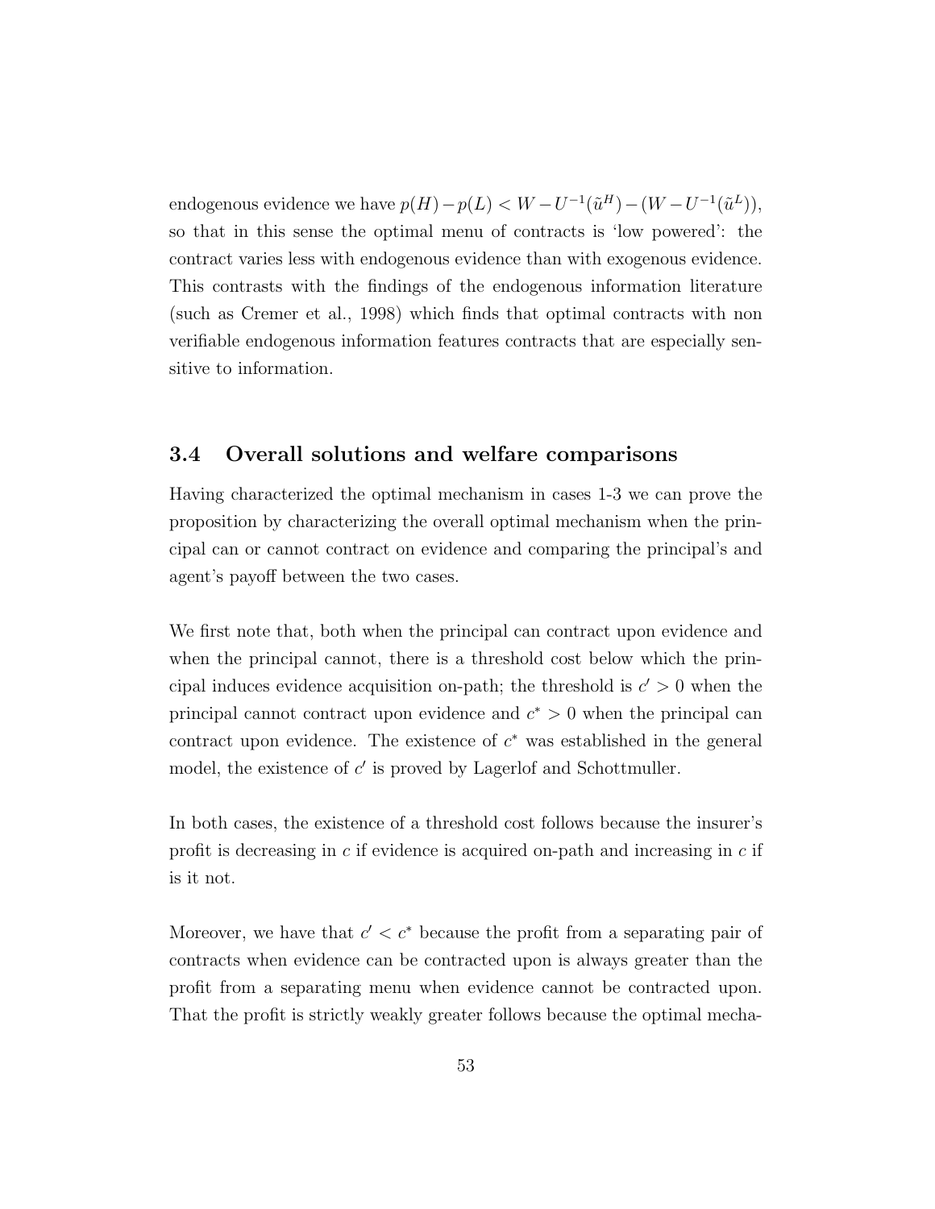endogenous evidence we have $p(H) - p(L) < W - U^{-1}(\tilde{u}^H) - (W - U^{-1}(\tilde{u}^L))$, so that in this sense the optimal menu of contracts is 'low powered': the contract varies less with endogenous evidence than with exogenous evidence. This contrasts with the findings of the endogenous information literature (such as Cremer et al., 1998) which finds that optimal contracts with non verifiable endogenous information features contracts that are especially sensitive to information.

## 3.4 Overall solutions and welfare comparisons

Having characterized the optimal mechanism in cases 1-3 we can prove the proposition by characterizing the overall optimal mechanism when the principal can or cannot contract on evidence and comparing the principal's and agent's payoff between the two cases.

We first note that, both when the principal can contract upon evidence and when the principal cannot, there is a threshold cost below which the principal induces evidence acquisition on-path; the threshold is $c' > 0$ when the principal cannot contract upon evidence and $c^* > 0$ when the principal can contract upon evidence. The existence of $c^*$ was established in the general model, the existence of $c'$ is proved by Lagerlof and Schottmuller.

In both cases, the existence of a threshold cost follows because the insurer's profit is decreasing in $c$ if evidence is acquired on-path and increasing in $c$ if is it not.

Moreover, we have that $c' < c^*$ because the profit from a separating pair of contracts when evidence can be contracted upon is always greater than the profit from a separating menu when evidence cannot be contracted upon. That the profit is strictly weakly greater follows because the optimal mecha-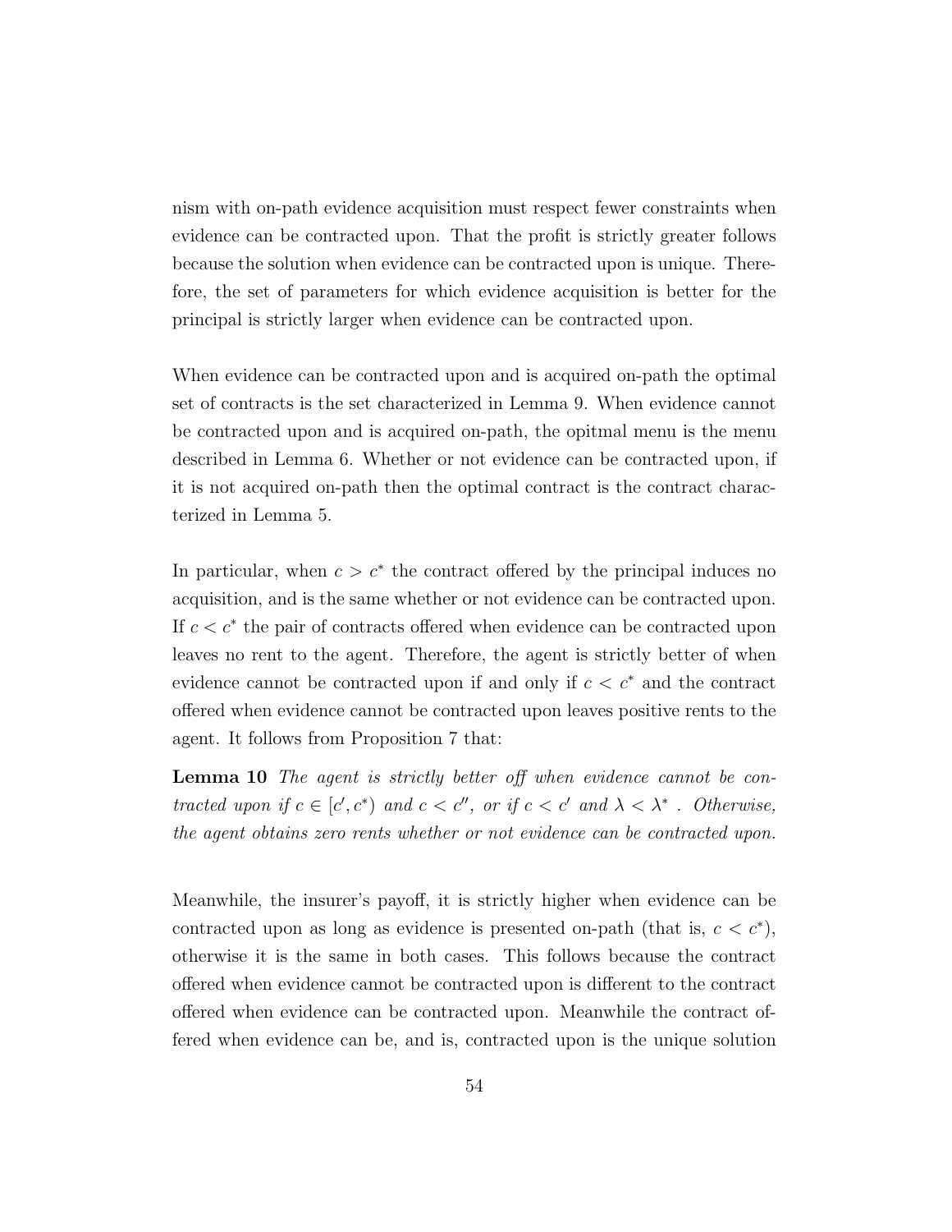nism with on-path evidence acquisition must respect fewer constraints when evidence can be contracted upon. That the profit is strictly greater follows because the solution when evidence can be contracted upon is unique. Therefore, the set of parameters for which evidence acquisition is better for the principal is strictly larger when evidence can be contracted upon.

When evidence can be contracted upon and is acquired on-path the optimal set of contracts is the set characterized in Lemma 9. When evidence cannot be contracted upon and is acquired on-path, the opitmal menu is the menu described in Lemma 6. Whether or not evidence can be contracted upon, if it is not acquired on-path then the optimal contract is the contract characterized in Lemma 5.

In particular, when $c > c^*$ the contract offered by the principal induces no acquisition, and is the same whether or not evidence can be contracted upon. If $c < c^*$ the pair of contracts offered when evidence can be contracted upon leaves no rent to the agent. Therefore, the agent is strictly better of when evidence cannot be contracted upon if and only if $c < c^*$ and the contract offered when evidence cannot be contracted upon leaves positive rents to the agent. It follows from Proposition 7 that:

**Lemma 10** *The agent is strictly better off when evidence cannot be contracted upon if* $c \in [c', c^*)$ *and* $c < c''$*, or if* $c < c'$ *and* $\lambda < \lambda^*$ *. Otherwise, the agent obtains zero rents whether or not evidence can be contracted upon.*

Meanwhile, the insurer's payoff, it is strictly higher when evidence can be contracted upon as long as evidence is presented on-path (that is, $c < c^*$), otherwise it is the same in both cases. This follows because the contract offered when evidence cannot be contracted upon is different to the contract offered when evidence can be contracted upon. Meanwhile the contract offered when evidence can be, and is, contracted upon is the unique solution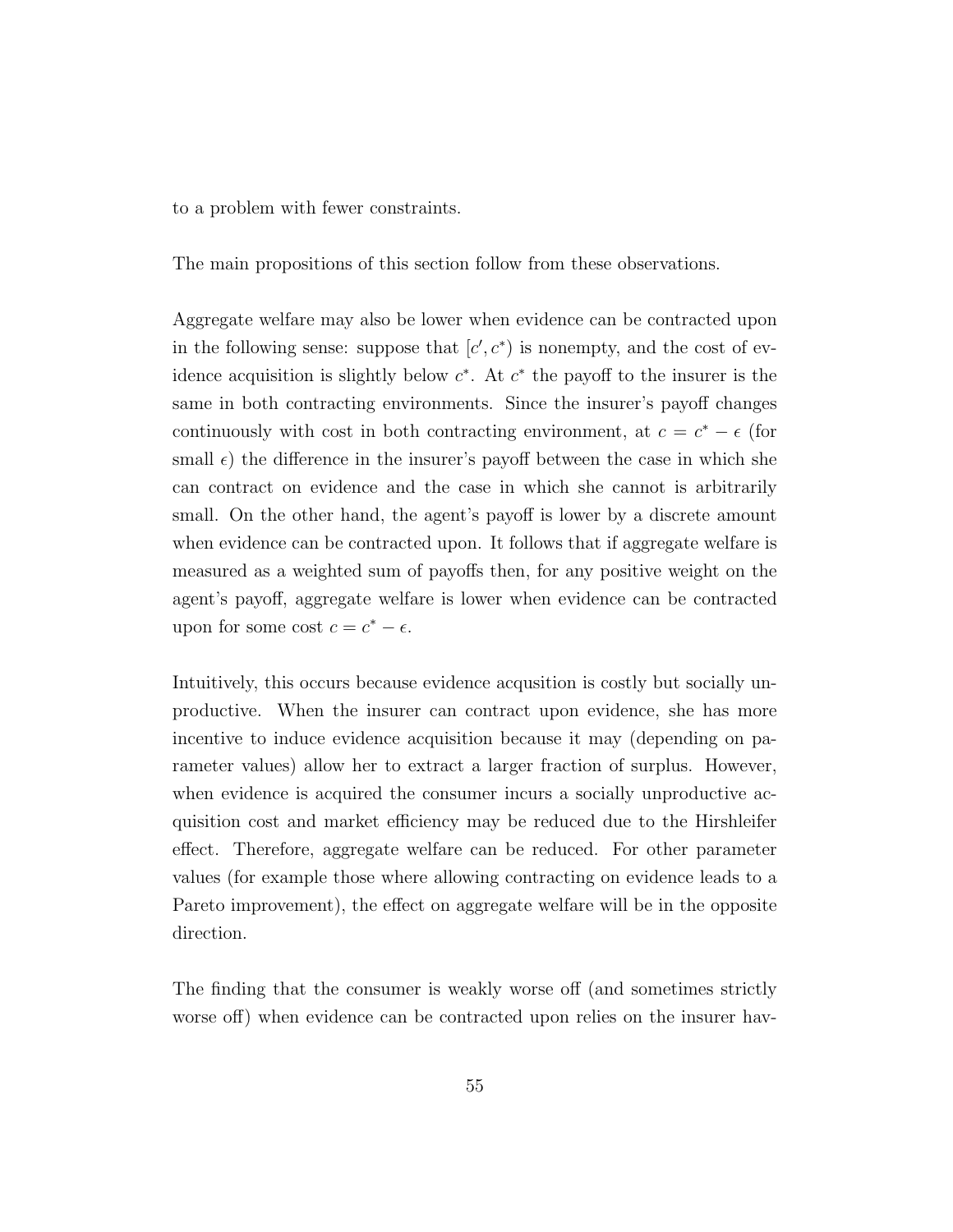to a problem with fewer constraints.

The main propositions of this section follow from these observations.

Aggregate welfare may also be lower when evidence can be contracted upon in the following sense: suppose that $[c', c^*)$ is nonempty, and the cost of evidence acquisition is slightly below $c^*$. At $c^*$ the payoff to the insurer is the same in both contracting environments. Since the insurer's payoff changes continuously with cost in both contracting environment, at $c = c^* - \epsilon$ (for small $\epsilon$) the difference in the insurer's payoff between the case in which she can contract on evidence and the case in which she cannot is arbitrarily small. On the other hand, the agent's payoff is lower by a discrete amount when evidence can be contracted upon. It follows that if aggregate welfare is measured as a weighted sum of payoffs then, for any positive weight on the agent's payoff, aggregate welfare is lower when evidence can be contracted upon for some cost $c = c^* - \epsilon$.

Intuitively, this occurs because evidence acqusition is costly but socially unproductive. When the insurer can contract upon evidence, she has more incentive to induce evidence acquisition because it may (depending on parameter values) allow her to extract a larger fraction of surplus. However, when evidence is acquired the consumer incurs a socially unproductive acquisition cost and market efficiency may be reduced due to the Hirshleifer effect. Therefore, aggregate welfare can be reduced. For other parameter values (for example those where allowing contracting on evidence leads to a Pareto improvement), the effect on aggregate welfare will be in the opposite direction.

The finding that the consumer is weakly worse off (and sometimes strictly worse off) when evidence can be contracted upon relies on the insurer hav-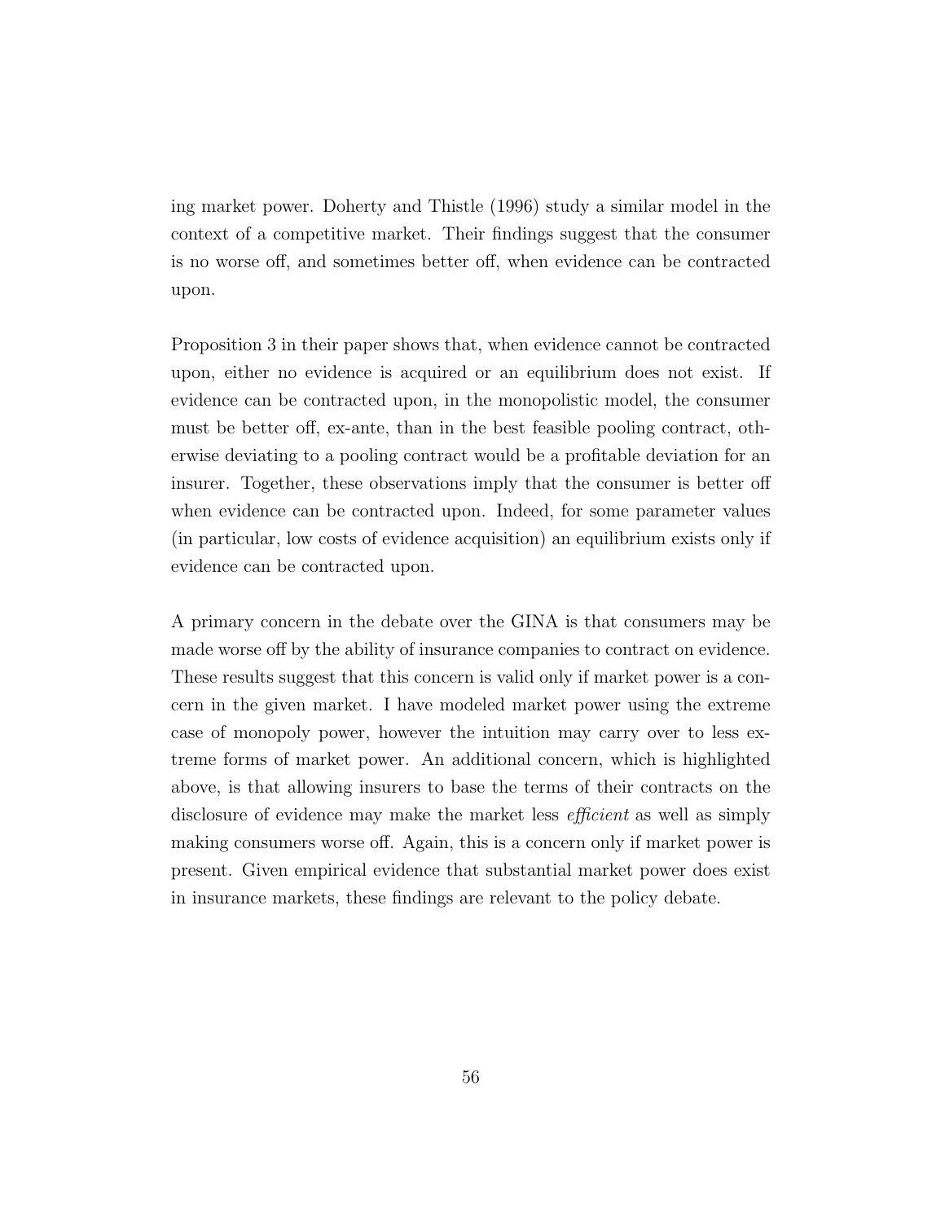ing market power. Doherty and Thistle (1996) study a similar model in the context of a competitive market. Their findings suggest that the consumer is no worse off, and sometimes better off, when evidence can be contracted upon.

Proposition 3 in their paper shows that, when evidence cannot be contracted upon, either no evidence is acquired or an equilibrium does not exist. If evidence can be contracted upon, in the monopolistic model, the consumer must be better off, ex-ante, than in the best feasible pooling contract, otherwise deviating to a pooling contract would be a profitable deviation for an insurer. Together, these observations imply that the consumer is better off when evidence can be contracted upon. Indeed, for some parameter values (in particular, low costs of evidence acquisition) an equilibrium exists only if evidence can be contracted upon.

A primary concern in the debate over the GINA is that consumers may be made worse off by the ability of insurance companies to contract on evidence. These results suggest that this concern is valid only if market power is a concern in the given market. I have modeled market power using the extreme case of monopoly power, however the intuition may carry over to less extreme forms of market power. An additional concern, which is highlighted above, is that allowing insurers to base the terms of their contracts on the disclosure of evidence may make the market less *efficient* as well as simply making consumers worse off. Again, this is a concern only if market power is present. Given empirical evidence that substantial market power does exist in insurance markets, these findings are relevant to the policy debate.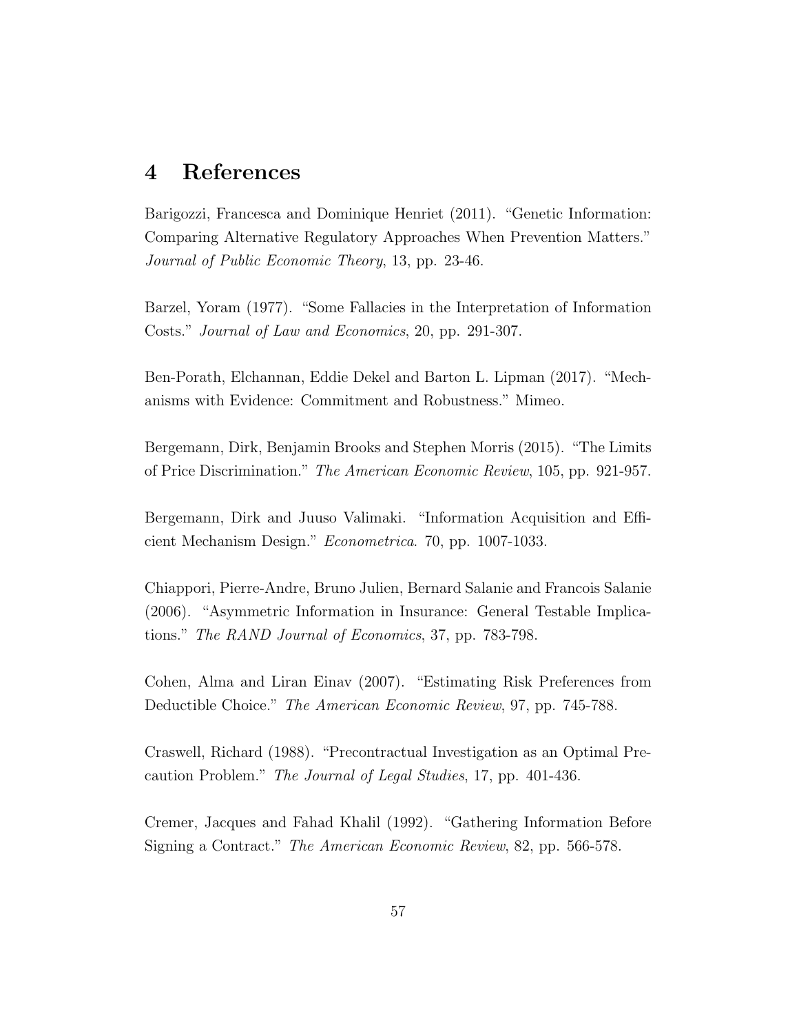# 4 References

Barigozzi, Francesca and Dominique Henriet (2011). "Genetic Information: Comparing Alternative Regulatory Approaches When Prevention Matters." *Journal of Public Economic Theory*, 13, pp. 23-46.

Barzel, Yoram (1977). "Some Fallacies in the Interpretation of Information Costs." *Journal of Law and Economics*, 20, pp. 291-307.

Ben-Porath, Elchannan, Eddie Dekel and Barton L. Lipman (2017). "Mechanisms with Evidence: Commitment and Robustness." Mimeo.

Bergemann, Dirk, Benjamin Brooks and Stephen Morris (2015). "The Limits of Price Discrimination." *The American Economic Review*, 105, pp. 921-957.

Bergemann, Dirk and Juuso Valimaki. "Information Acquisition and Efficient Mechanism Design." *Econometrica*. 70, pp. 1007-1033.

Chiappori, Pierre-Andre, Bruno Julien, Bernard Salanie and Francois Salanie (2006). "Asymmetric Information in Insurance: General Testable Implications." *The RAND Journal of Economics*, 37, pp. 783-798.

Cohen, Alma and Liran Einav (2007). "Estimating Risk Preferences from Deductible Choice." *The American Economic Review*, 97, pp. 745-788.

Craswell, Richard (1988). "Precontractual Investigation as an Optimal Precaution Problem." *The Journal of Legal Studies*, 17, pp. 401-436.

Cremer, Jacques and Fahad Khalil (1992). "Gathering Information Before Signing a Contract." *The American Economic Review*, 82, pp. 566-578.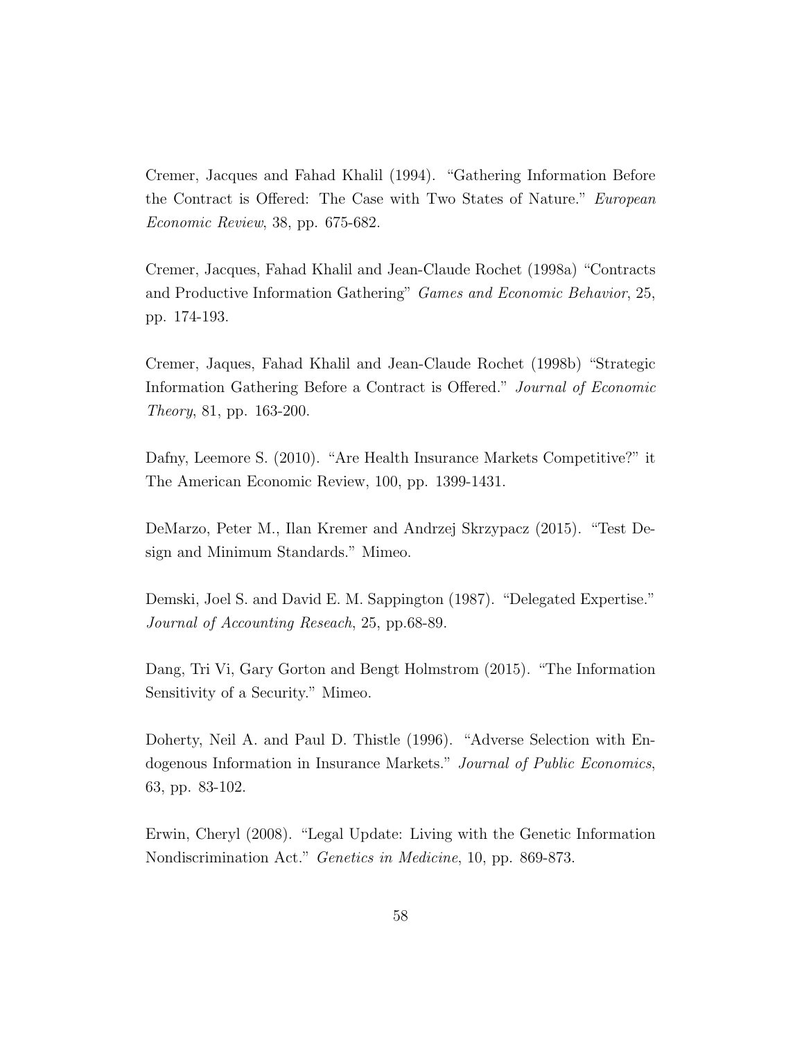Cremer, Jacques and Fahad Khalil (1994). "Gathering Information Before the Contract is Offered: The Case with Two States of Nature." *European Economic Review*, 38, pp. 675-682.

Cremer, Jacques, Fahad Khalil and Jean-Claude Rochet (1998a) "Contracts and Productive Information Gathering" *Games and Economic Behavior*, 25, pp. 174-193.

Cremer, Jaques, Fahad Khalil and Jean-Claude Rochet (1998b) "Strategic Information Gathering Before a Contract is Offered." *Journal of Economic Theory*, 81, pp. 163-200.

Dafny, Leemore S. (2010). "Are Health Insurance Markets Competitive?" it The American Economic Review, 100, pp. 1399-1431.

DeMarzo, Peter M., Ilan Kremer and Andrzej Skrzypacz (2015). "Test Design and Minimum Standards." Mimeo.

Demski, Joel S. and David E. M. Sappington (1987). "Delegated Expertise." *Journal of Accounting Reseach*, 25, pp.68-89.

Dang, Tri Vi, Gary Gorton and Bengt Holmstrom (2015). "The Information Sensitivity of a Security." Mimeo.

Doherty, Neil A. and Paul D. Thistle (1996). "Adverse Selection with Endogenous Information in Insurance Markets." *Journal of Public Economics*, 63, pp. 83-102.

Erwin, Cheryl (2008). "Legal Update: Living with the Genetic Information Nondiscrimination Act." *Genetics in Medicine*, 10, pp. 869-873.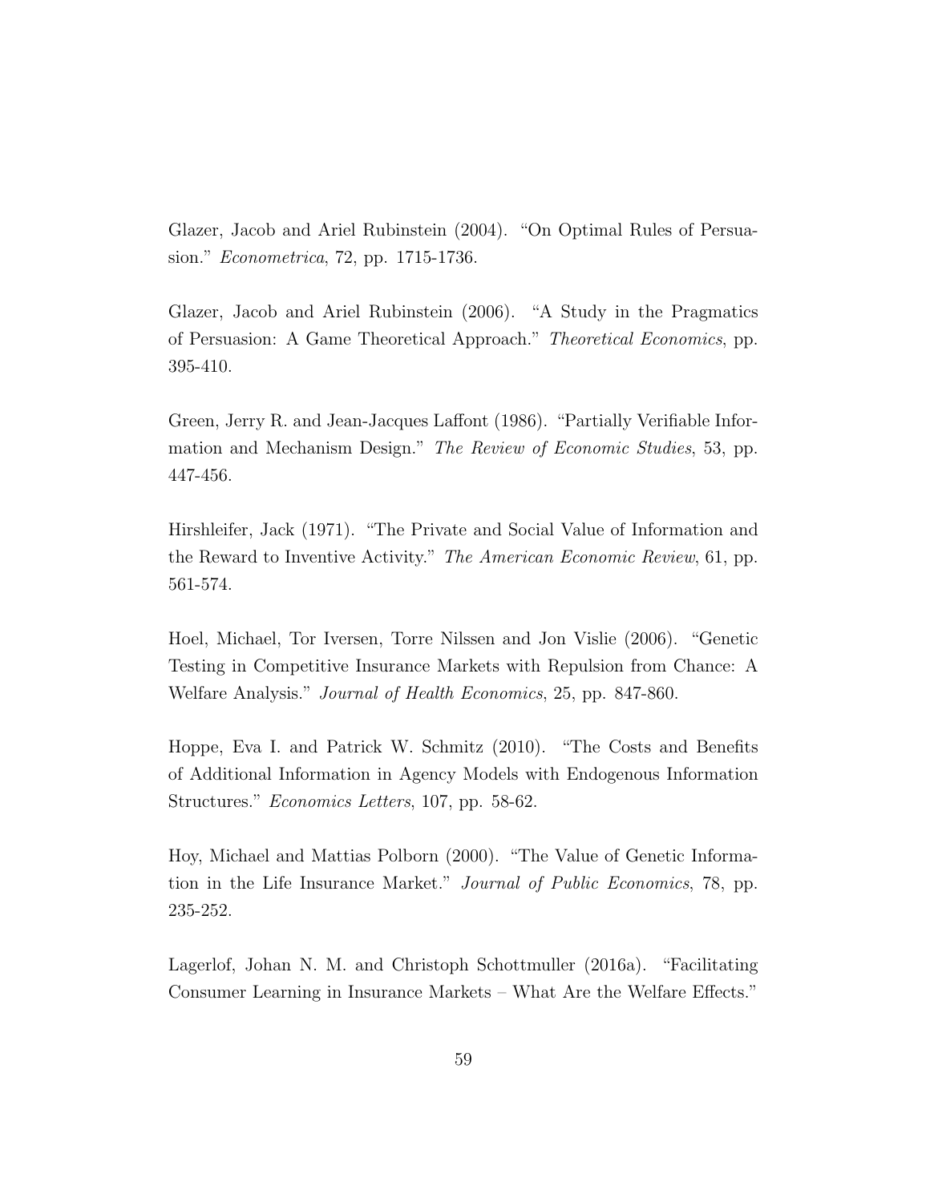Glazer, Jacob and Ariel Rubinstein (2004). "On Optimal Rules of Persuasion." *Econometrica*, 72, pp. 1715-1736.

Glazer, Jacob and Ariel Rubinstein (2006). "A Study in the Pragmatics of Persuasion: A Game Theoretical Approach." *Theoretical Economics*, pp. 395-410.

Green, Jerry R. and Jean-Jacques Laffont (1986). "Partially Verifiable Information and Mechanism Design." *The Review of Economic Studies*, 53, pp. 447-456.

Hirshleifer, Jack (1971). "The Private and Social Value of Information and the Reward to Inventive Activity." *The American Economic Review*, 61, pp. 561-574.

Hoel, Michael, Tor Iversen, Torre Nilssen and Jon Vislie (2006). "Genetic Testing in Competitive Insurance Markets with Repulsion from Chance: A Welfare Analysis." *Journal of Health Economics*, 25, pp. 847-860.

Hoppe, Eva I. and Patrick W. Schmitz (2010). "The Costs and Benefits of Additional Information in Agency Models with Endogenous Information Structures." *Economics Letters*, 107, pp. 58-62.

Hoy, Michael and Mattias Polborn (2000). "The Value of Genetic Information in the Life Insurance Market." *Journal of Public Economics*, 78, pp. 235-252.

Lagerlof, Johan N. M. and Christoph Schottmuller (2016a). "Facilitating Consumer Learning in Insurance Markets – What Are the Welfare Effects."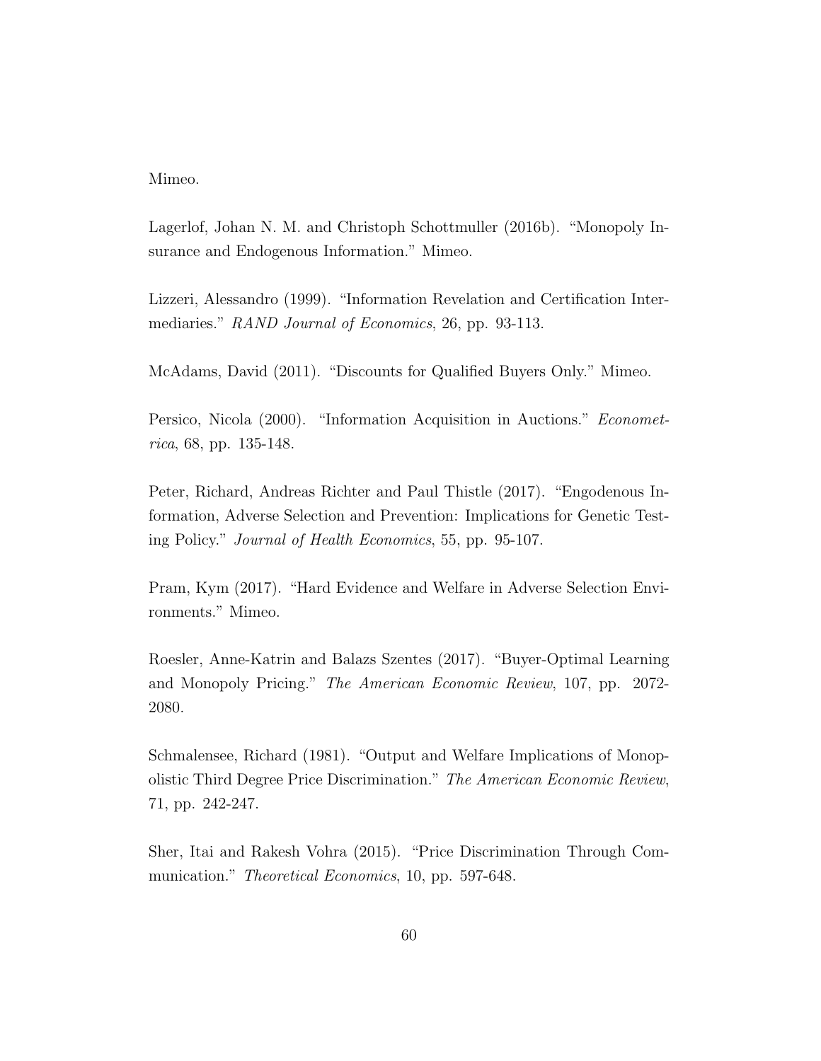Mimeo.

Lagerlof, Johan N. M. and Christoph Schottmuller (2016b). "Monopoly Insurance and Endogenous Information." Mimeo.

Lizzeri, Alessandro (1999). "Information Revelation and Certification Intermediaries." *RAND Journal of Economics*, 26, pp. 93-113.

McAdams, David (2011). "Discounts for Qualified Buyers Only." Mimeo.

Persico, Nicola (2000). "Information Acquisition in Auctions." *Econometrica*, 68, pp. 135-148.

Peter, Richard, Andreas Richter and Paul Thistle (2017). "Engodenous Information, Adverse Selection and Prevention: Implications for Genetic Testing Policy." *Journal of Health Economics*, 55, pp. 95-107.

Pram, Kym (2017). "Hard Evidence and Welfare in Adverse Selection Environments." Mimeo.

Roesler, Anne-Katrin and Balazs Szentes (2017). "Buyer-Optimal Learning and Monopoly Pricing." *The American Economic Review*, 107, pp. 2072-2080.

Schmalensee, Richard (1981). "Output and Welfare Implications of Monopolistic Third Degree Price Discrimination." *The American Economic Review*, 71, pp. 242-247.

Sher, Itai and Rakesh Vohra (2015). "Price Discrimination Through Communication." *Theoretical Economics*, 10, pp. 597-648.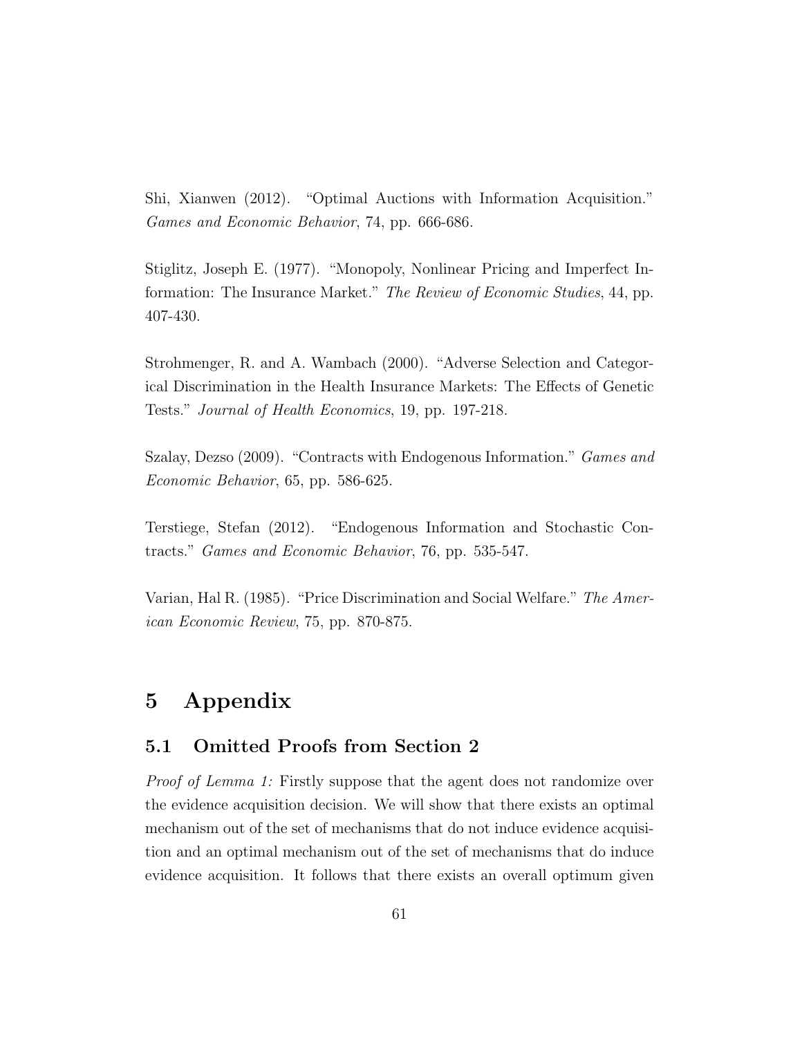Shi, Xianwen (2012). "Optimal Auctions with Information Acquisition." *Games and Economic Behavior*, 74, pp. 666-686.

Stiglitz, Joseph E. (1977). "Monopoly, Nonlinear Pricing and Imperfect Information: The Insurance Market." *The Review of Economic Studies*, 44, pp. 407-430.

Strohmenger, R. and A. Wambach (2000). "Adverse Selection and Categorical Discrimination in the Health Insurance Markets: The Effects of Genetic Tests." *Journal of Health Economics*, 19, pp. 197-218.

Szalay, Dezso (2009). "Contracts with Endogenous Information." *Games and Economic Behavior*, 65, pp. 586-625.

Terstiege, Stefan (2012). "Endogenous Information and Stochastic Contracts." *Games and Economic Behavior*, 76, pp. 535-547.

Varian, Hal R. (1985). "Price Discrimination and Social Welfare." *The American Economic Review*, 75, pp. 870-875.

# 5 Appendix

## 5.1 Omitted Proofs from Section 2

*Proof of Lemma 1:* Firstly suppose that the agent does not randomize over the evidence acquisition decision. We will show that there exists an optimal mechanism out of the set of mechanisms that do not induce evidence acquisition and an optimal mechanism out of the set of mechanisms that do induce evidence acquisition. It follows that there exists an overall optimum given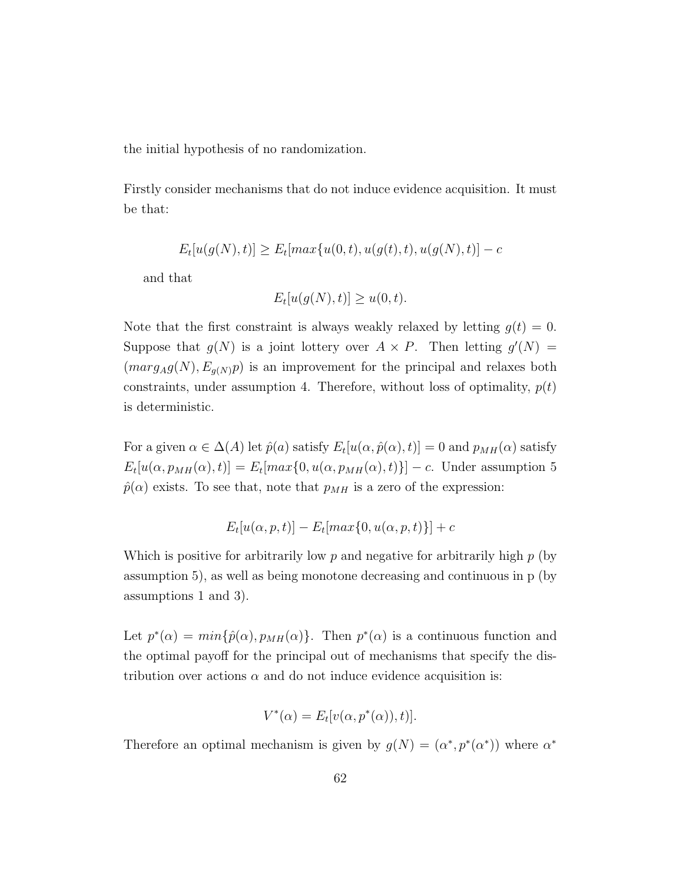the initial hypothesis of no randomization.

Firstly consider mechanisms that do not induce evidence acquisition. It must be that:

$$E_t[u(g(N), t)] \geq E_t[max\{u(0, t), u(g(t), t), u(g(N), t)] - c$$

and that

$$E_t[u(g(N), t)] \geq u(0, t).$$

Note that the first constraint is always weakly relaxed by letting $g(t) = 0$. Suppose that $g(N)$ is a joint lottery over $A \times P$. Then letting $g'(N) = (marg_A g(N), E_{g(N)}p)$ is an improvement for the principal and relaxes both constraints, under assumption 4. Therefore, without loss of optimality, $p(t)$ is deterministic.

For a given $\alpha \in \Delta(A)$ let $\hat{p}(a)$ satisfy $E_t[u(\alpha, \hat{p}(\alpha), t)] = 0$ and $p_{MH}(\alpha)$ satisfy $E_t[u(\alpha, p_{MH}(\alpha), t)] = E_t[max\{0, u(\alpha, p_{MH}(\alpha), t)\}] - c$. Under assumption 5 $\hat{p}(\alpha)$ exists. To see that, note that $p_{MH}$ is a zero of the expression:

$$E_t[u(\alpha, p, t)] - E_t[max\{0, u(\alpha, p, t)\}] + c$$

Which is positive for arbitrarily low $p$ and negative for arbitrarily high $p$ (by assumption 5), as well as being monotone decreasing and continuous in p (by assumptions 1 and 3).

Let $p^*(\alpha) = min\{\hat{p}(\alpha), p_{MH}(\alpha)\}$. Then $p^*(\alpha)$ is a continuous function and the optimal payoff for the principal out of mechanisms that specify the distribution over actions $\alpha$ and do not induce evidence acquisition is:

$$V^*(\alpha) = E_t[v(\alpha, p^*(\alpha)), t)].$$

Therefore an optimal mechanism is given by $g(N) = (\alpha^*, p^*(\alpha^*))$ where $\alpha^*$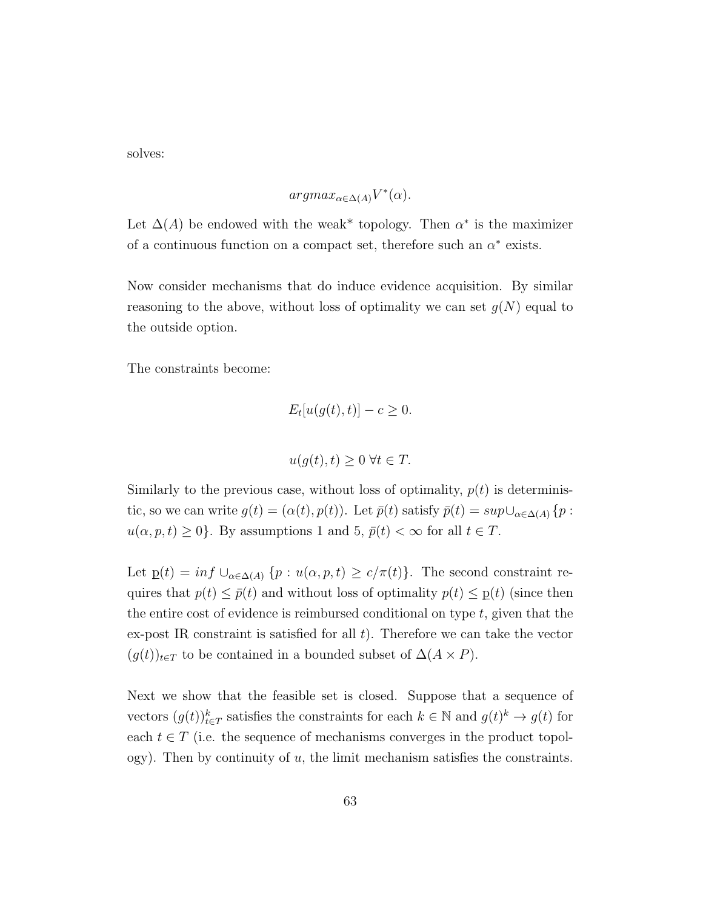solves:

$$argmax_{\alpha \in \Delta(A)} V^*(\alpha).$$

Let $\Delta(A)$ be endowed with the weak* topology. Then $\alpha^*$ is the maximizer of a continuous function on a compact set, therefore such an $\alpha^*$ exists.

Now consider mechanisms that do induce evidence acquisition. By similar reasoning to the above, without loss of optimality we can set $g(N)$ equal to the outside option.

The constraints become:

$$E_t[u(g(t), t)] - c \geq 0.$$

$$u(g(t), t) \geq 0 \; \forall t \in T.$$

Similarly to the previous case, without loss of optimality, $p(t)$ is deterministic, so we can write $g(t) = (\alpha(t), p(t))$. Let $\bar{p}(t)$ satisfy $\bar{p}(t) = sup \cup_{\alpha \in \Delta(A)} \{p : u(\alpha, p, t) \geq 0\}$. By assumptions 1 and 5, $\bar{p}(t) < \infty$ for all $t \in T$.

Let $\underline{p}(t) = inf \cup_{\alpha \in \Delta(A)} \{p : u(\alpha, p, t) \geq c/\pi(t)\}$. The second constraint requires that $p(t) \leq \bar{p}(t)$ and without loss of optimality $p(t) \leq \underline{p}(t)$ (since then the entire cost of evidence is reimbursed conditional on type $t$, given that the ex-post IR constraint is satisfied for all $t$). Therefore we can take the vector $(g(t))_{t \in T}$ to be contained in a bounded subset of $\Delta(A \times P)$.

Next we show that the feasible set is closed. Suppose that a sequence of vectors $(g(t))^k_{t \in T}$ satisfies the constraints for each $k \in \mathbb{N}$ and $g(t)^k \to g(t)$ for each $t \in T$ (i.e. the sequence of mechanisms converges in the product topology). Then by continuity of $u$, the limit mechanism satisfies the constraints.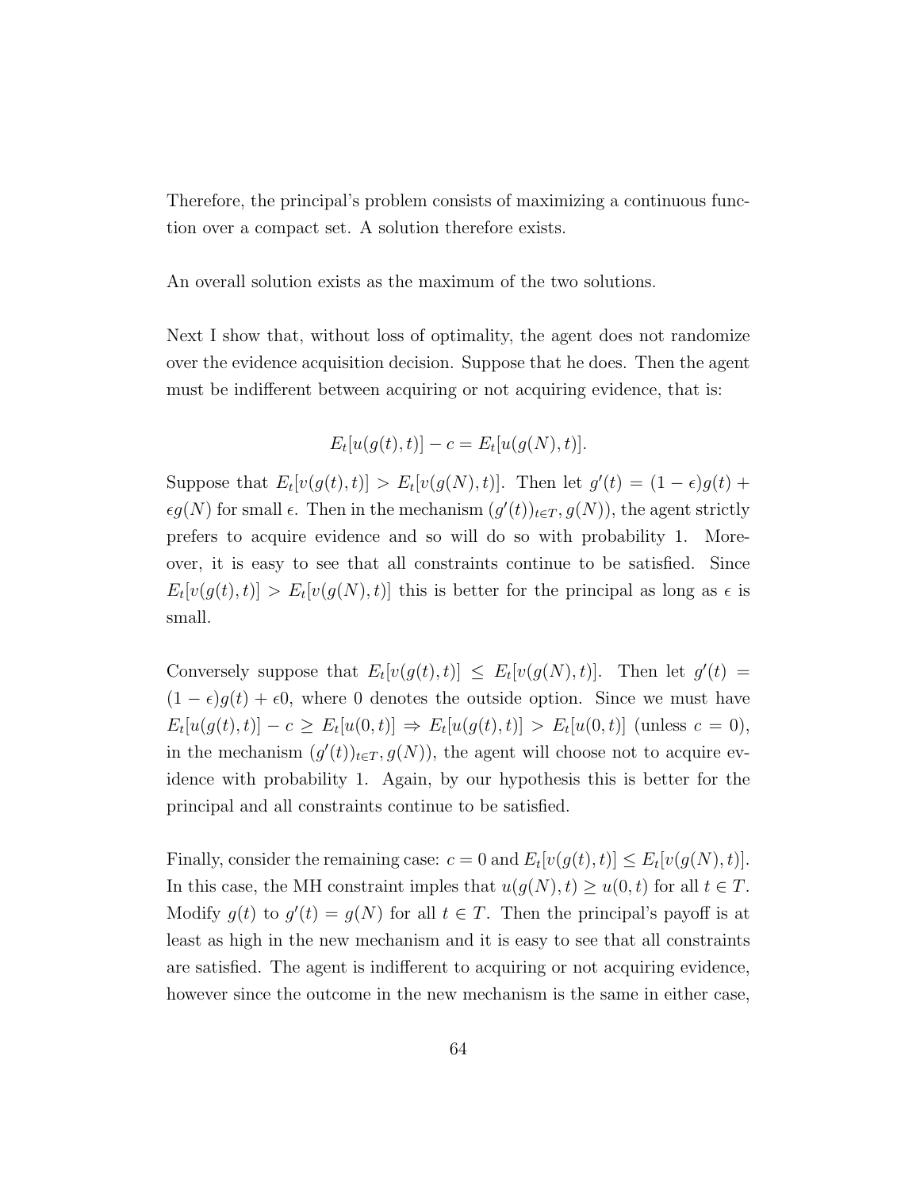Therefore, the principal's problem consists of maximizing a continuous function over a compact set. A solution therefore exists.

An overall solution exists as the maximum of the two solutions.

Next I show that, without loss of optimality, the agent does not randomize over the evidence acquisition decision. Suppose that he does. Then the agent must be indifferent between acquiring or not acquiring evidence, that is:

$$E_t[u(g(t),t)] - c = E_t[u(g(N),t)].$$

Suppose that $E_t[v(g(t),t)] > E_t[v(g(N),t)]$. Then let $g'(t) = (1-\epsilon)g(t) + \epsilon g(N)$ for small $\epsilon$. Then in the mechanism $(g'(t))_{t\in T}, g(N))$, the agent strictly prefers to acquire evidence and so will do so with probability 1. Moreover, it is easy to see that all constraints continue to be satisfied. Since $E_t[v(g(t),t)] > E_t[v(g(N),t)]$ this is better for the principal as long as $\epsilon$ is small.

Conversely suppose that $E_t[v(g(t),t)] \leq E_t[v(g(N),t)]$. Then let $g'(t) = (1-\epsilon)g(t) + \epsilon 0$, where 0 denotes the outside option. Since we must have $E_t[u(g(t),t)] - c \geq E_t[u(0,t)] \Rightarrow E_t[u(g(t),t)] > E_t[u(0,t)]$ (unless $c = 0$), in the mechanism $(g'(t))_{t\in T}, g(N))$, the agent will choose not to acquire evidence with probability 1. Again, by our hypothesis this is better for the principal and all constraints continue to be satisfied.

Finally, consider the remaining case: $c = 0$ and $E_t[v(g(t),t)] \leq E_t[v(g(N),t)]$. In this case, the MH constraint imples that $u(g(N),t) \geq u(0,t)$ for all $t \in T$. Modify $g(t)$ to $g'(t) = g(N)$ for all $t \in T$. Then the principal's payoff is at least as high in the new mechanism and it is easy to see that all constraints are satisfied. The agent is indifferent to acquiring or not acquiring evidence, however since the outcome in the new mechanism is the same in either case,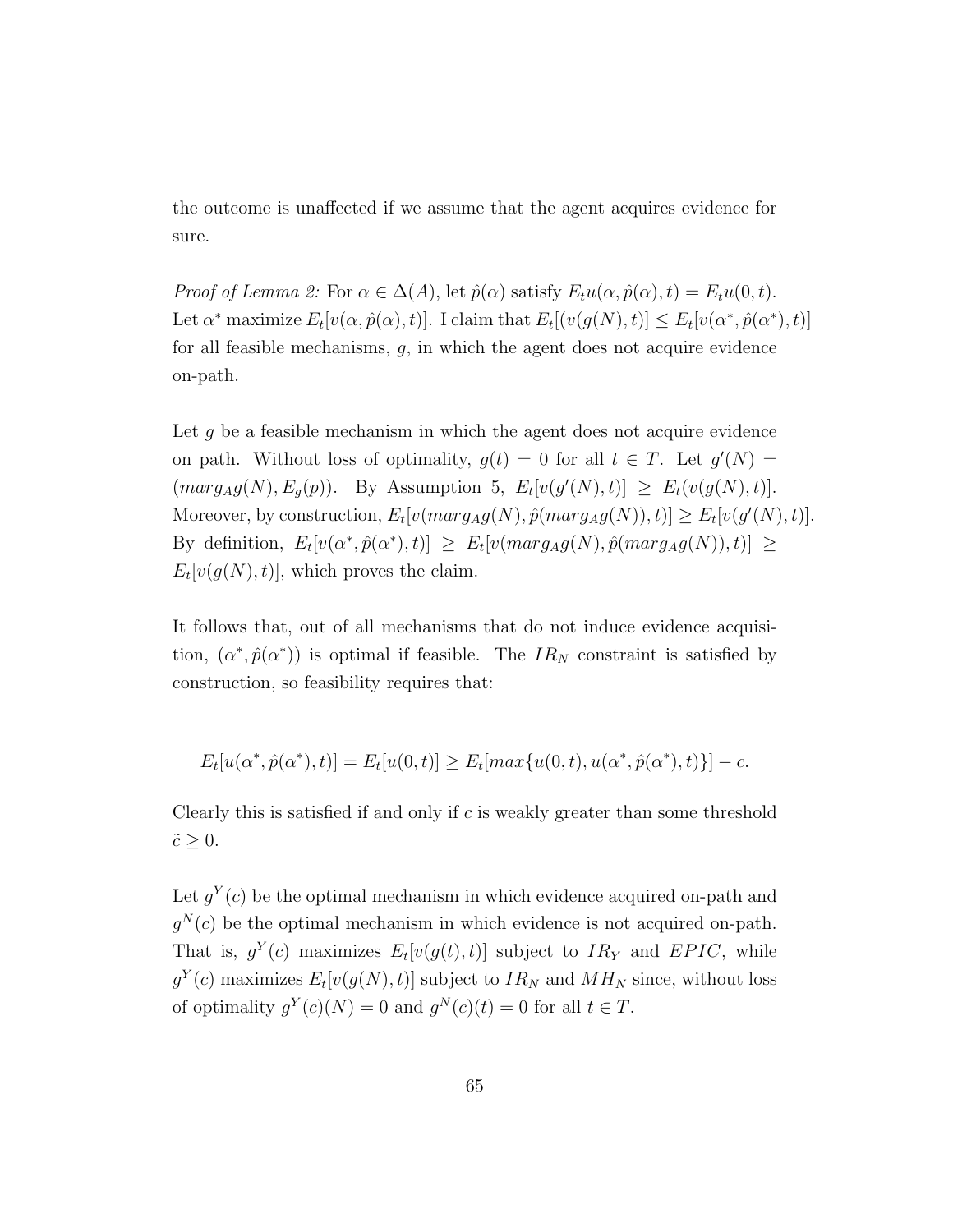the outcome is unaffected if we assume that the agent acquires evidence for sure.

*Proof of Lemma 2:* For $\alpha \in \Delta(A)$, let $\hat{p}(\alpha)$ satisfy $E_t u(\alpha, \hat{p}(\alpha), t) = E_t u(0, t)$. Let $\alpha^*$ maximize $E_t[v(\alpha, \hat{p}(\alpha), t)]$. I claim that $E_t[(v(g(N), t)] \leq E_t[v(\alpha^*, \hat{p}(\alpha^*), t)]$ for all feasible mechanisms, $g$, in which the agent does not acquire evidence on-path.

Let $g$ be a feasible mechanism in which the agent does not acquire evidence on path. Without loss of optimality, $g(t) = 0$ for all $t \in T$. Let $g'(N) = (marg_A g(N), E_g(p))$. By Assumption 5, $E_t[v(g'(N), t)] \geq E_t(v(g(N), t)]$. Moreover, by construction, $E_t[v(marg_A g(N), \hat{p}(marg_A g(N)), t)] \geq E_t[v(g'(N), t)]$. By definition, $E_t[v(\alpha^*, \hat{p}(\alpha^*), t)] \geq E_t[v(marg_A g(N), \hat{p}(marg_A g(N)), t)] \geq E_t[v(g(N), t)]$, which proves the claim.

It follows that, out of all mechanisms that do not induce evidence acquisition, $(\alpha^*, \hat{p}(\alpha^*))$ is optimal if feasible. The $IR_N$ constraint is satisfied by construction, so feasibility requires that:

$$E_t[u(\alpha^*, \hat{p}(\alpha^*), t)] = E_t[u(0, t)] \geq E_t[max\{u(0, t), u(\alpha^*, \hat{p}(\alpha^*), t)\}] - c.$$

Clearly this is satisfied if and only if $c$ is weakly greater than some threshold $\tilde{c} \geq 0$.

Let $g^Y(c)$ be the optimal mechanism in which evidence acquired on-path and $g^N(c)$ be the optimal mechanism in which evidence is not acquired on-path. That is, $g^Y(c)$ maximizes $E_t[v(g(t), t)]$ subject to $IR_Y$ and $EPIC$, while $g^Y(c)$ maximizes $E_t[v(g(N), t)]$ subject to $IR_N$ and $MH_N$ since, without loss of optimality $g^Y(c)(N) = 0$ and $g^N(c)(t) = 0$ for all $t \in T$.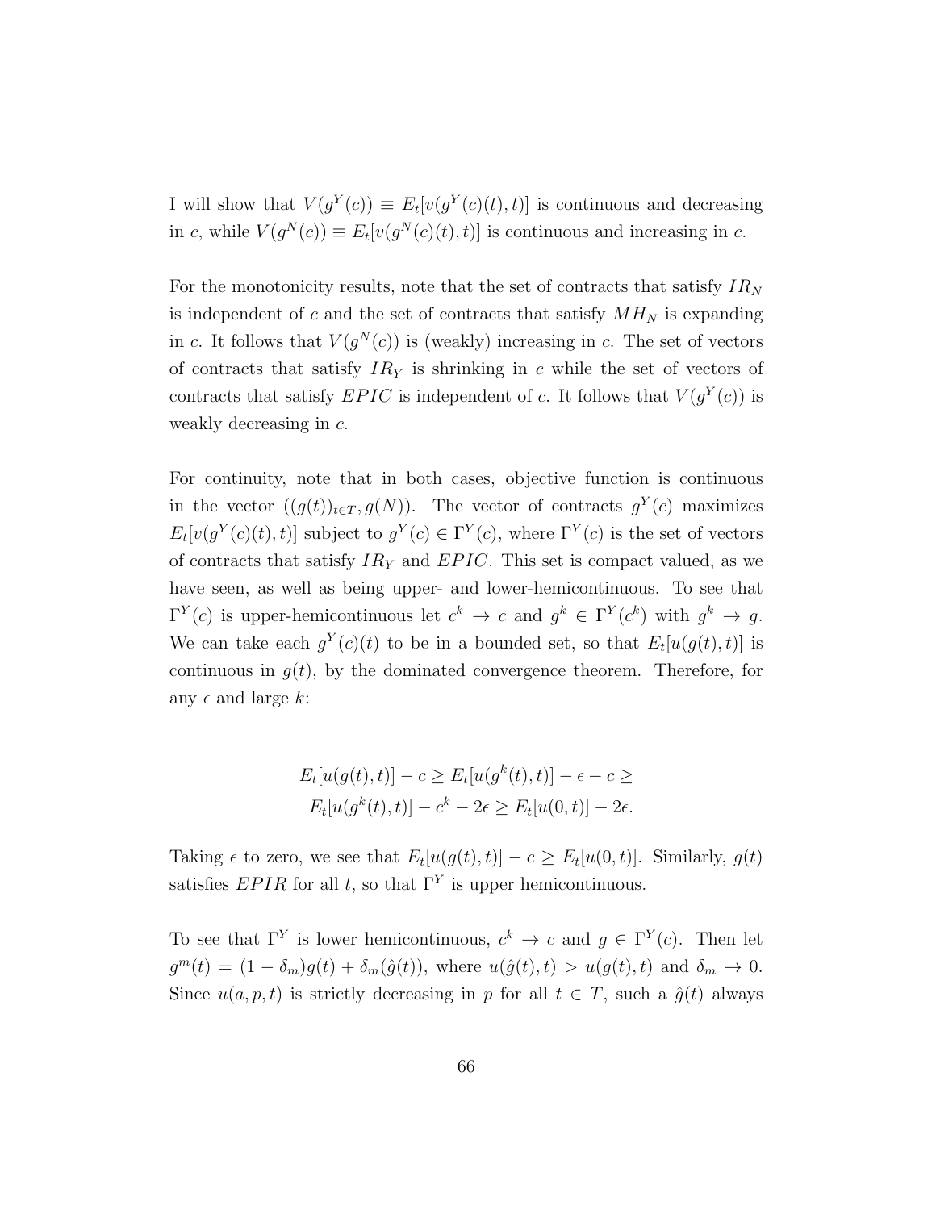I will show that $V(g^Y(c)) \equiv E_t[v(g^Y(c)(t), t)]$ is continuous and decreasing in $c$, while $V(g^N(c)) \equiv E_t[v(g^N(c)(t), t)]$ is continuous and increasing in $c$.

For the monotonicity results, note that the set of contracts that satisfy $IR_N$ is independent of $c$ and the set of contracts that satisfy $MH_N$ is expanding in $c$. It follows that $V(g^N(c))$ is (weakly) increasing in $c$. The set of vectors of contracts that satisfy $IR_Y$ is shrinking in $c$ while the set of vectors of contracts that satisfy $EPIC$ is independent of $c$. It follows that $V(g^Y(c))$ is weakly decreasing in $c$.

For continuity, note that in both cases, objective function is continuous in the vector $((g(t))_{t \in T}, g(N))$. The vector of contracts $g^Y(c)$ maximizes $E_t[v(g^Y(c)(t), t)]$ subject to $g^Y(c) \in \Gamma^Y(c)$, where $\Gamma^Y(c)$ is the set of vectors of contracts that satisfy $IR_Y$ and $EPIC$. This set is compact valued, as we have seen, as well as being upper- and lower-hemicontinuous. To see that $\Gamma^Y(c)$ is upper-hemicontinuous let $c^k \to c$ and $g^k \in \Gamma^Y(c^k)$ with $g^k \to g$. We can take each $g^Y(c)(t)$ to be in a bounded set, so that $E_t[u(g(t), t)]$ is continuous in $g(t)$, by the dominated convergence theorem. Therefore, for any $\epsilon$ and large $k$:

$$
\begin{aligned}
E_t[u(g(t), t)] - c \geq E_t[u(g^k(t), t)] - \epsilon - c \geq \\
E_t[u(g^k(t), t)] - c^k - 2\epsilon \geq E_t[u(0, t)] - 2\epsilon.
\end{aligned}
$$

Taking $\epsilon$ to zero, we see that $E_t[u(g(t), t)] - c \geq E_t[u(0, t)]$. Similarly, $g(t)$ satisfies $EPIR$ for all $t$, so that $\Gamma^Y$ is upper hemicontinuous.

To see that $\Gamma^Y$ is lower hemicontinuous, $c^k \to c$ and $g \in \Gamma^Y(c)$. Then let $g^m(t) = (1 - \delta_m)g(t) + \delta_m(\hat{g}(t))$, where $u(\hat{g}(t), t) > u(g(t), t)$ and $\delta_m \to 0$. Since $u(a, p, t)$ is strictly decreasing in $p$ for all $t \in T$, such a $\hat{g}(t)$ always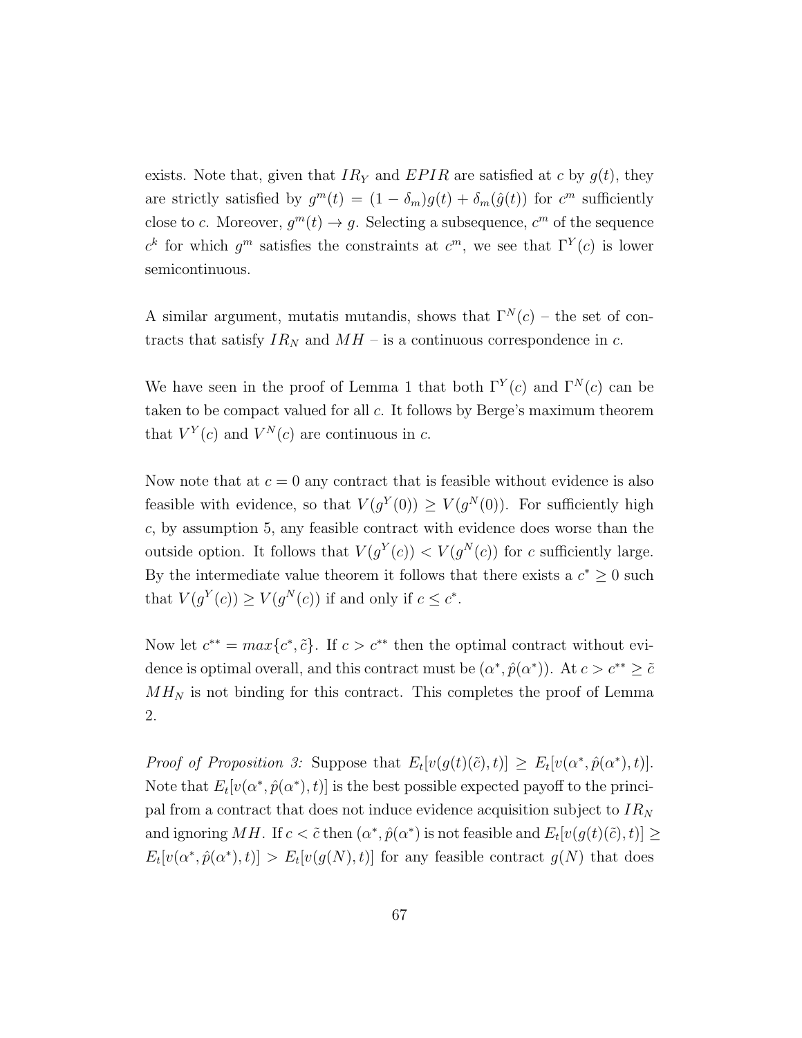exists. Note that, given that $IR_Y$ and $EPIR$ are satisfied at $c$ by $g(t)$, they are strictly satisfied by $g^m(t) = (1 - \delta_m)g(t) + \delta_m(\hat{g}(t))$ for $c^m$ sufficiently close to $c$. Moreover, $g^m(t) \to g$. Selecting a subsequence, $c^m$ of the sequence $c^k$ for which $g^m$ satisfies the constraints at $c^m$, we see that $\Gamma^Y(c)$ is lower semicontinuous.

A similar argument, mutatis mutandis, shows that $\Gamma^N(c)$ – the set of contracts that satisfy $IR_N$ and $MH$ – is a continuous correspondence in $c$.

We have seen in the proof of Lemma 1 that both $\Gamma^Y(c)$ and $\Gamma^N(c)$ can be taken to be compact valued for all $c$. It follows by Berge's maximum theorem that $V^Y(c)$ and $V^N(c)$ are continuous in $c$.

Now note that at $c = 0$ any contract that is feasible without evidence is also feasible with evidence, so that $V(g^Y(0)) \geq V(g^N(0))$. For sufficiently high $c$, by assumption 5, any feasible contract with evidence does worse than the outside option. It follows that $V(g^Y(c)) < V(g^N(c))$ for $c$ sufficiently large. By the intermediate value theorem it follows that there exists a $c^* \geq 0$ such that $V(g^Y(c)) \geq V(g^N(c))$ if and only if $c \leq c^*$.

Now let $c^{**} = max\{c^*, \tilde{c}\}$. If $c > c^{**}$ then the optimal contract without evidence is optimal overall, and this contract must be $(\alpha^*, \hat{p}(\alpha^*))$. At $c > c^{**} \geq \tilde{c}$ $MH_N$ is not binding for this contract. This completes the proof of Lemma 2.

*Proof of Proposition 3:* Suppose that $E_t[v(g(t)(\tilde{c}), t)] \geq E_t[v(\alpha^*, \hat{p}(\alpha^*), t)]$. Note that $E_t[v(\alpha^*, \hat{p}(\alpha^*), t)]$ is the best possible expected payoff to the principal from a contract that does not induce evidence acquisition subject to $IR_N$ and ignoring $MH$. If $c < \tilde{c}$ then $(\alpha^*, \hat{p}(\alpha^*)$ is not feasible and $E_t[v(g(t)(\tilde{c}), t)] \geq E_t[v(\alpha^*, \hat{p}(\alpha^*), t)] > E_t[v(g(N), t)]$ for any feasible contract $g(N)$ that does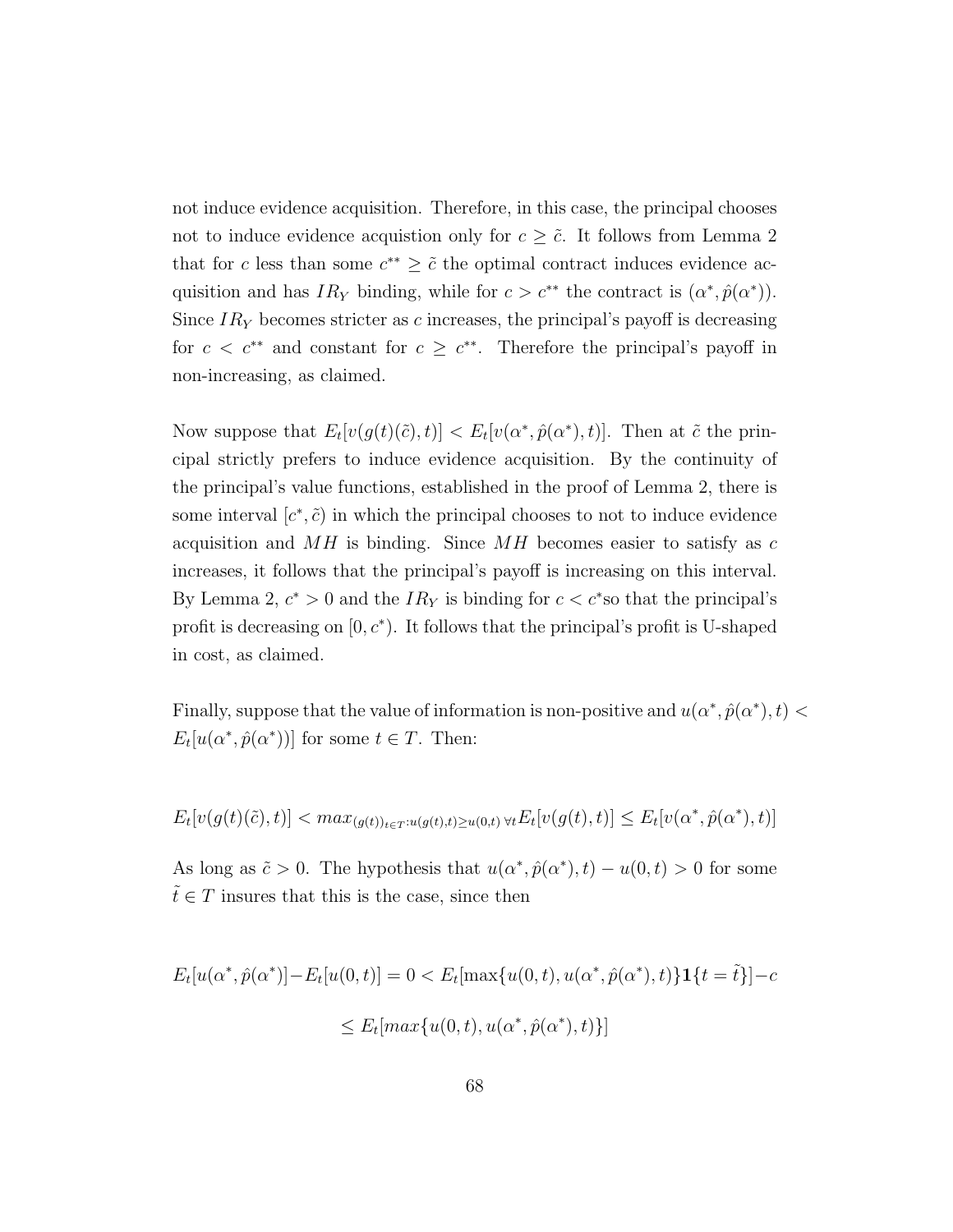not induce evidence acquisition. Therefore, in this case, the principal chooses not to induce evidence acquistion only for $c \geq \tilde{c}$. It follows from Lemma 2 that for $c$ less than some $c^{**} \geq \tilde{c}$ the optimal contract induces evidence acquisition and has $IR_Y$ binding, while for $c > c^{**}$ the contract is $(\alpha^*, \hat{p}(\alpha^*))$. Since $IR_Y$ becomes stricter as $c$ increases, the principal's payoff is decreasing for $c < c^{**}$ and constant for $c \geq c^{**}$. Therefore the principal's payoff in non-increasing, as claimed.

Now suppose that $E_t[v(g(t)(\tilde{c}), t)] < E_t[v(\alpha^*, \hat{p}(\alpha^*), t)]$. Then at $\tilde{c}$ the principal strictly prefers to induce evidence acquisition. By the continuity of the principal's value functions, established in the proof of Lemma 2, there is some interval $[c^*, \tilde{c})$ in which the principal chooses to not to induce evidence acquisition and $MH$ is binding. Since $MH$ becomes easier to satisfy as $c$ increases, it follows that the principal's payoff is increasing on this interval. By Lemma 2, $c^* > 0$ and the $IR_Y$ is binding for $c < c^*$so that the principal's profit is decreasing on $[0, c^*)$. It follows that the principal's profit is U-shaped in cost, as claimed.

Finally, suppose that the value of information is non-positive and $u(\alpha^*, \hat{p}(\alpha^*), t) < E_t[u(\alpha^*, \hat{p}(\alpha^*))]$ for some $t \in T$. Then:

$$E_t[v(g(t)(\tilde{c}), t)] < max_{(g(t))_{t\in T}: u(g(t),t) \geq u(0,t)\ \forall t} E_t[v(g(t), t)] \leq E_t[v(\alpha^*, \hat{p}(\alpha^*), t)]$$

As long as $\tilde{c} > 0$. The hypothesis that $u(\alpha^*, \hat{p}(\alpha^*), t) - u(0, t) > 0$ for some $\tilde{t} \in T$ insures that this is the case, since then

$$E_t[u(\alpha^*, \hat{p}(\alpha^*)] - E_t[u(0, t)] = 0 < E_t[\max\{u(0, t), u(\alpha^*, \hat{p}(\alpha^*), t)\}\mathbf{1}\{t = \tilde{t}\}] - c$$

$$\leq E_t[max\{u(0, t), u(\alpha^*, \hat{p}(\alpha^*), t)\}]$$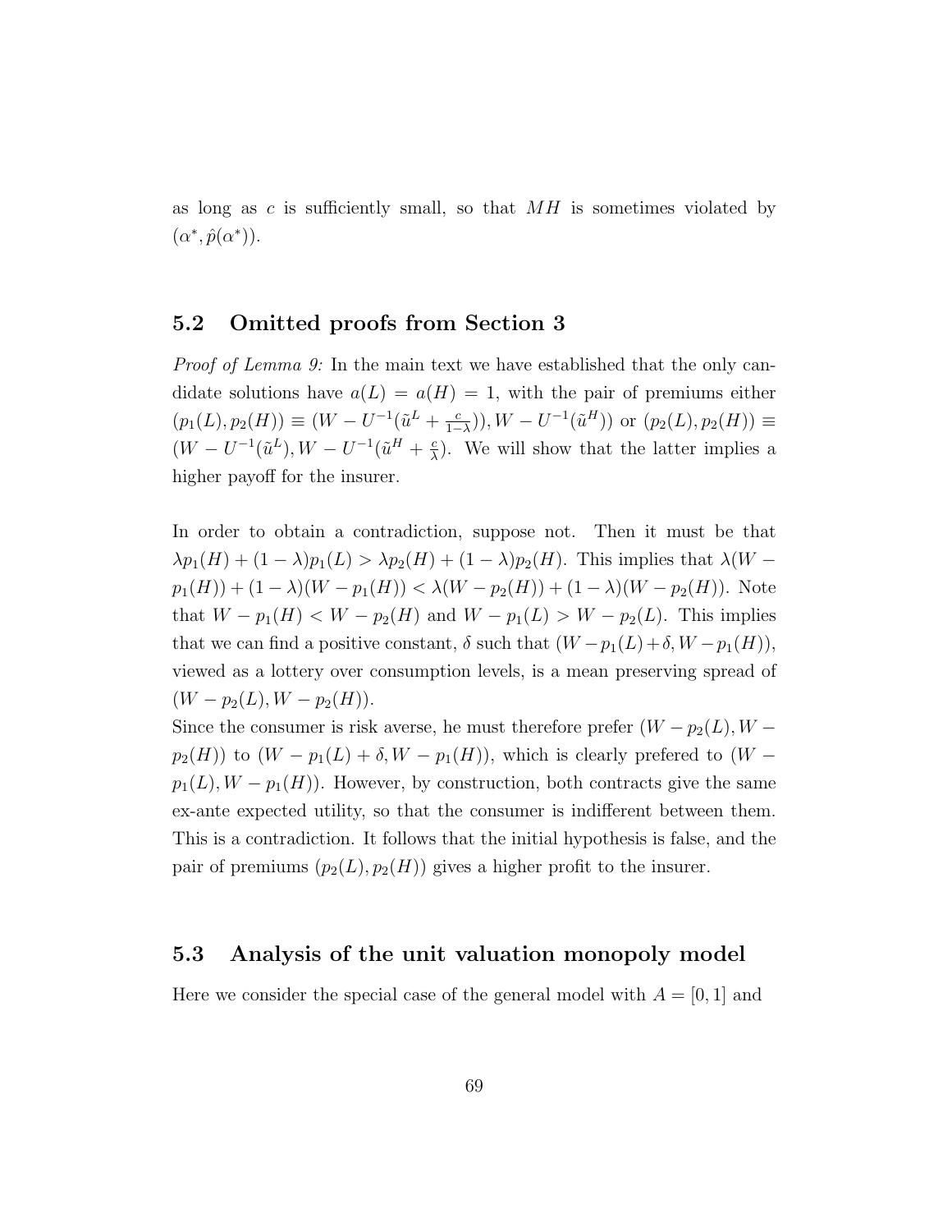as long as $c$ is sufficiently small, so that $MH$ is sometimes violated by $(\alpha^*, \hat{p}(\alpha^*))$.

## 5.2 Omitted proofs from Section 3

*Proof of Lemma 9:* In the main text we have established that the only candidate solutions have $a(L) = a(H) = 1$, with the pair of premiums either $(p_1(L), p_2(H)) \equiv (W - U^{-1}(\tilde{u}^L + \frac{c}{1-\lambda})), W - U^{-1}(\tilde{u}^H))$ or $(p_2(L), p_2(H)) \equiv (W - U^{-1}(\tilde{u}^L), W - U^{-1}(\tilde{u}^H + \frac{c}{\lambda})$. We will show that the latter implies a higher payoff for the insurer.

In order to obtain a contradiction, suppose not. Then it must be that $\lambda p_1(H) + (1-\lambda)p_1(L) > \lambda p_2(H) + (1-\lambda)p_2(H)$. This implies that $\lambda(W - p_1(H)) + (1-\lambda)(W - p_1(H)) < \lambda(W - p_2(H)) + (1-\lambda)(W - p_2(H))$. Note that $W - p_1(H) < W - p_2(H)$ and $W - p_1(L) > W - p_2(L)$. This implies that we can find a positive constant, $\delta$ such that $(W - p_1(L) + \delta, W - p_1(H))$, viewed as a lottery over consumption levels, is a mean preserving spread of $(W - p_2(L), W - p_2(H))$.

Since the consumer is risk averse, he must therefore prefer $(W - p_2(L), W - p_2(H))$ to $(W - p_1(L) + \delta, W - p_1(H))$, which is clearly prefered to $(W - p_1(L), W - p_1(H))$. However, by construction, both contracts give the same ex-ante expected utility, so that the consumer is indifferent between them. This is a contradiction. It follows that the initial hypothesis is false, and the pair of premiums $(p_2(L), p_2(H))$ gives a higher profit to the insurer.

## 5.3 Analysis of the unit valuation monopoly model

Here we consider the special case of the general model with $A = [0, 1]$ and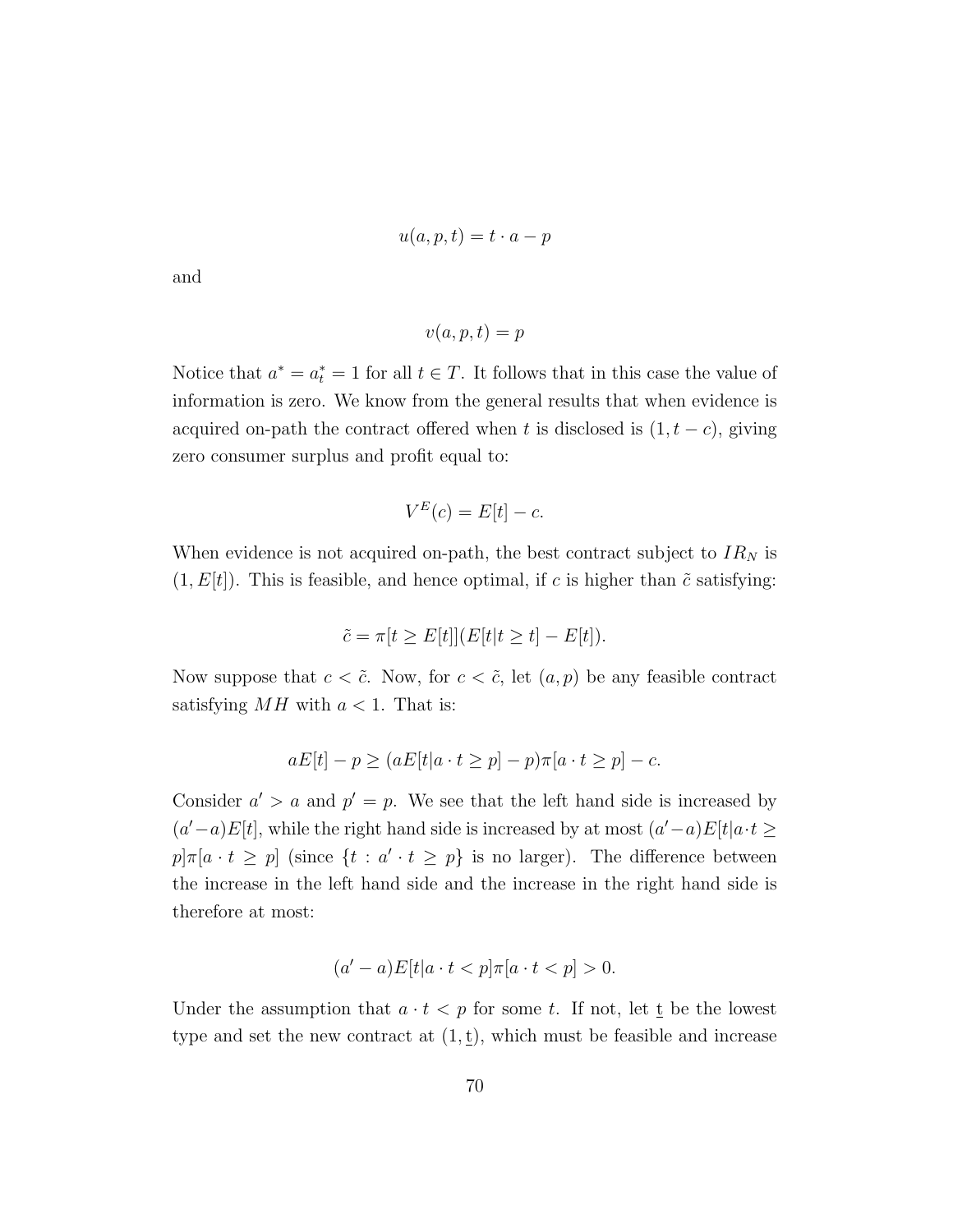$$u(a, p, t) = t \cdot a - p$$

and

$$v(a, p, t) = p$$

Notice that $a^* = a_t^* = 1$ for all $t \in T$. It follows that in this case the value of information is zero. We know from the general results that when evidence is acquired on-path the contract offered when $t$ is disclosed is $(1, t - c)$, giving zero consumer surplus and profit equal to:

$$V^E(c) = E[t] - c.$$

When evidence is not acquired on-path, the best contract subject to $IR_N$ is $(1, E[t])$. This is feasible, and hence optimal, if $c$ is higher than $\tilde{c}$ satisfying:

$$\tilde{c} = \pi[t \geq E[t]](E[t|t \geq t] - E[t]).$$

Now suppose that $c < \tilde{c}$. Now, for $c < \tilde{c}$, let $(a, p)$ be any feasible contract satisfying $MH$ with $a < 1$. That is:

$$aE[t] - p \geq (aE[t|a \cdot t \geq p] - p)\pi[a \cdot t \geq p] - c.$$

Consider $a' > a$ and $p' = p$. We see that the left hand side is increased by $(a' - a)E[t]$, while the right hand side is increased by at most $(a' - a)E[t|a \cdot t \geq p]\pi[a \cdot t \geq p]$ (since $\{t : a' \cdot t \geq p\}$ is no larger). The difference between the increase in the left hand side and the increase in the right hand side is therefore at most:

$$(a' - a)E[t|a \cdot t < p]\pi[a \cdot t < p] > 0.$$

Under the assumption that $a \cdot t < p$ for some $t$. If not, let $\underline{t}$ be the lowest type and set the new contract at $(1, \underline{t})$, which must be feasible and increase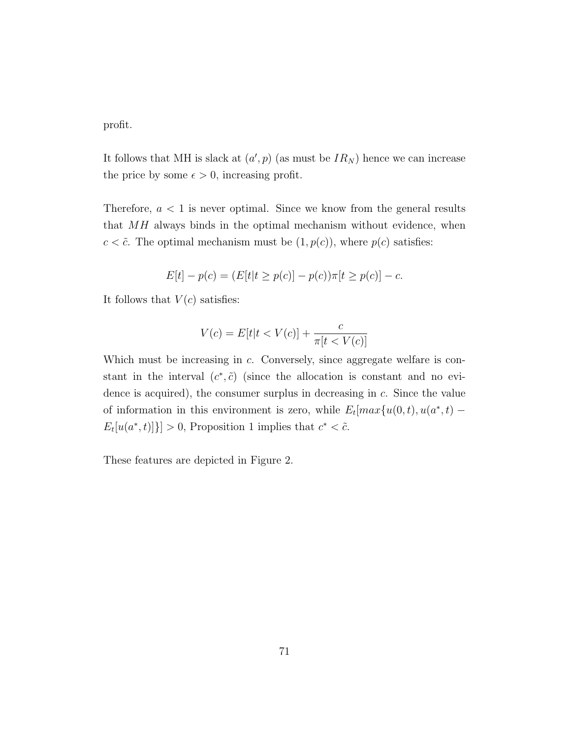profit.

It follows that MH is slack at $(a', p)$ (as must be $IR_N$) hence we can increase the price by some $\epsilon > 0$, increasing profit.

Therefore, $a < 1$ is never optimal. Since we know from the general results that $MH$ always binds in the optimal mechanism without evidence, when $c < \tilde{c}$. The optimal mechanism must be $(1, p(c))$, where $p(c)$ satisfies:

$$E[t] - p(c) = (E[t|t \geq p(c)] - p(c))\pi[t \geq p(c)] - c.$$

It follows that $V(c)$ satisfies:

$$V(c) = E[t|t < V(c)] + \frac{c}{\pi[t < V(c)]}$$

Which must be increasing in $c$. Conversely, since aggregate welfare is constant in the interval $(c^*, \tilde{c})$ (since the allocation is constant and no evidence is acquired), the consumer surplus in decreasing in $c$. Since the value of information in this environment is zero, while $E_t[max\{u(0,t), u(a^*,t) - E_t[u(a^*,t)]\}] > 0$, Proposition 1 implies that $c^* < \tilde{c}$.

These features are depicted in Figure 2.